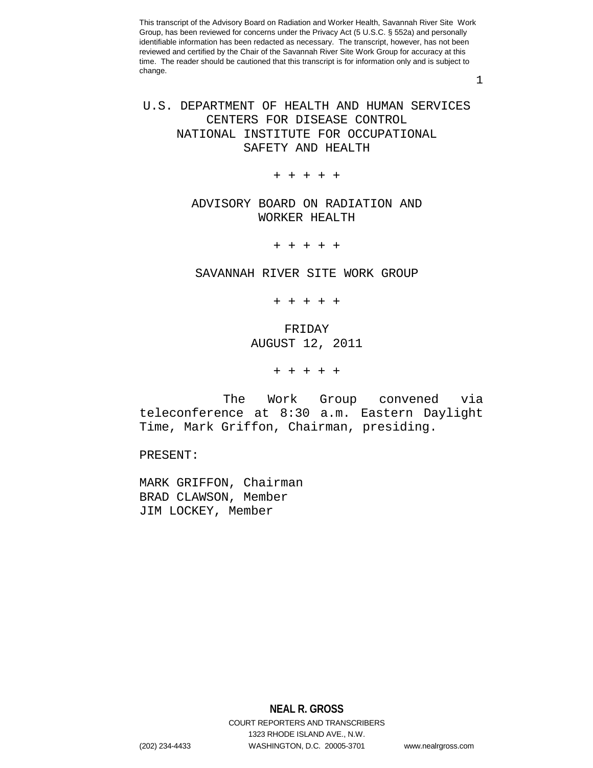This transcript of the Advisory Board on Radiation and Worker Health, Savannah River Site Work Group, has been reviewed for concerns under the Privacy Act (5 U.S.C. § 552a) and personally identifiable information has been redacted as necessary. The transcript, however, has not been reviewed and certified by the Chair of the Savannah River Site Work Group for accuracy at this time. The reader should be cautioned that this transcript is for information only and is subject to change.

U.S. DEPARTMENT OF HEALTH AND HUMAN SERVICES
CENTERS FOR DISEASE CONTROL
NATIONAL INSTITUTE FOR OCCUPATIONAL
SAFETY AND HEALTH

+ + + + +

ADVISORY BOARD ON RADIATION AND
WORKER HEALTH

+ + + + +

SAVANNAH RIVER SITE WORK GROUP

+ + + + +

FRIDAY
AUGUST 12, 2011

+ + + + +

The Work Group convened via teleconference at 8:30 a.m. Eastern Daylight Time, Mark Griffon, Chairman, presiding.

PRESENT:

MARK GRIFFON, Chairman
BRAD CLAWSON, Member
JIM LOCKEY, Member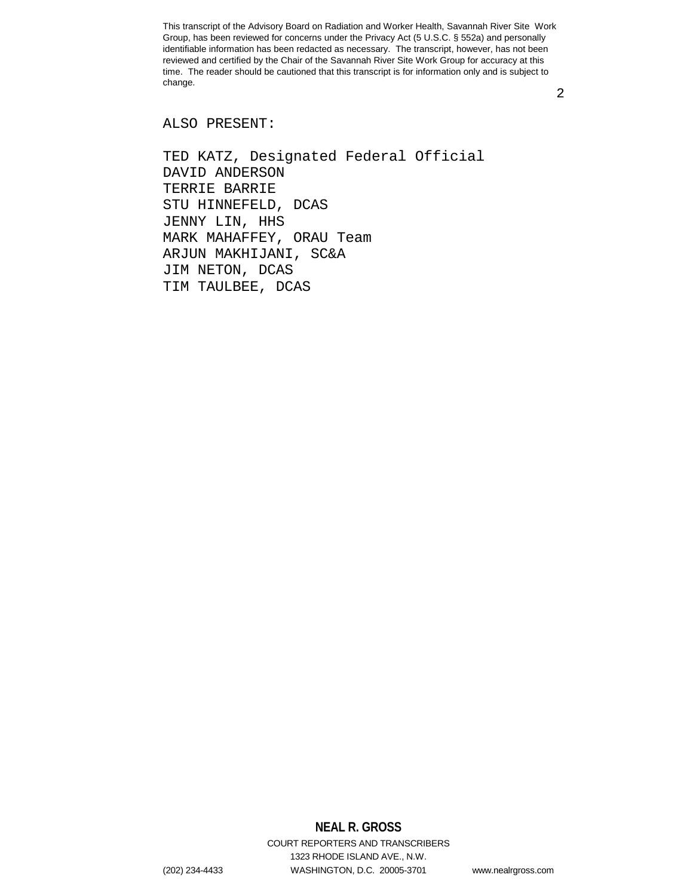ALSO PRESENT:

TED KATZ, Designated Federal Official
DAVID ANDERSON
TERRIE BARRIE
STU HINNEFELD, DCAS
JENNY LIN, HHS
MARK MAHAFFEY, ORAU Team
ARJUN MAKHIJANI, SC&A
JIM NETON, DCAS
TIM TAULBEE, DCAS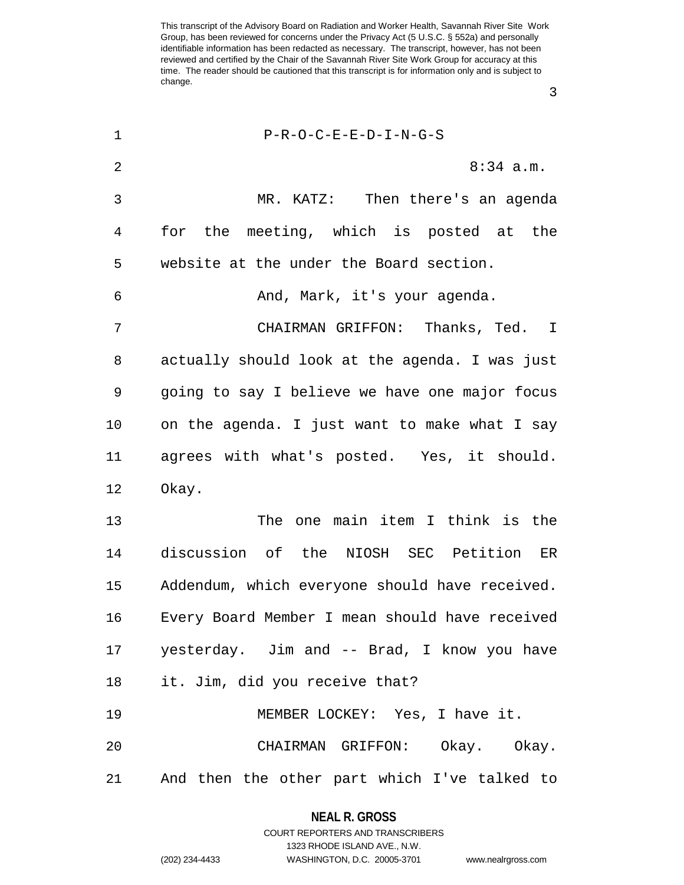P-R-O-C-E-E-D-I-N-G-S

8:34 a.m.

MR. KATZ: Then there's an agenda for the meeting, which is posted at the website at the under the Board section.

And, Mark, it's your agenda.

CHAIRMAN GRIFFON: Thanks, Ted. I actually should look at the agenda. I was just going to say I believe we have one major focus on the agenda. I just want to make what I say agrees with what's posted. Yes, it should. Okay.

The one main item I think is the discussion of the NIOSH SEC Petition ER Addendum, which everyone should have received. Every Board Member I mean should have received yesterday. Jim and -- Brad, I know you have it. Jim, did you receive that?

MEMBER LOCKEY: Yes, I have it.

CHAIRMAN GRIFFON: Okay. Okay. And then the other part which I've talked to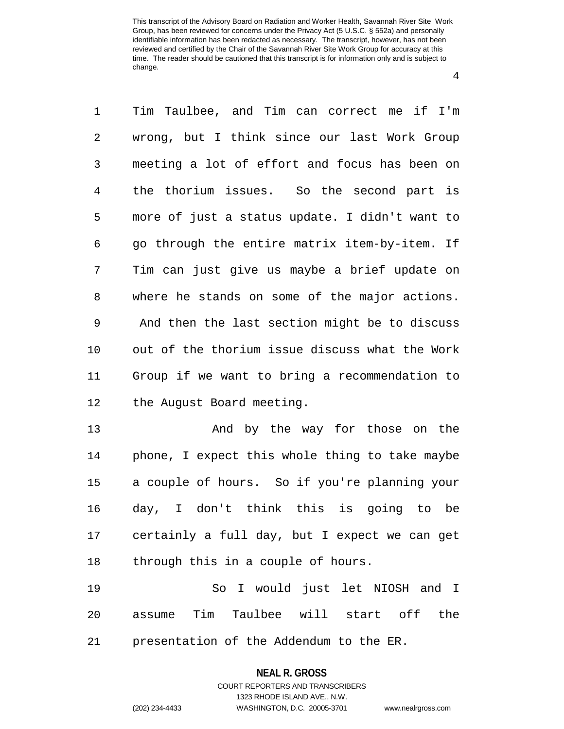Tim Taulbee, and Tim can correct me if I'm wrong, but I think since our last Work Group meeting a lot of effort and focus has been on the thorium issues. So the second part is more of just a status update. I didn't want to go through the entire matrix item-by-item. If Tim can just give us maybe a brief update on where he stands on some of the major actions. And then the last section might be to discuss out of the thorium issue discuss what the Work Group if we want to bring a recommendation to the August Board meeting.

And by the way for those on the phone, I expect this whole thing to take maybe a couple of hours. So if you're planning your day, I don't think this is going to be certainly a full day, but I expect we can get through this in a couple of hours.

So I would just let NIOSH and I assume Tim Taulbee will start off the presentation of the Addendum to the ER.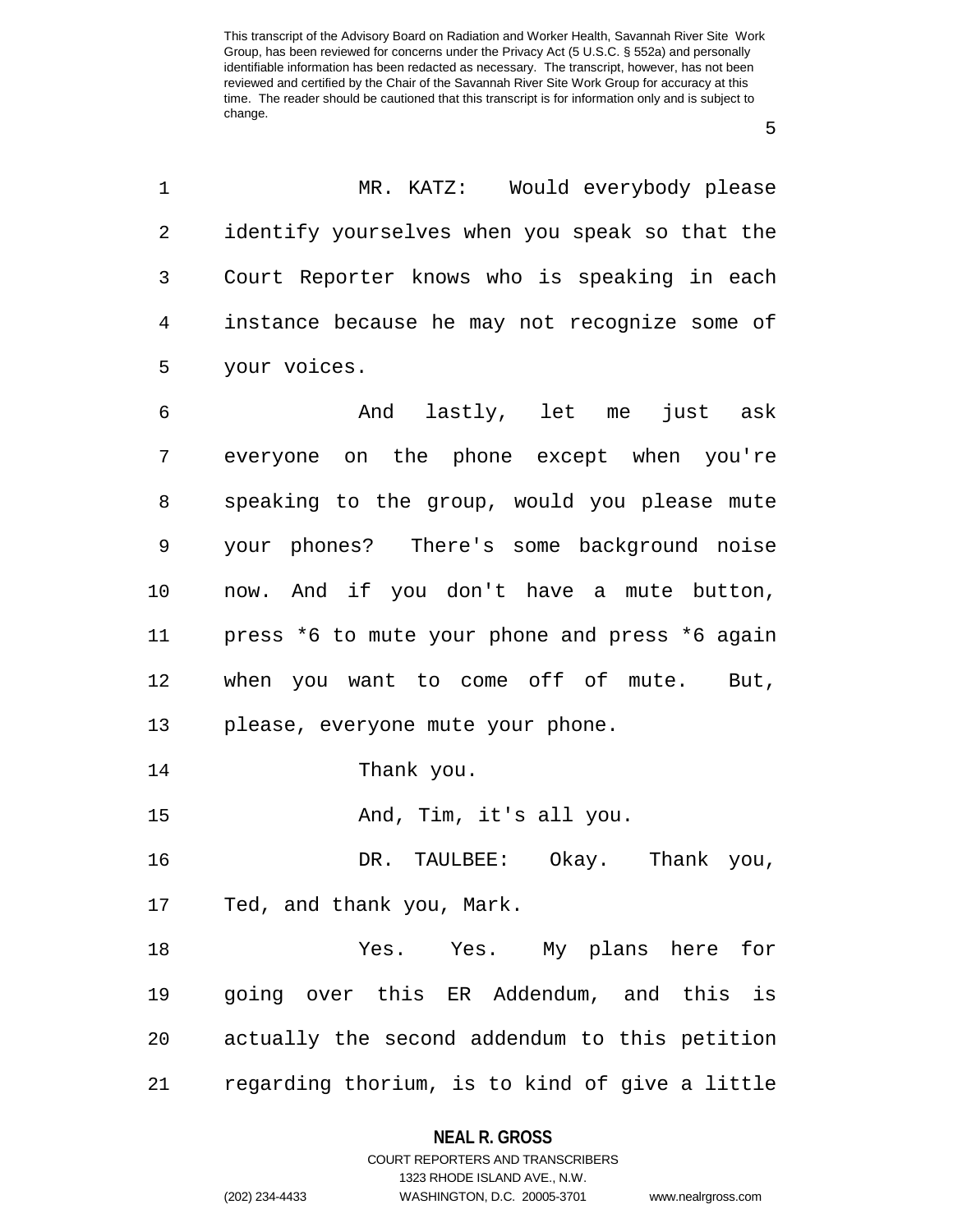MR. KATZ: Would everybody please identify yourselves when you speak so that the Court Reporter knows who is speaking in each instance because he may not recognize some of your voices.

And lastly, let me just ask everyone on the phone except when you're speaking to the group, would you please mute your phones? There's some background noise now. And if you don't have a mute button, press *6 to mute your phone and press *6 again when you want to come off of mute. But, please, everyone mute your phone.

Thank you.

And, Tim, it's all you.

DR. TAULBEE: Okay. Thank you, Ted, and thank you, Mark.

Yes. Yes. My plans here for going over this ER Addendum, and this is actually the second addendum to this petition regarding thorium, is to kind of give a little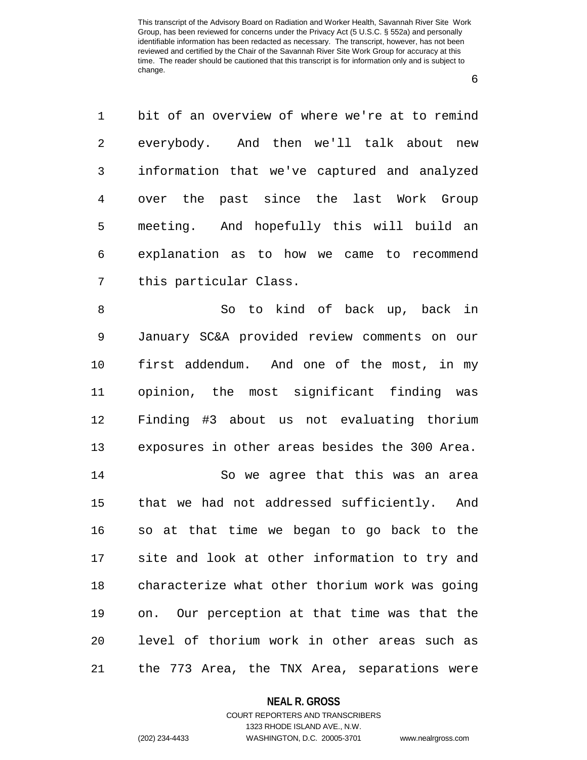bit of an overview of where we're at to remind everybody. And then we'll talk about new information that we've captured and analyzed over the past since the last Work Group meeting. And hopefully this will build an explanation as to how we came to recommend this particular Class.

So to kind of back up, back in January SC&A provided review comments on our first addendum. And one of the most, in my opinion, the most significant finding was Finding #3 about us not evaluating thorium exposures in other areas besides the 300 Area.

So we agree that this was an area that we had not addressed sufficiently. And so at that time we began to go back to the site and look at other information to try and characterize what other thorium work was going on. Our perception at that time was that the level of thorium work in other areas such as the 773 Area, the TNX Area, separations were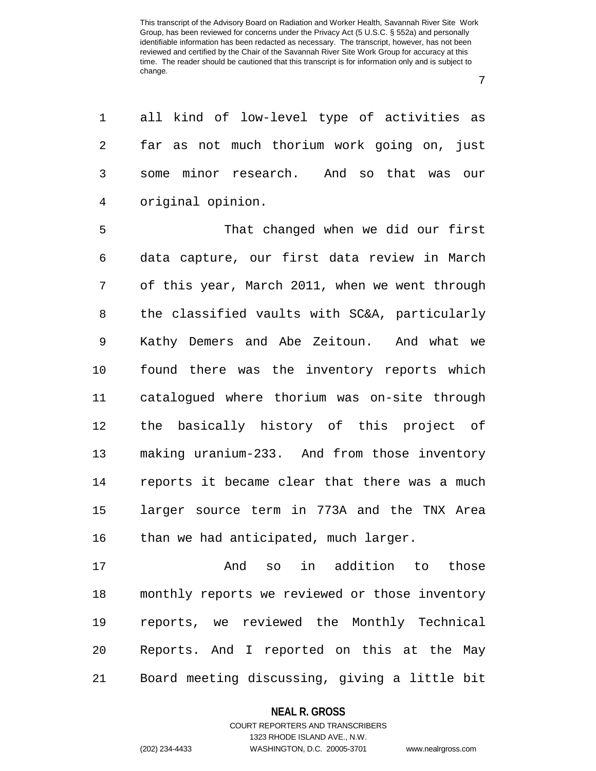all kind of low-level type of activities as far as not much thorium work going on, just some minor research. And so that was our original opinion.

That changed when we did our first data capture, our first data review in March of this year, March 2011, when we went through the classified vaults with SC&A, particularly Kathy Demers and Abe Zeitoun. And what we found there was the inventory reports which catalogued where thorium was on-site through the basically history of this project of making uranium-233. And from those inventory reports it became clear that there was a much larger source term in 773A and the TNX Area than we had anticipated, much larger.

And so in addition to those monthly reports we reviewed or those inventory reports, we reviewed the Monthly Technical Reports. And I reported on this at the May Board meeting discussing, giving a little bit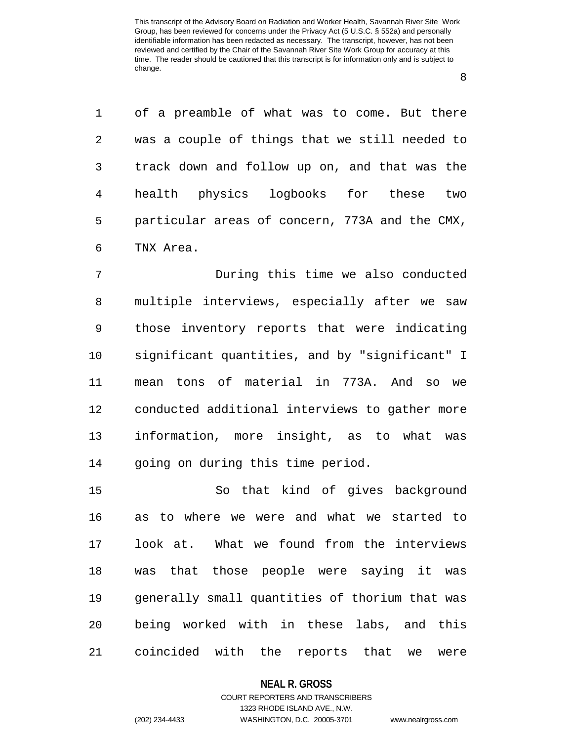of a preamble of what was to come. But there was a couple of things that we still needed to track down and follow up on, and that was the health physics logbooks for these two particular areas of concern, 773A and the CMX, TNX Area.

During this time we also conducted multiple interviews, especially after we saw those inventory reports that were indicating significant quantities, and by "significant" I mean tons of material in 773A. And so we conducted additional interviews to gather more information, more insight, as to what was going on during this time period.

So that kind of gives background as to where we were and what we started to look at. What we found from the interviews was that those people were saying it was generally small quantities of thorium that was being worked with in these labs, and this coincided with the reports that we were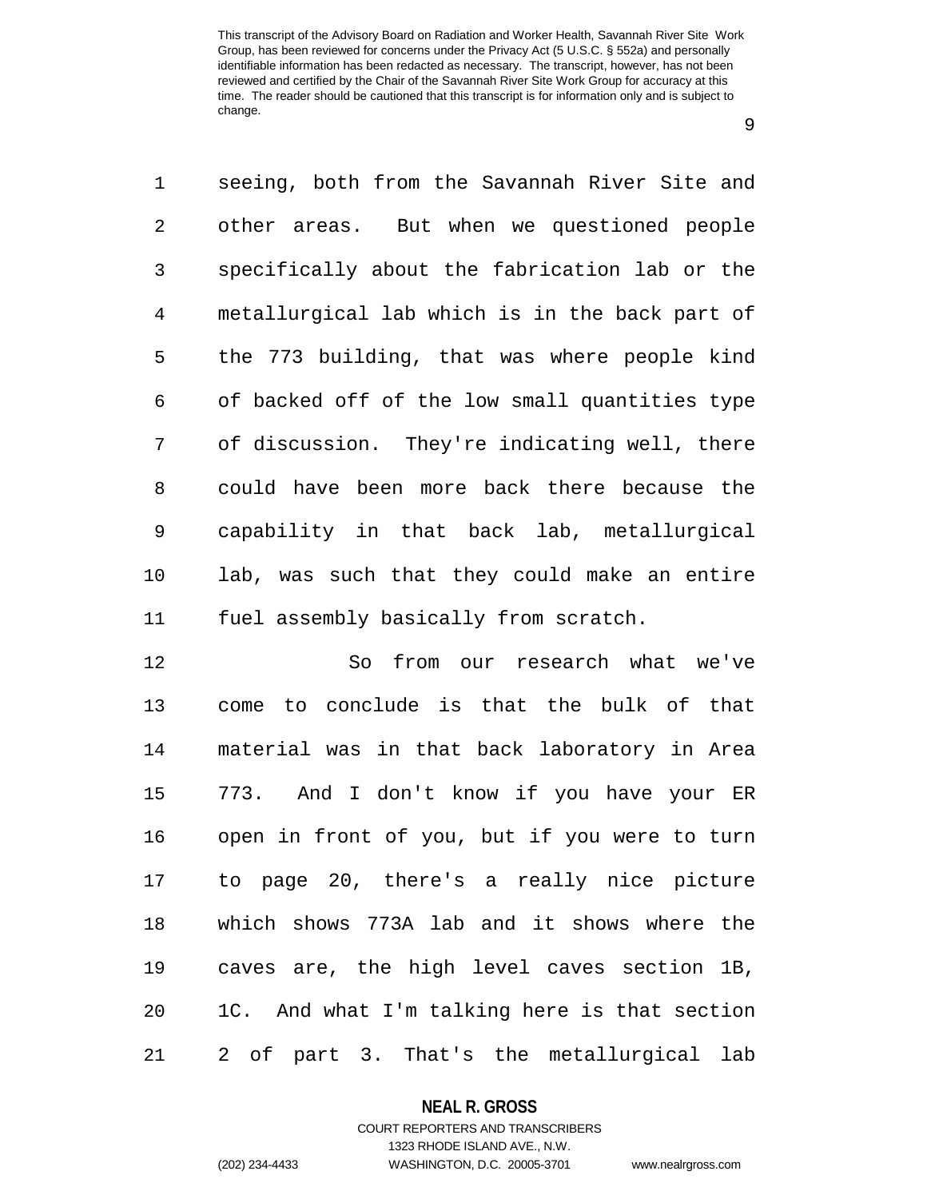seeing, both from the Savannah River Site and other areas. But when we questioned people specifically about the fabrication lab or the metallurgical lab which is in the back part of the 773 building, that was where people kind of backed off of the low small quantities type of discussion. They're indicating well, there could have been more back there because the capability in that back lab, metallurgical lab, was such that they could make an entire fuel assembly basically from scratch.

So from our research what we've come to conclude is that the bulk of that material was in that back laboratory in Area 773. And I don't know if you have your ER open in front of you, but if you were to turn to page 20, there's a really nice picture which shows 773A lab and it shows where the caves are, the high level caves section 1B, 1C. And what I'm talking here is that section 2 of part 3. That's the metallurgical lab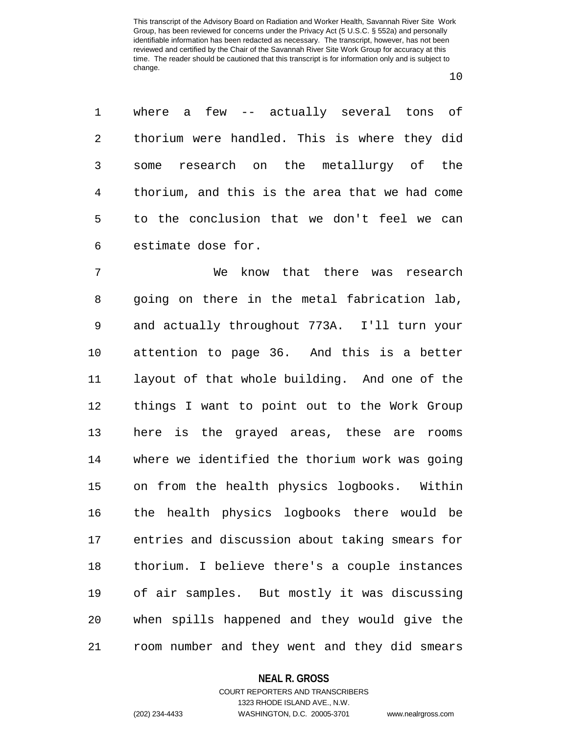where a few -- actually several tons of thorium were handled. This is where they did some research on the metallurgy of the thorium, and this is the area that we had come to the conclusion that we don't feel we can estimate dose for.

We know that there was research going on there in the metal fabrication lab, and actually throughout 773A. I'll turn your attention to page 36. And this is a better layout of that whole building. And one of the things I want to point out to the Work Group here is the grayed areas, these are rooms where we identified the thorium work was going on from the health physics logbooks. Within the health physics logbooks there would be entries and discussion about taking smears for thorium. I believe there's a couple instances of air samples. But mostly it was discussing when spills happened and they would give the room number and they went and they did smears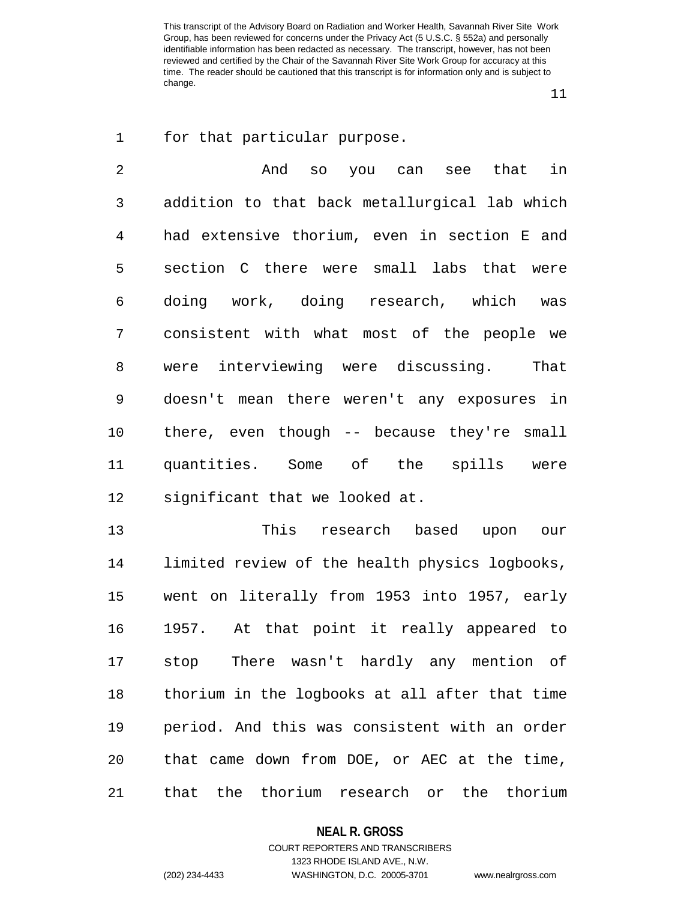for that particular purpose.

And so you can see that in addition to that back metallurgical lab which had extensive thorium, even in section E and section C there were small labs that were doing work, doing research, which was consistent with what most of the people we were interviewing were discussing. That doesn't mean there weren't any exposures in there, even though -- because they're small quantities. Some of the spills were significant that we looked at.

This research based upon our limited review of the health physics logbooks, went on literally from 1953 into 1957, early 1957. At that point it really appeared to stop There wasn't hardly any mention of thorium in the logbooks at all after that time period. And this was consistent with an order that came down from DOE, or AEC at the time, that the thorium research or the thorium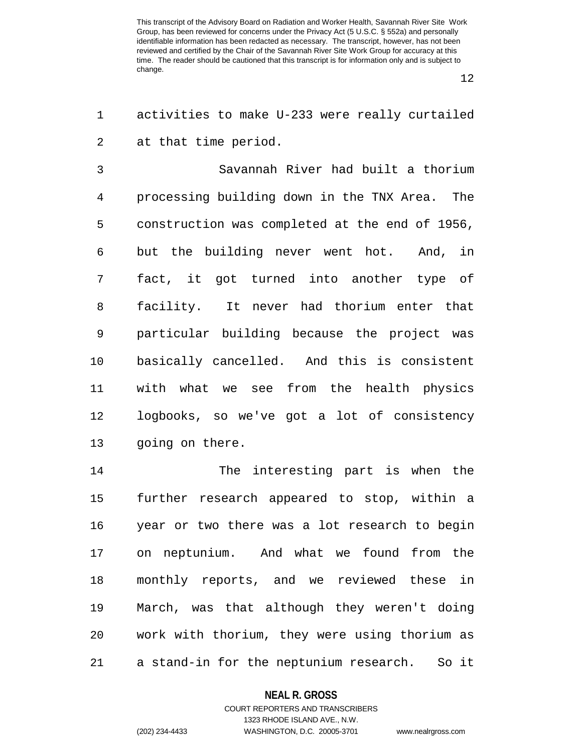activities to make U-233 were really curtailed at that time period.

Savannah River had built a thorium processing building down in the TNX Area. The construction was completed at the end of 1956, but the building never went hot. And, in fact, it got turned into another type of facility. It never had thorium enter that particular building because the project was basically cancelled. And this is consistent with what we see from the health physics logbooks, so we've got a lot of consistency going on there.

The interesting part is when the further research appeared to stop, within a year or two there was a lot research to begin on neptunium. And what we found from the monthly reports, and we reviewed these in March, was that although they weren't doing work with thorium, they were using thorium as a stand-in for the neptunium research. So it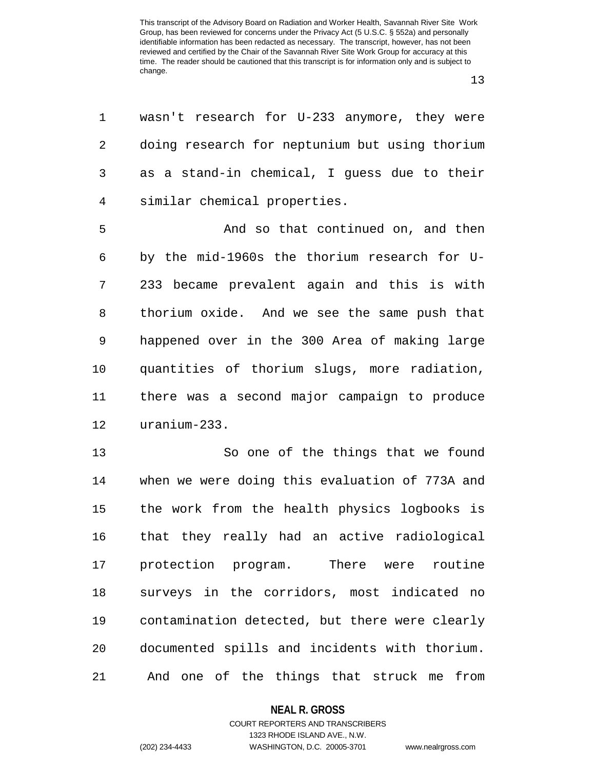wasn't research for U-233 anymore, they were doing research for neptunium but using thorium as a stand-in chemical, I guess due to their similar chemical properties.

And so that continued on, and then by the mid-1960s the thorium research for U-233 became prevalent again and this is with thorium oxide. And we see the same push that happened over in the 300 Area of making large quantities of thorium slugs, more radiation, there was a second major campaign to produce uranium-233.

So one of the things that we found when we were doing this evaluation of 773A and the work from the health physics logbooks is that they really had an active radiological protection program. There were routine surveys in the corridors, most indicated no contamination detected, but there were clearly documented spills and incidents with thorium. And one of the things that struck me from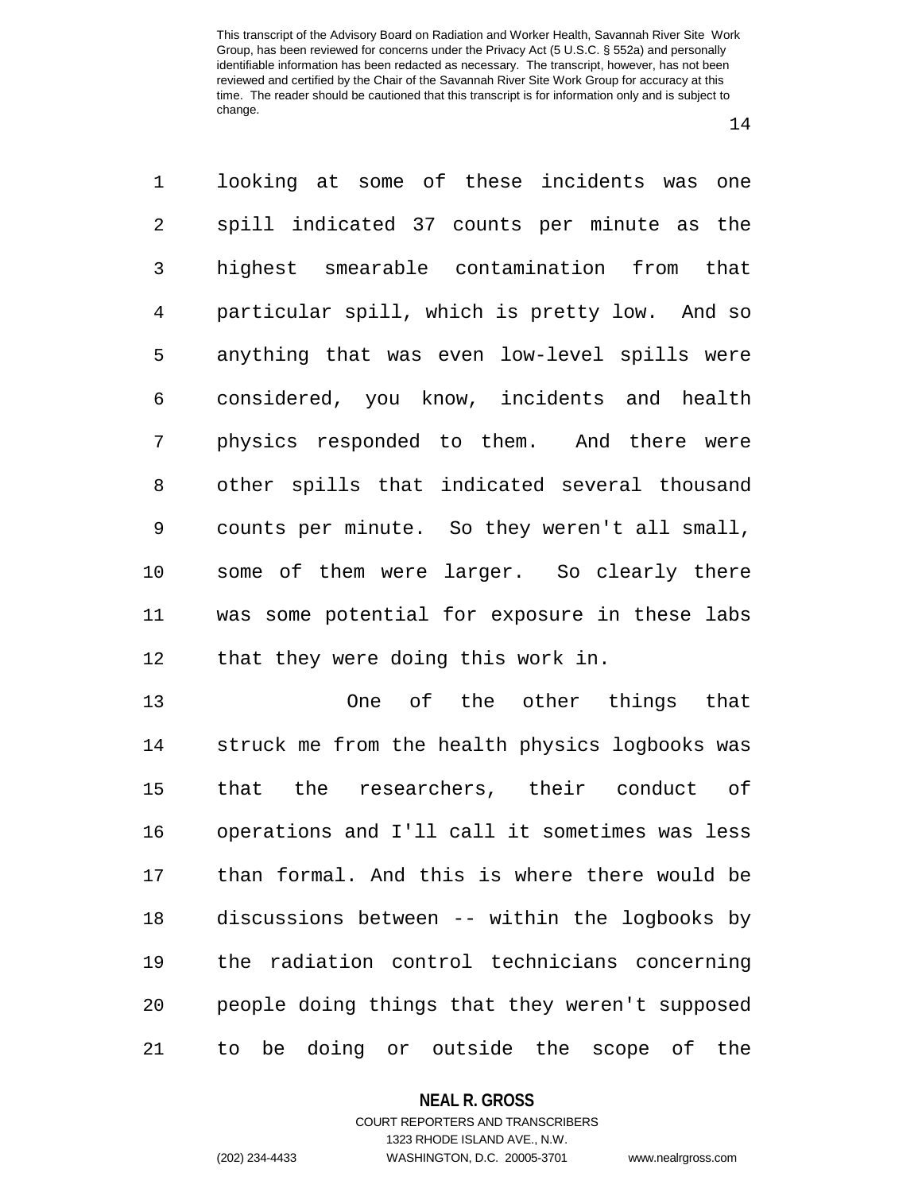looking at some of these incidents was one spill indicated 37 counts per minute as the highest smearable contamination from that particular spill, which is pretty low. And so anything that was even low-level spills were considered, you know, incidents and health physics responded to them. And there were other spills that indicated several thousand counts per minute. So they weren't all small, some of them were larger. So clearly there was some potential for exposure in these labs that they were doing this work in.

One of the other things that struck me from the health physics logbooks was that the researchers, their conduct of operations and I'll call it sometimes was less than formal. And this is where there would be discussions between -- within the logbooks by the radiation control technicians concerning people doing things that they weren't supposed to be doing or outside the scope of the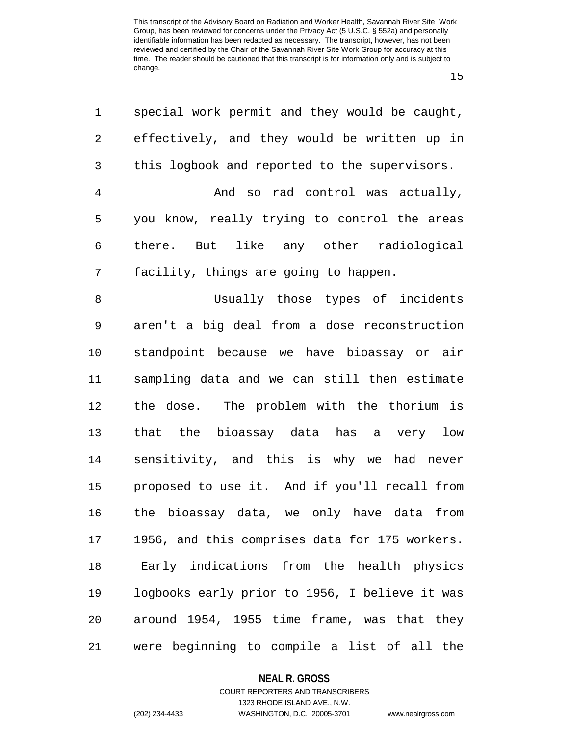special work permit and they would be caught, effectively, and they would be written up in this logbook and reported to the supervisors.

And so rad control was actually, you know, really trying to control the areas there. But like any other radiological facility, things are going to happen.

Usually those types of incidents aren't a big deal from a dose reconstruction standpoint because we have bioassay or air sampling data and we can still then estimate the dose. The problem with the thorium is that the bioassay data has a very low sensitivity, and this is why we had never proposed to use it. And if you'll recall from the bioassay data, we only have data from 1956, and this comprises data for 175 workers. Early indications from the health physics logbooks early prior to 1956, I believe it was around 1954, 1955 time frame, was that they were beginning to compile a list of all the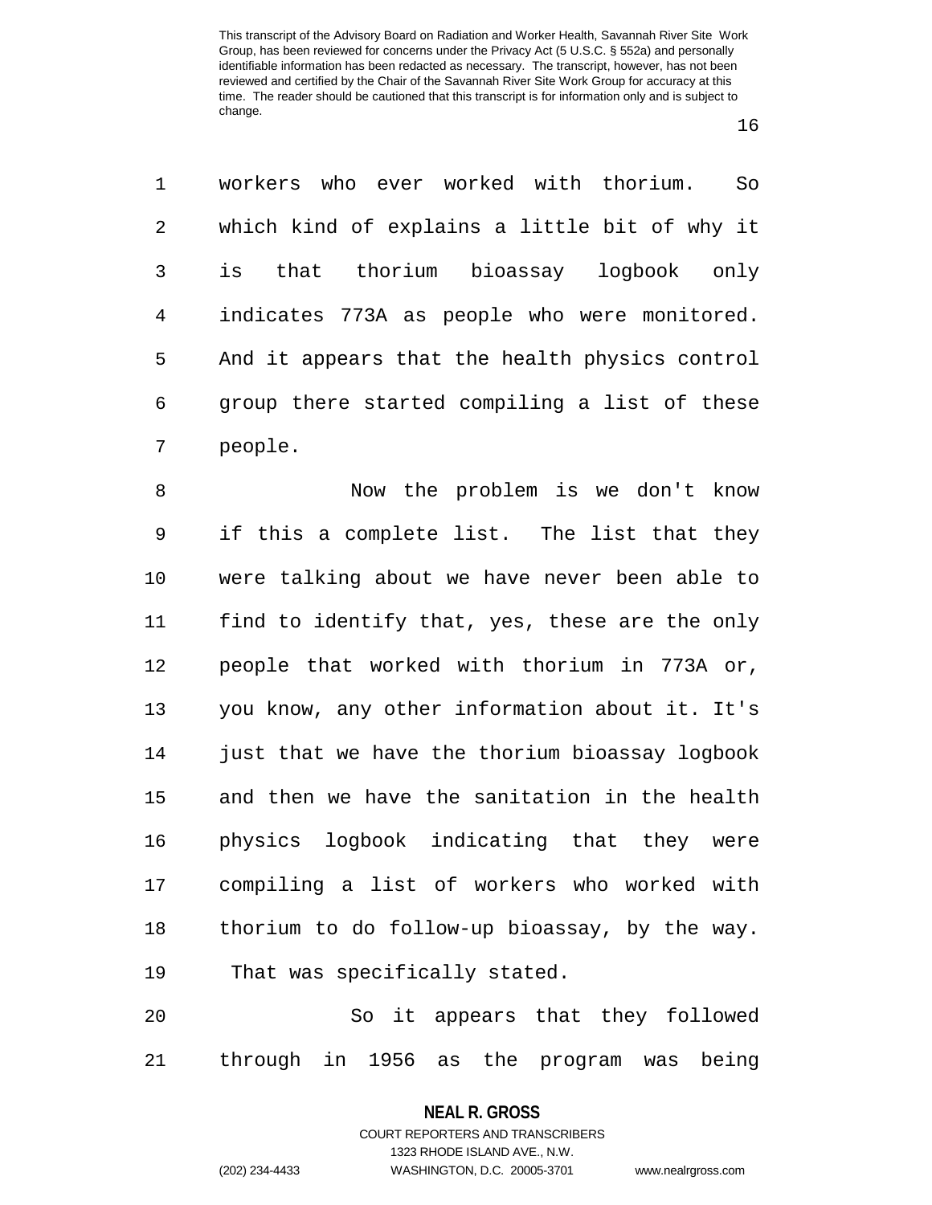workers who ever worked with thorium. So which kind of explains a little bit of why it is that thorium bioassay logbook only indicates 773A as people who were monitored. And it appears that the health physics control group there started compiling a list of these people.

Now the problem is we don't know if this a complete list. The list that they were talking about we have never been able to find to identify that, yes, these are the only people that worked with thorium in 773A or, you know, any other information about it. It's just that we have the thorium bioassay logbook and then we have the sanitation in the health physics logbook indicating that they were compiling a list of workers who worked with thorium to do follow-up bioassay, by the way. That was specifically stated.

So it appears that they followed through in 1956 as the program was being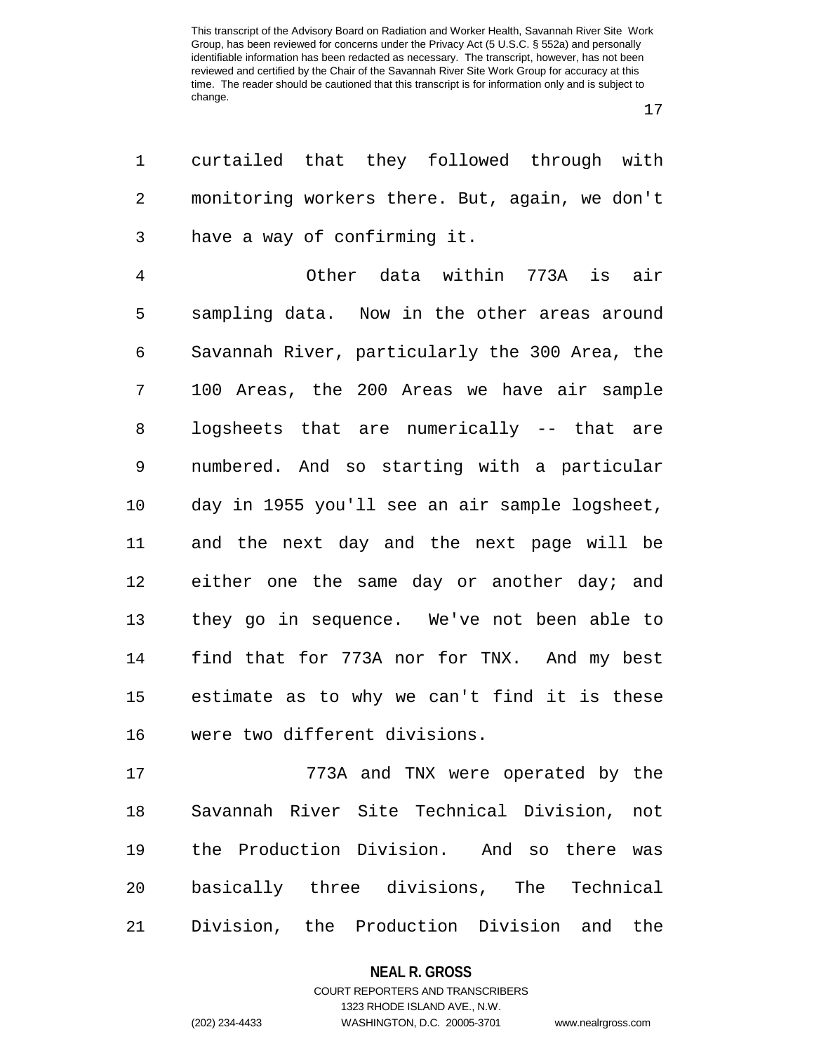curtailed that they followed through with monitoring workers there. But, again, we don't have a way of confirming it.

Other data within 773A is air sampling data. Now in the other areas around Savannah River, particularly the 300 Area, the 100 Areas, the 200 Areas we have air sample logsheets that are numerically -- that are numbered. And so starting with a particular day in 1955 you'll see an air sample logsheet, and the next day and the next page will be either one the same day or another day; and they go in sequence. We've not been able to find that for 773A nor for TNX. And my best estimate as to why we can't find it is these were two different divisions.

773A and TNX were operated by the Savannah River Site Technical Division, not the Production Division. And so there was basically three divisions, The Technical Division, the Production Division and the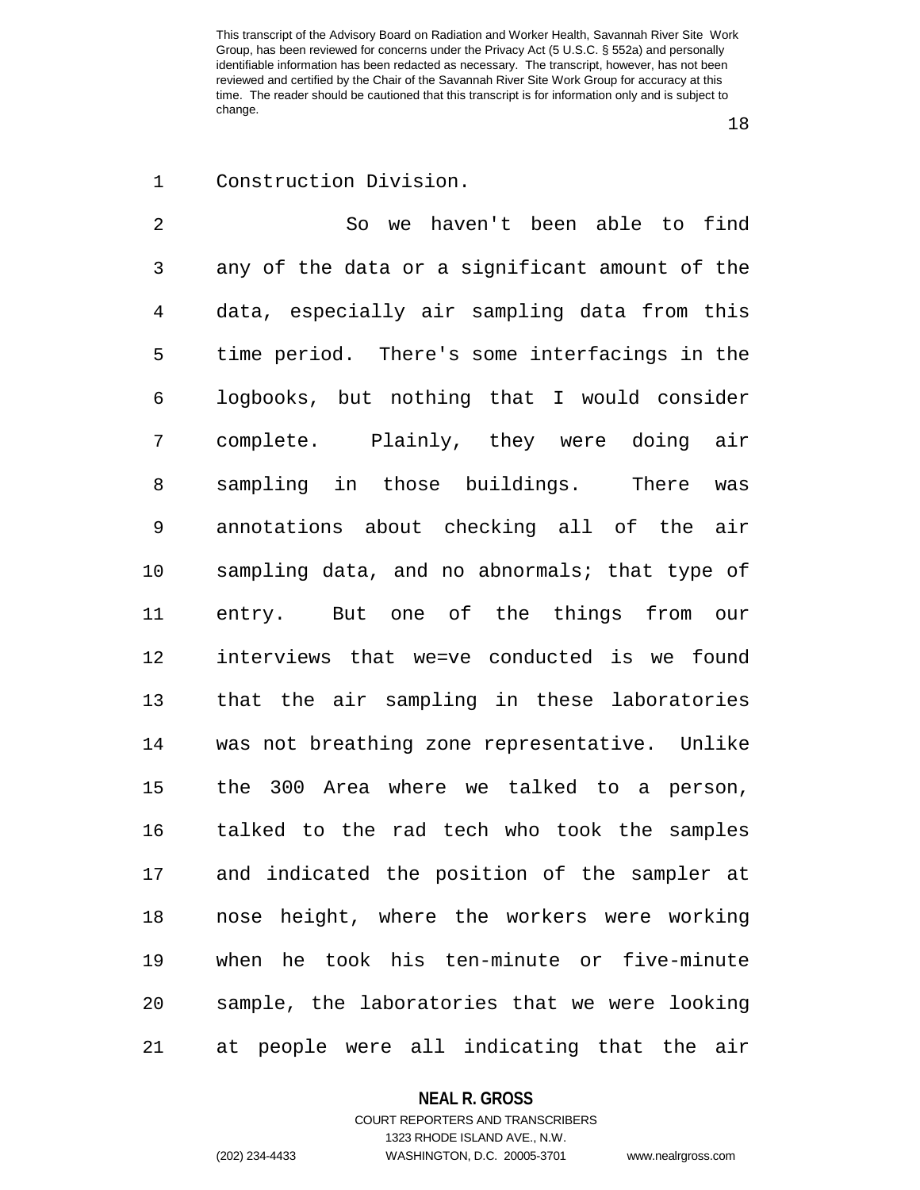Construction Division.

So we haven't been able to find any of the data or a significant amount of the data, especially air sampling data from this time period. There's some interfacings in the logbooks, but nothing that I would consider complete. Plainly, they were doing air sampling in those buildings. There was annotations about checking all of the air sampling data, and no abnormals; that type of entry. But one of the things from our interviews that we=ve conducted is we found that the air sampling in these laboratories was not breathing zone representative. Unlike the 300 Area where we talked to a person, talked to the rad tech who took the samples and indicated the position of the sampler at nose height, where the workers were working when he took his ten-minute or five-minute sample, the laboratories that we were looking at people were all indicating that the air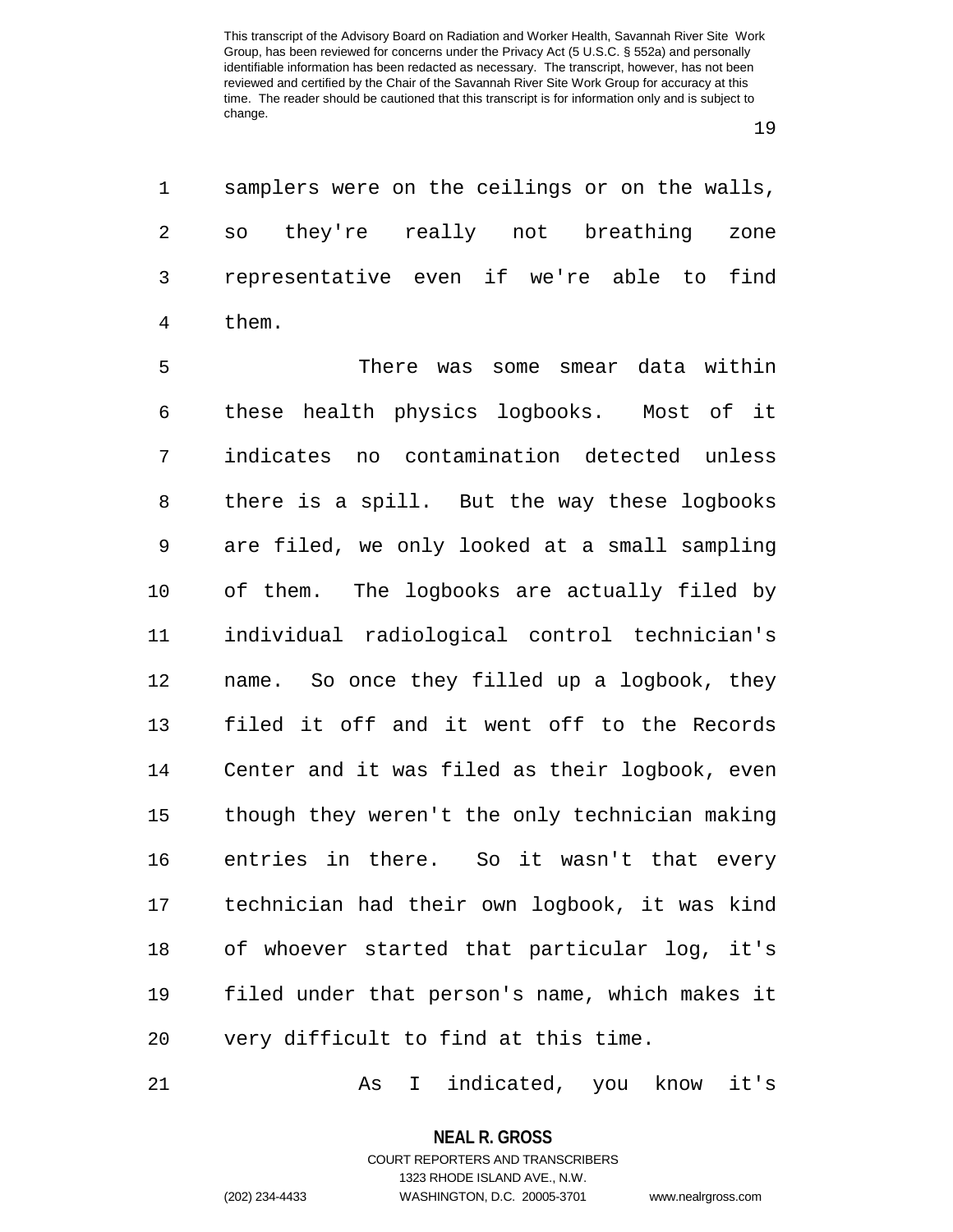samplers were on the ceilings or on the walls, so they're really not breathing zone representative even if we're able to find them.

There was some smear data within these health physics logbooks. Most of it indicates no contamination detected unless there is a spill. But the way these logbooks are filed, we only looked at a small sampling of them. The logbooks are actually filed by individual radiological control technician's name. So once they filled up a logbook, they filed it off and it went off to the Records Center and it was filed as their logbook, even though they weren't the only technician making entries in there. So it wasn't that every technician had their own logbook, it was kind of whoever started that particular log, it's filed under that person's name, which makes it very difficult to find at this time.

As I indicated, you know it's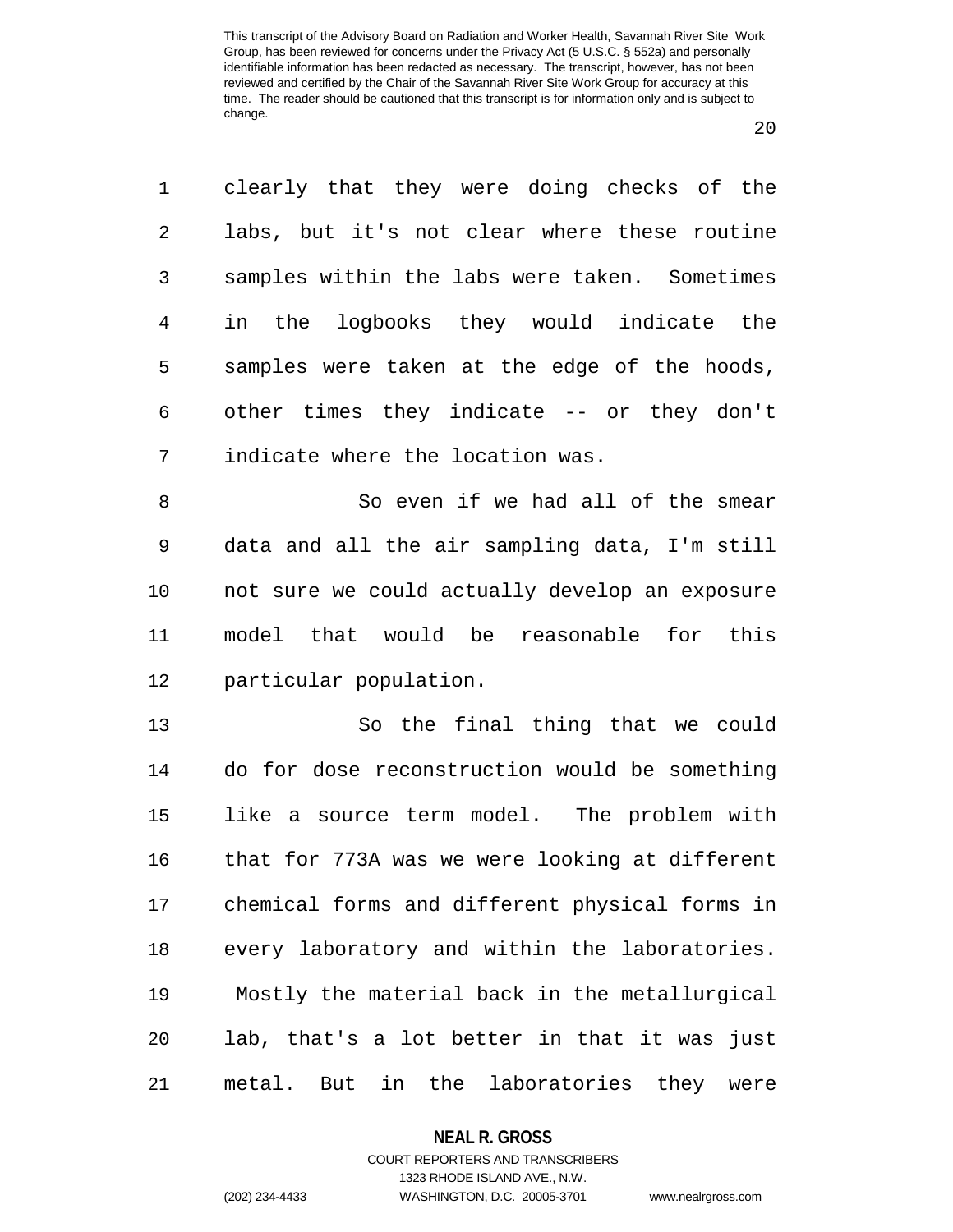clearly that they were doing checks of the labs, but it's not clear where these routine samples within the labs were taken. Sometimes in the logbooks they would indicate the samples were taken at the edge of the hoods, other times they indicate -- or they don't indicate where the location was.

So even if we had all of the smear data and all the air sampling data, I'm still not sure we could actually develop an exposure model that would be reasonable for this particular population.

So the final thing that we could do for dose reconstruction would be something like a source term model. The problem with that for 773A was we were looking at different chemical forms and different physical forms in every laboratory and within the laboratories. Mostly the material back in the metallurgical lab, that's a lot better in that it was just metal. But in the laboratories they were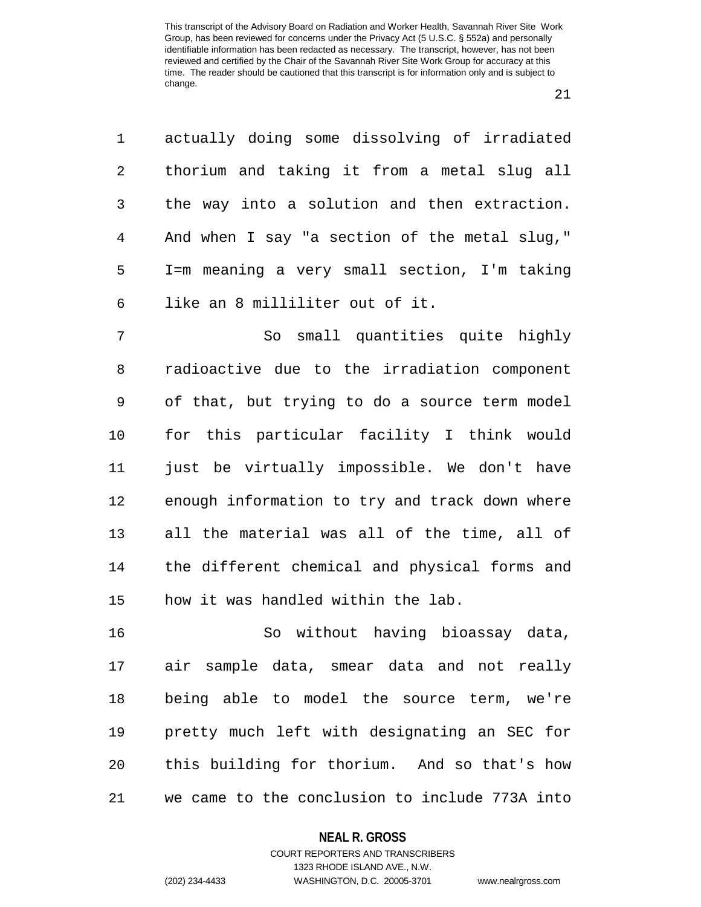actually doing some dissolving of irradiated thorium and taking it from a metal slug all the way into a solution and then extraction. And when I say "a section of the metal slug," I=m meaning a very small section, I'm taking like an 8 milliliter out of it.

So small quantities quite highly radioactive due to the irradiation component of that, but trying to do a source term model for this particular facility I think would just be virtually impossible. We don't have enough information to try and track down where all the material was all of the time, all of the different chemical and physical forms and how it was handled within the lab.

So without having bioassay data, air sample data, smear data and not really being able to model the source term, we're pretty much left with designating an SEC for this building for thorium. And so that's how we came to the conclusion to include 773A into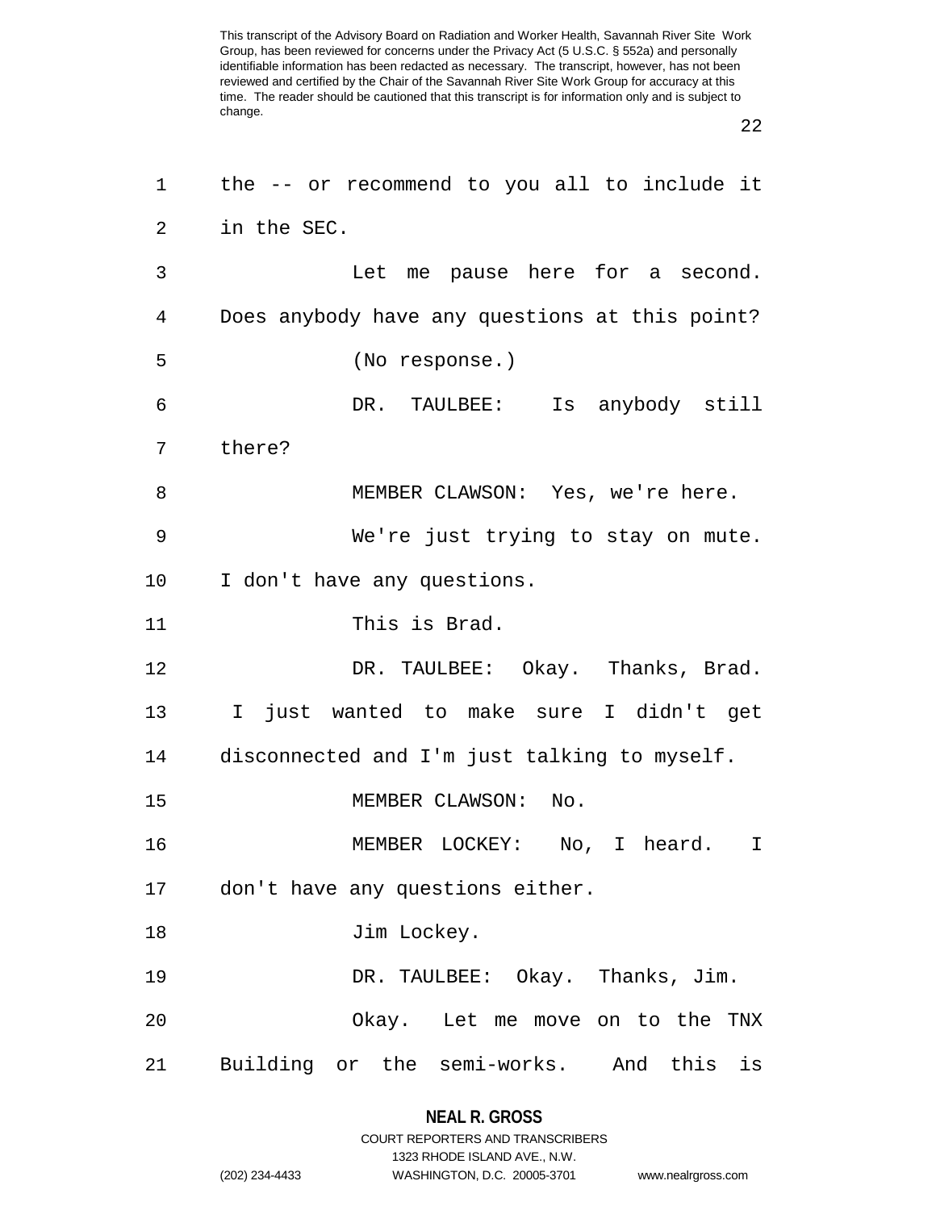the -- or recommend to you all to include it in the SEC.

Let me pause here for a second. Does anybody have any questions at this point?

(No response.)

DR. TAULBEE: Is anybody still there?

MEMBER CLAWSON: Yes, we're here.

We're just trying to stay on mute. I don't have any questions.

This is Brad.

DR. TAULBEE: Okay. Thanks, Brad. I just wanted to make sure I didn't get disconnected and I'm just talking to myself.

MEMBER CLAWSON: No.

MEMBER LOCKEY: No, I heard. I don't have any questions either.

Jim Lockey.

DR. TAULBEE: Okay. Thanks, Jim.

Okay. Let me move on to the TNX Building or the semi-works. And this is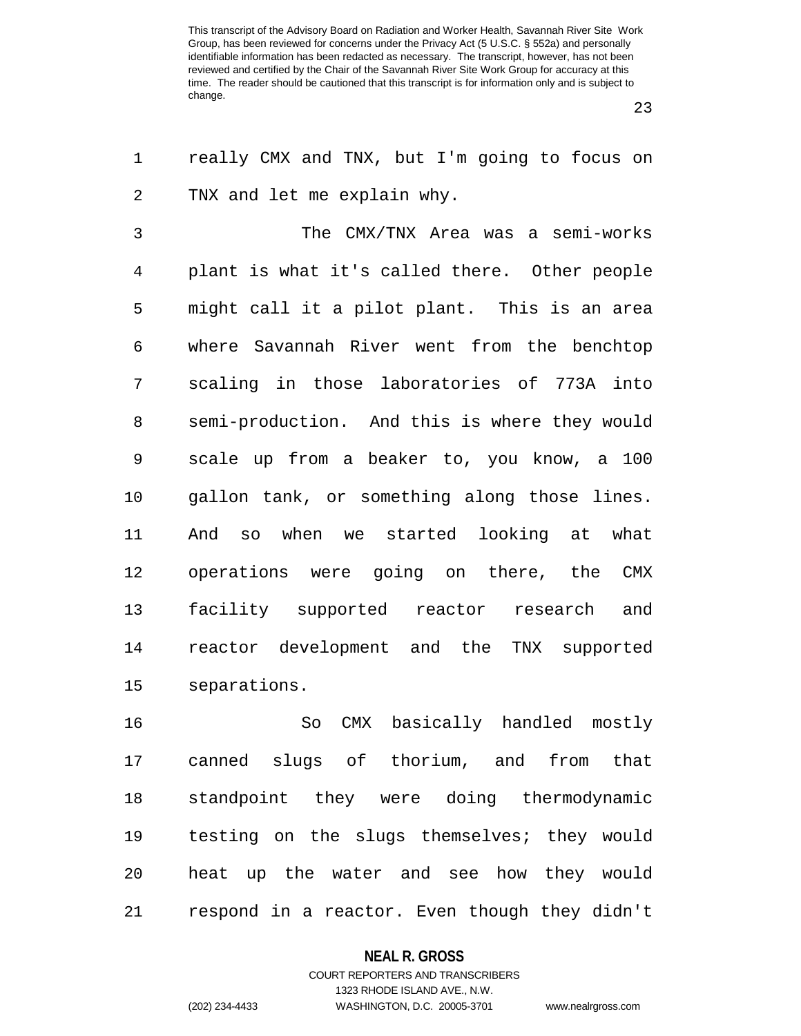really CMX and TNX, but I'm going to focus on TNX and let me explain why.

The CMX/TNX Area was a semi-works plant is what it's called there. Other people might call it a pilot plant. This is an area where Savannah River went from the benchtop scaling in those laboratories of 773A into semi-production. And this is where they would scale up from a beaker to, you know, a 100 gallon tank, or something along those lines. And so when we started looking at what operations were going on there, the CMX facility supported reactor research and reactor development and the TNX supported separations.

So CMX basically handled mostly canned slugs of thorium, and from that standpoint they were doing thermodynamic testing on the slugs themselves; they would heat up the water and see how they would respond in a reactor. Even though they didn't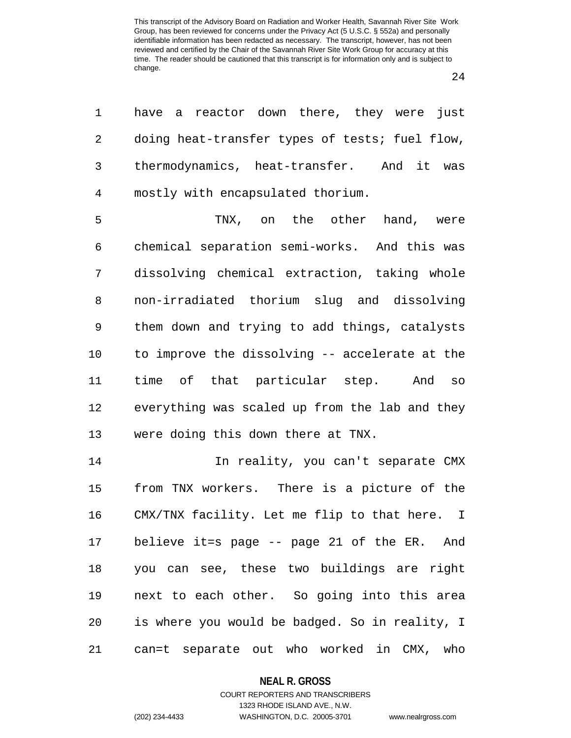have a reactor down there, they were just doing heat-transfer types of tests; fuel flow, thermodynamics, heat-transfer. And it was mostly with encapsulated thorium.

TNX, on the other hand, were chemical separation semi-works. And this was dissolving chemical extraction, taking whole non-irradiated thorium slug and dissolving them down and trying to add things, catalysts to improve the dissolving -- accelerate at the time of that particular step. And so everything was scaled up from the lab and they were doing this down there at TNX.

In reality, you can't separate CMX from TNX workers. There is a picture of the CMX/TNX facility. Let me flip to that here. I believe it=s page -- page 21 of the ER. And you can see, these two buildings are right next to each other. So going into this area is where you would be badged. So in reality, I can=t separate out who worked in CMX, who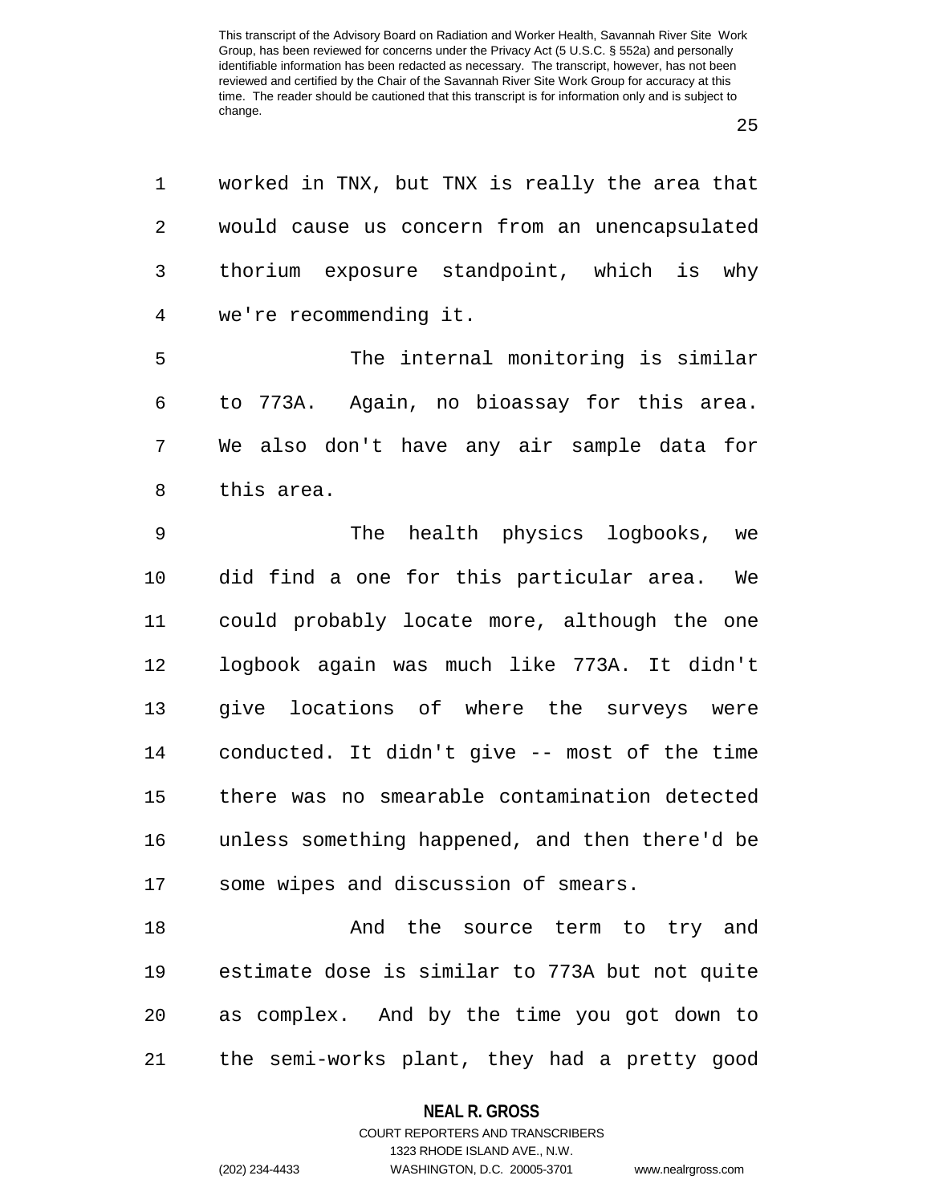worked in TNX, but TNX is really the area that would cause us concern from an unencapsulated thorium exposure standpoint, which is why we're recommending it.

The internal monitoring is similar to 773A. Again, no bioassay for this area. We also don't have any air sample data for this area.

The health physics logbooks, we did find a one for this particular area. We could probably locate more, although the one logbook again was much like 773A. It didn't give locations of where the surveys were conducted. It didn't give -- most of the time there was no smearable contamination detected unless something happened, and then there'd be some wipes and discussion of smears.

And the source term to try and estimate dose is similar to 773A but not quite as complex. And by the time you got down to the semi-works plant, they had a pretty good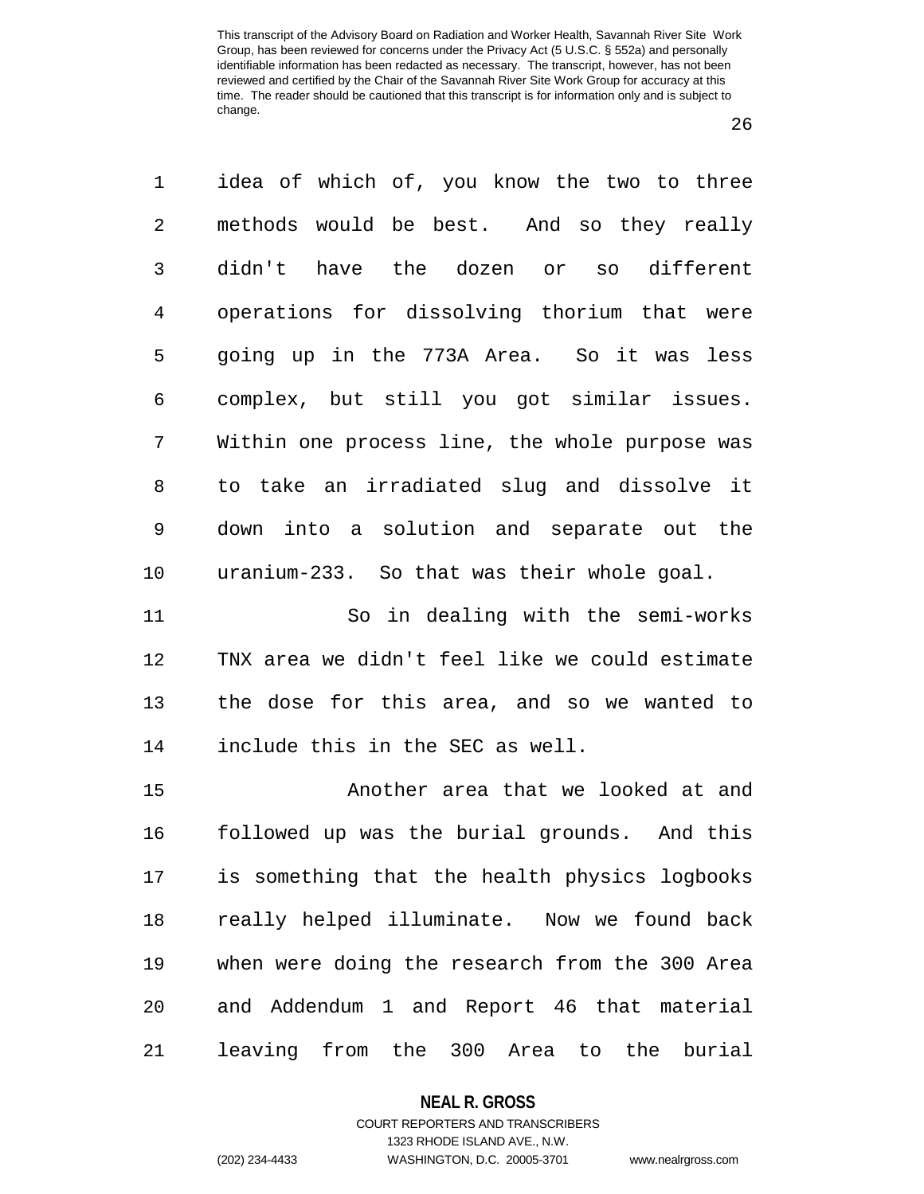idea of which of, you know the two to three methods would be best. And so they really didn't have the dozen or so different operations for dissolving thorium that were going up in the 773A Area. So it was less complex, but still you got similar issues. Within one process line, the whole purpose was to take an irradiated slug and dissolve it down into a solution and separate out the uranium-233. So that was their whole goal.

So in dealing with the semi-works TNX area we didn't feel like we could estimate the dose for this area, and so we wanted to include this in the SEC as well.

Another area that we looked at and followed up was the burial grounds. And this is something that the health physics logbooks really helped illuminate. Now we found back when were doing the research from the 300 Area and Addendum 1 and Report 46 that material leaving from the 300 Area to the burial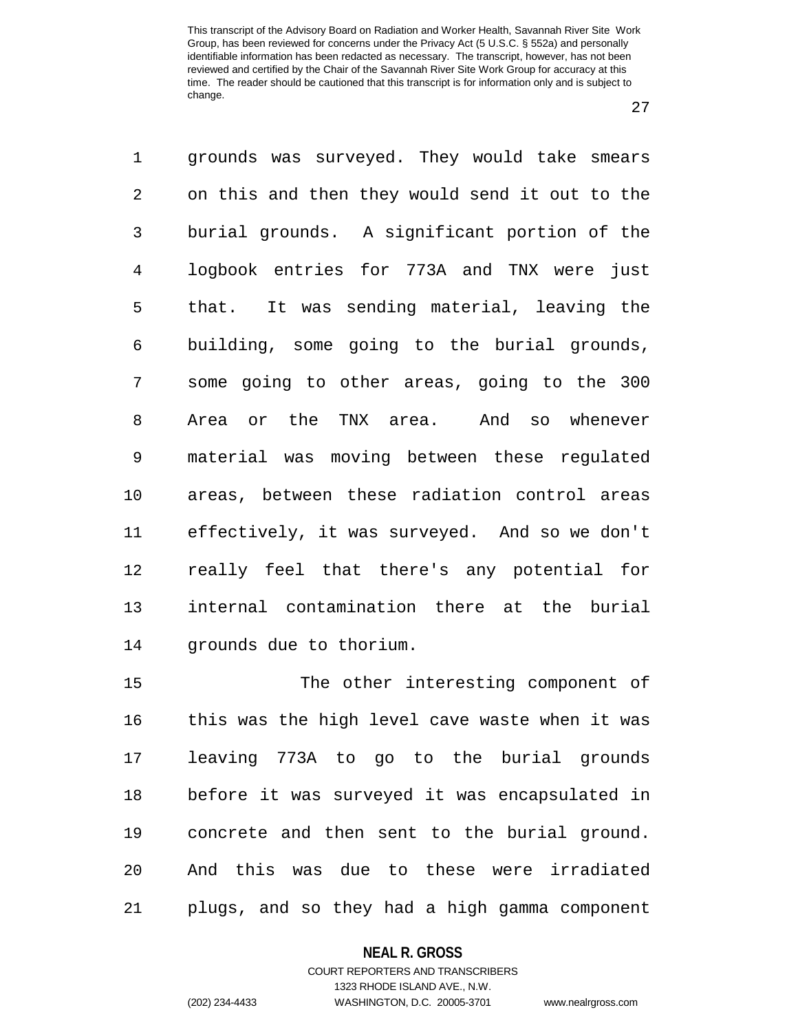grounds was surveyed. They would take smears on this and then they would send it out to the burial grounds. A significant portion of the logbook entries for 773A and TNX were just that. It was sending material, leaving the building, some going to the burial grounds, some going to other areas, going to the 300 Area or the TNX area. And so whenever material was moving between these regulated areas, between these radiation control areas effectively, it was surveyed. And so we don't really feel that there's any potential for internal contamination there at the burial grounds due to thorium.

The other interesting component of this was the high level cave waste when it was leaving 773A to go to the burial grounds before it was surveyed it was encapsulated in concrete and then sent to the burial ground. And this was due to these were irradiated plugs, and so they had a high gamma component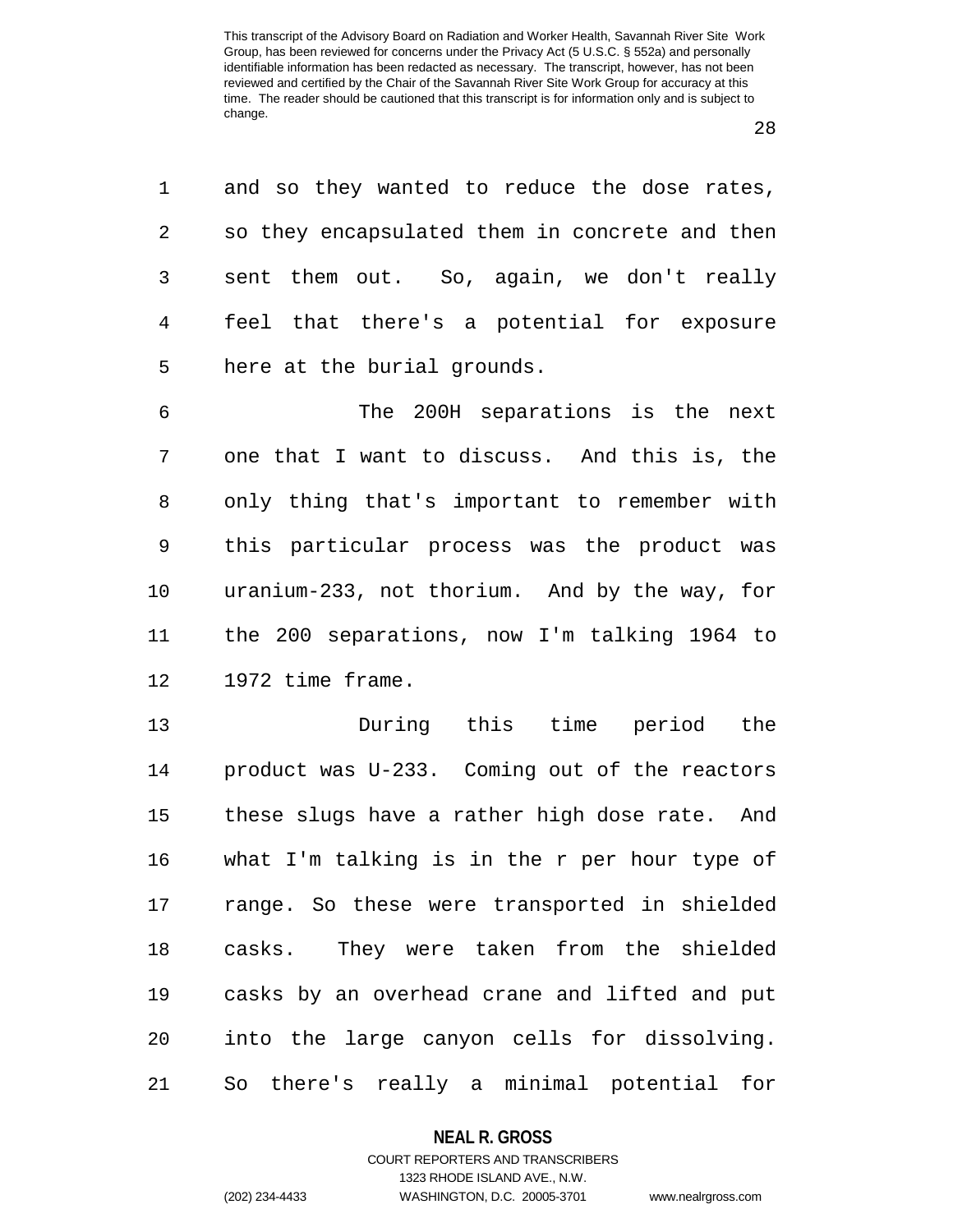and so they wanted to reduce the dose rates, so they encapsulated them in concrete and then sent them out. So, again, we don't really feel that there's a potential for exposure here at the burial grounds.

The 200H separations is the next one that I want to discuss. And this is, the only thing that's important to remember with this particular process was the product was uranium-233, not thorium. And by the way, for the 200 separations, now I'm talking 1964 to 1972 time frame.

During this time period the product was U-233. Coming out of the reactors these slugs have a rather high dose rate. And what I'm talking is in the r per hour type of range. So these were transported in shielded casks. They were taken from the shielded casks by an overhead crane and lifted and put into the large canyon cells for dissolving. So there's really a minimal potential for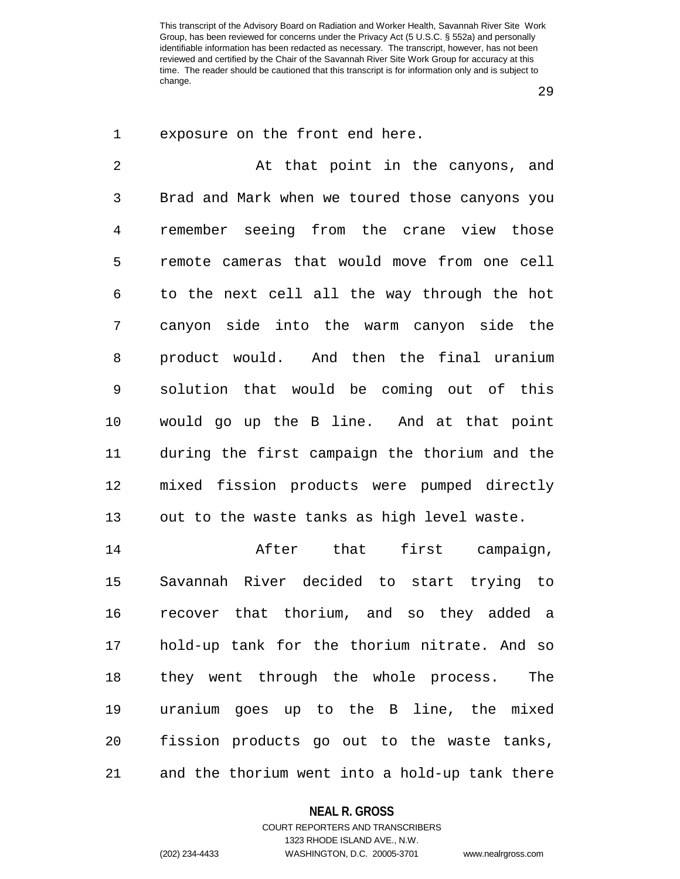exposure on the front end here.

At that point in the canyons, and Brad and Mark when we toured those canyons you remember seeing from the crane view those remote cameras that would move from one cell to the next cell all the way through the hot canyon side into the warm canyon side the product would. And then the final uranium solution that would be coming out of this would go up the B line. And at that point during the first campaign the thorium and the mixed fission products were pumped directly out to the waste tanks as high level waste.

After that first campaign, Savannah River decided to start trying to recover that thorium, and so they added a hold-up tank for the thorium nitrate. And so they went through the whole process. The uranium goes up to the B line, the mixed fission products go out to the waste tanks, and the thorium went into a hold-up tank there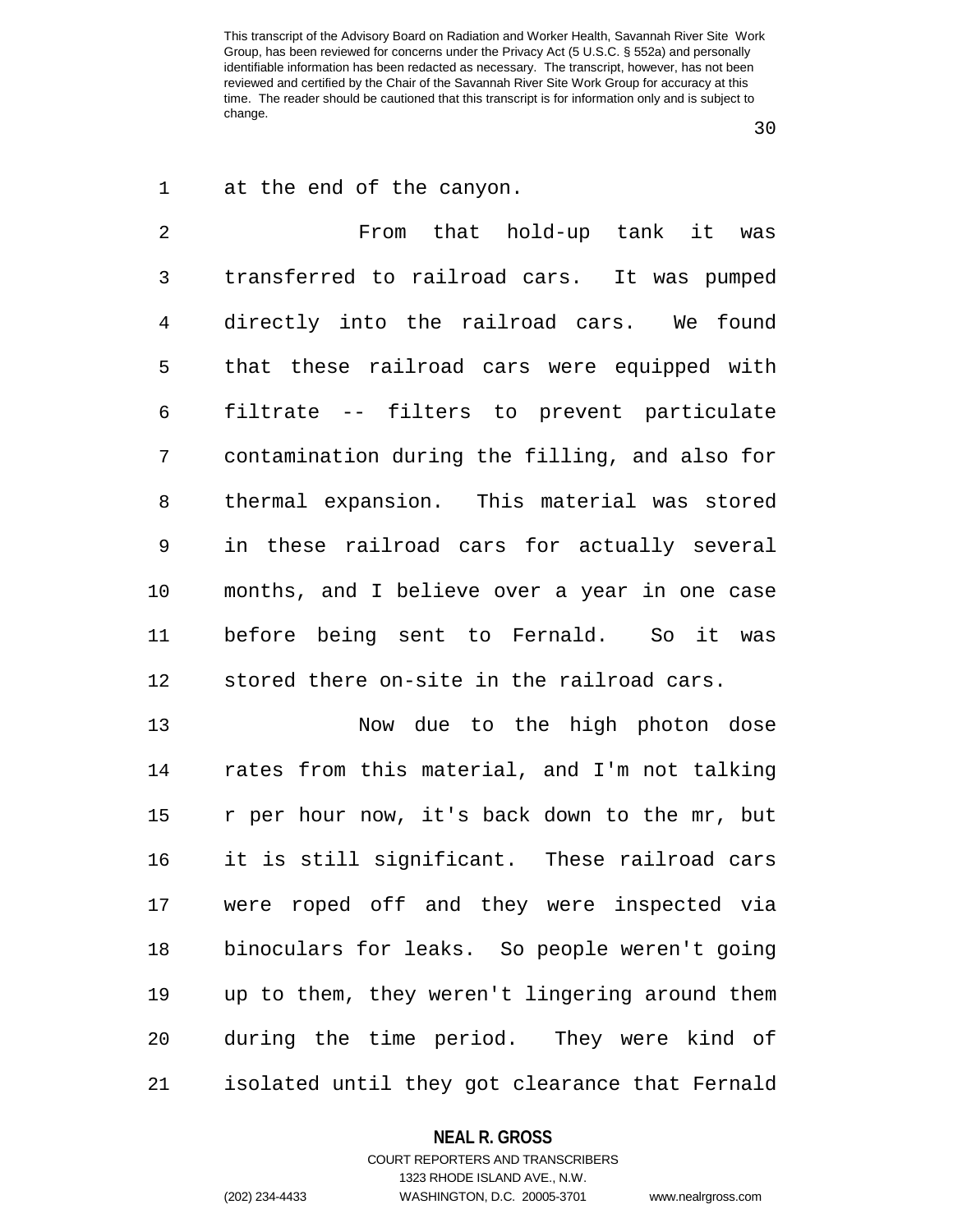at the end of the canyon.

From that hold-up tank it was transferred to railroad cars. It was pumped directly into the railroad cars. We found that these railroad cars were equipped with filtrate -- filters to prevent particulate contamination during the filling, and also for thermal expansion. This material was stored in these railroad cars for actually several months, and I believe over a year in one case before being sent to Fernald. So it was stored there on-site in the railroad cars.

Now due to the high photon dose rates from this material, and I'm not talking r per hour now, it's back down to the mr, but it is still significant. These railroad cars were roped off and they were inspected via binoculars for leaks. So people weren't going up to them, they weren't lingering around them during the time period. They were kind of isolated until they got clearance that Fernald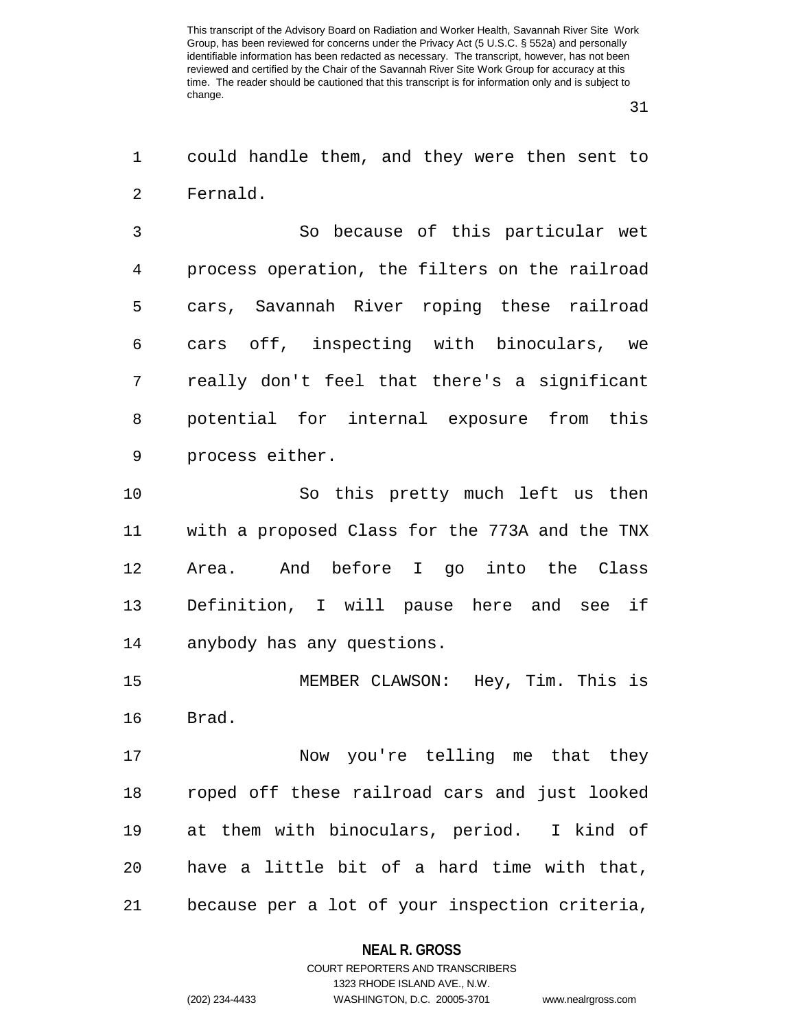could handle them, and they were then sent to Fernald.

So because of this particular wet process operation, the filters on the railroad cars, Savannah River roping these railroad cars off, inspecting with binoculars, we really don't feel that there's a significant potential for internal exposure from this process either.

So this pretty much left us then with a proposed Class for the 773A and the TNX Area. And before I go into the Class Definition, I will pause here and see if anybody has any questions.

MEMBER CLAWSON: Hey, Tim. This is Brad.

Now you're telling me that they roped off these railroad cars and just looked at them with binoculars, period. I kind of have a little bit of a hard time with that, because per a lot of your inspection criteria,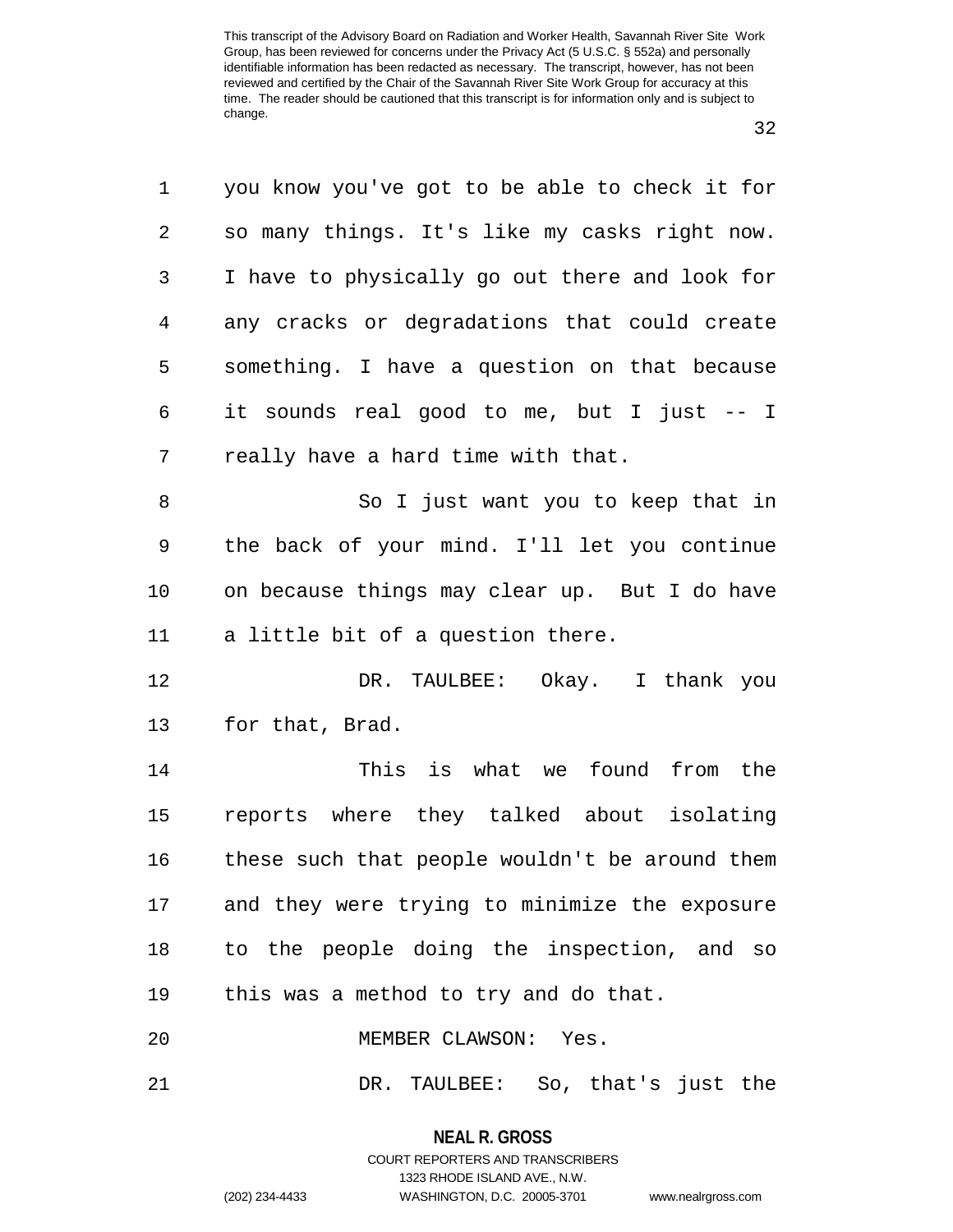you know you've got to be able to check it for so many things. It's like my casks right now. I have to physically go out there and look for any cracks or degradations that could create something. I have a question on that because it sounds real good to me, but I just -- I really have a hard time with that.

So I just want you to keep that in the back of your mind. I'll let you continue on because things may clear up. But I do have a little bit of a question there.

DR. TAULBEE: Okay. I thank you for that, Brad.

This is what we found from the reports where they talked about isolating these such that people wouldn't be around them and they were trying to minimize the exposure to the people doing the inspection, and so this was a method to try and do that.

MEMBER CLAWSON: Yes.

DR. TAULBEE: So, that's just the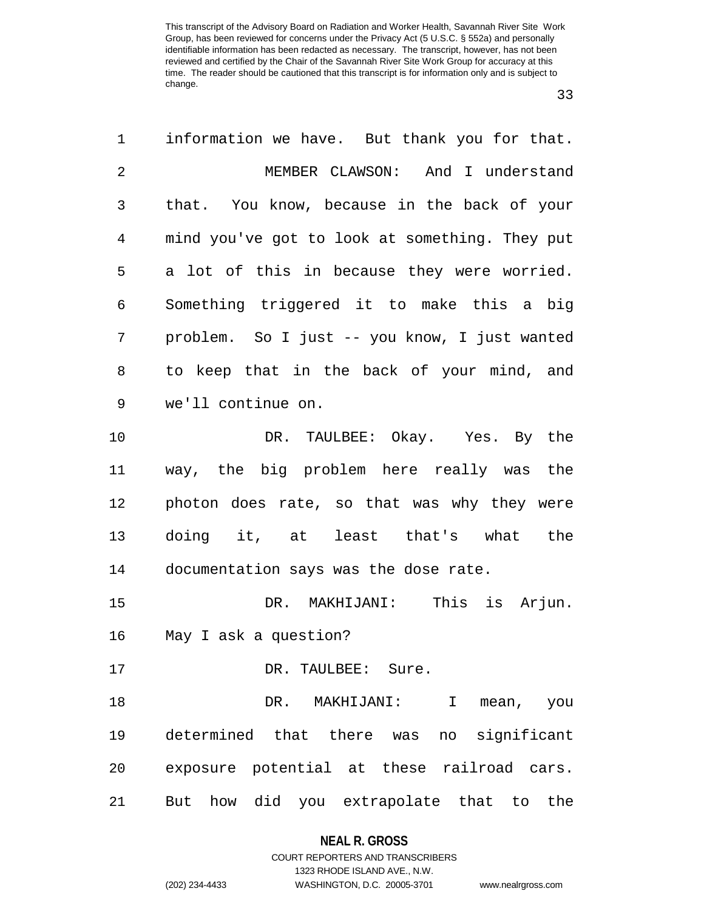information we have. But thank you for that.

MEMBER CLAWSON: And I understand that. You know, because in the back of your mind you've got to look at something. They put a lot of this in because they were worried. Something triggered it to make this a big problem. So I just -- you know, I just wanted to keep that in the back of your mind, and we'll continue on.

DR. TAULBEE: Okay. Yes. By the way, the big problem here really was the photon does rate, so that was why they were doing it, at least that's what the documentation says was the dose rate.

DR. MAKHIJANI: This is Arjun. May I ask a question?

DR. TAULBEE: Sure.

DR. MAKHIJANI: I mean, you determined that there was no significant exposure potential at these railroad cars. But how did you extrapolate that to the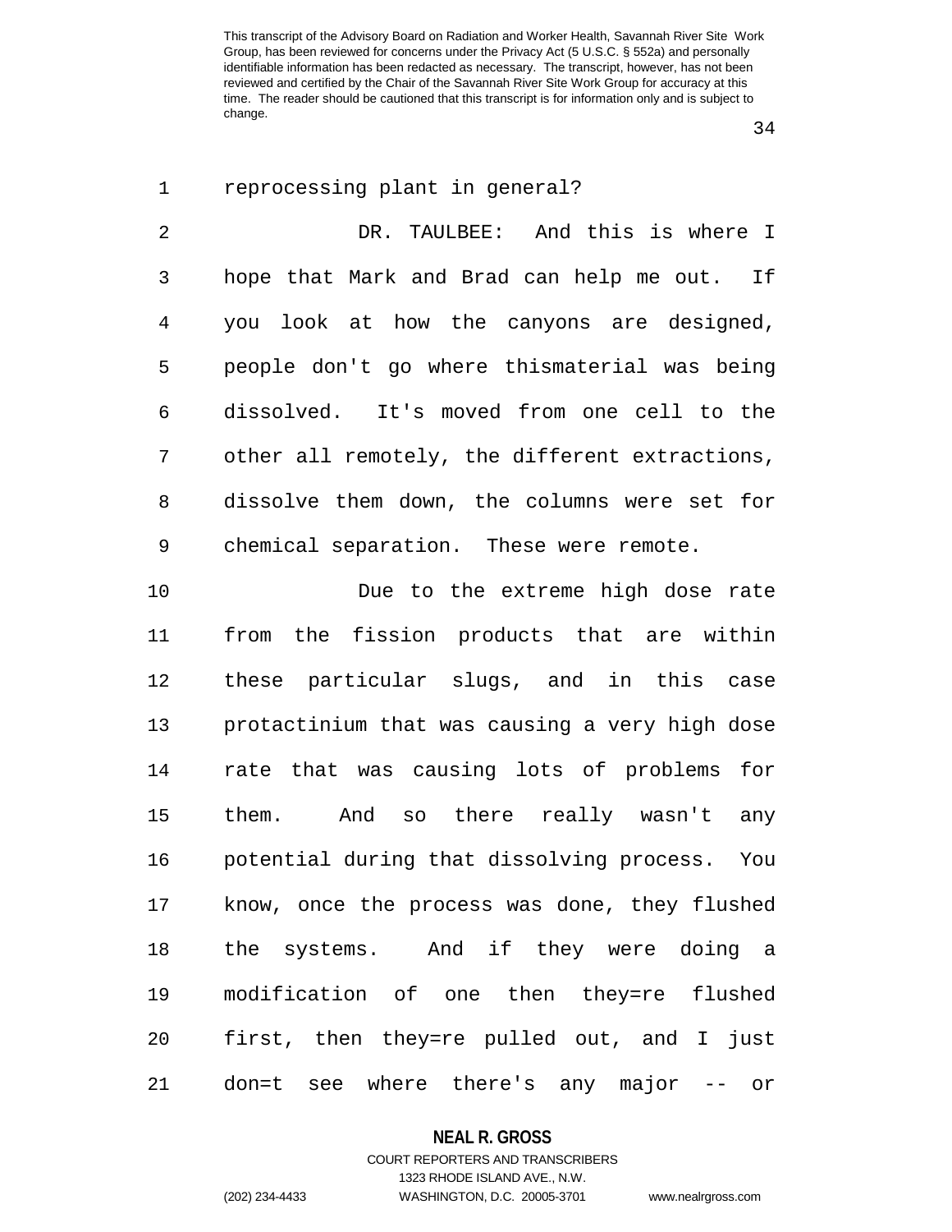reprocessing plant in general?

DR. TAULBEE: And this is where I hope that Mark and Brad can help me out. If you look at how the canyons are designed, people don't go where thismaterial was being dissolved. It's moved from one cell to the other all remotely, the different extractions, dissolve them down, the columns were set for chemical separation. These were remote.

Due to the extreme high dose rate from the fission products that are within these particular slugs, and in this case protactinium that was causing a very high dose rate that was causing lots of problems for them. And so there really wasn't any potential during that dissolving process. You know, once the process was done, they flushed the systems. And if they were doing a modification of one then they=re flushed first, then they=re pulled out, and I just don=t see where there's any major -- or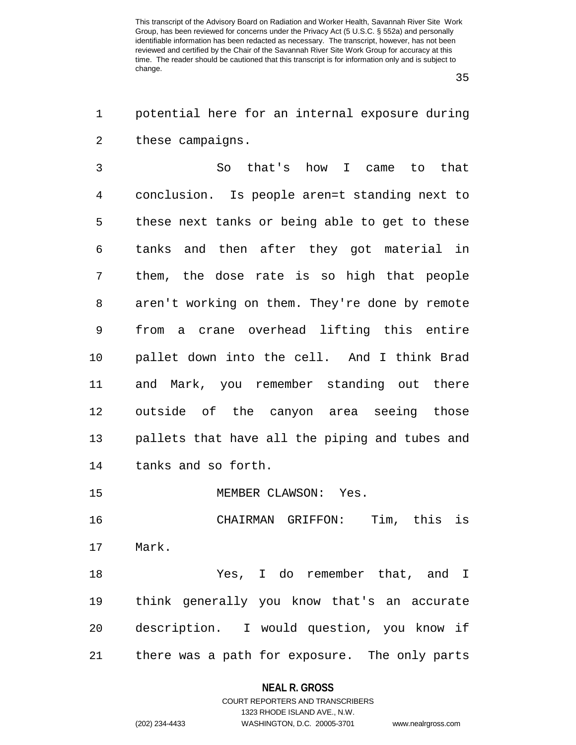potential here for an internal exposure during these campaigns.

So that's how I came to that conclusion. Is people aren=t standing next to these next tanks or being able to get to these tanks and then after they got material in them, the dose rate is so high that people aren't working on them. They're done by remote from a crane overhead lifting this entire pallet down into the cell. And I think Brad and Mark, you remember standing out there outside of the canyon area seeing those pallets that have all the piping and tubes and tanks and so forth.

MEMBER CLAWSON: Yes.

CHAIRMAN GRIFFON: Tim, this is Mark.

Yes, I do remember that, and I think generally you know that's an accurate description. I would question, you know if there was a path for exposure. The only parts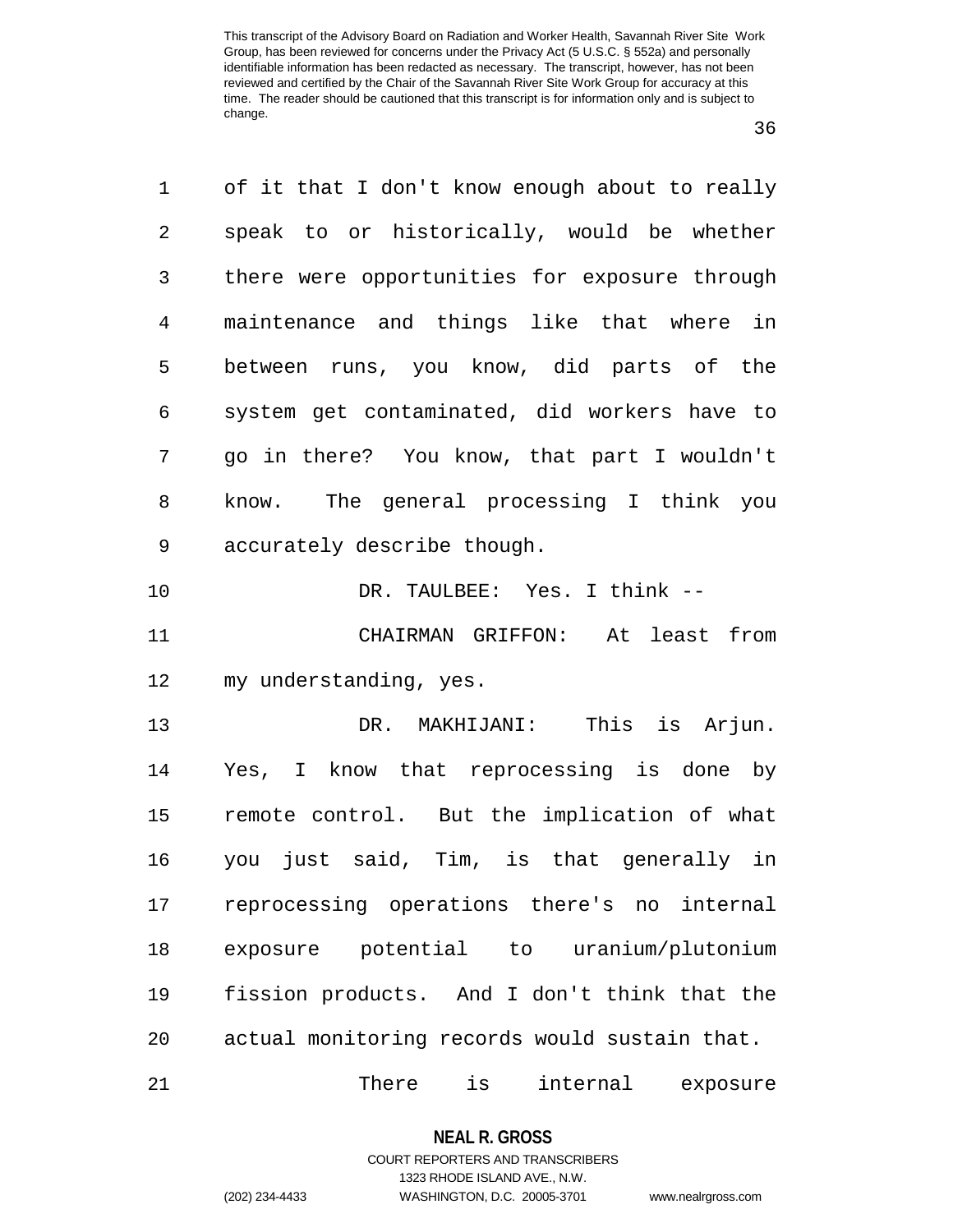of it that I don't know enough about to really speak to or historically, would be whether there were opportunities for exposure through maintenance and things like that where in between runs, you know, did parts of the system get contaminated, did workers have to go in there? You know, that part I wouldn't know. The general processing I think you accurately describe though.

DR. TAULBEE: Yes. I think --

CHAIRMAN GRIFFON: At least from my understanding, yes.

DR. MAKHIJANI: This is Arjun. Yes, I know that reprocessing is done by remote control. But the implication of what you just said, Tim, is that generally in reprocessing operations there's no internal exposure potential to uranium/plutonium fission products. And I don't think that the actual monitoring records would sustain that.

There is internal exposure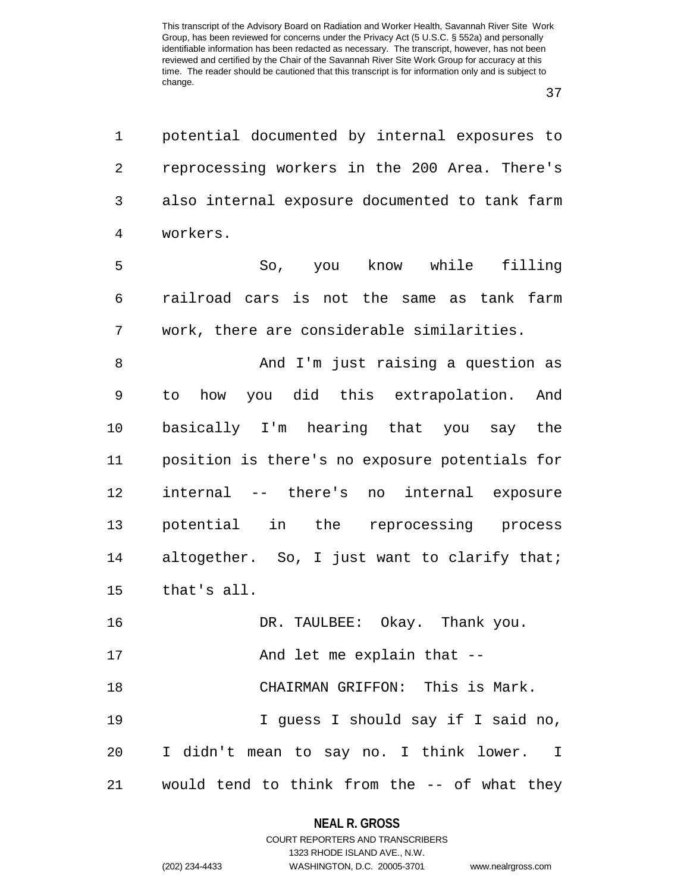potential documented by internal exposures to reprocessing workers in the 200 Area. There's also internal exposure documented to tank farm workers.

So, you know while filling railroad cars is not the same as tank farm work, there are considerable similarities.

And I'm just raising a question as to how you did this extrapolation. And basically I'm hearing that you say the position is there's no exposure potentials for internal -- there's no internal exposure potential in the reprocessing process altogether. So, I just want to clarify that; that's all.

DR. TAULBEE: Okay. Thank you.

And let me explain that --

CHAIRMAN GRIFFON: This is Mark.

I guess I should say if I said no, I didn't mean to say no. I think lower. I would tend to think from the -- of what they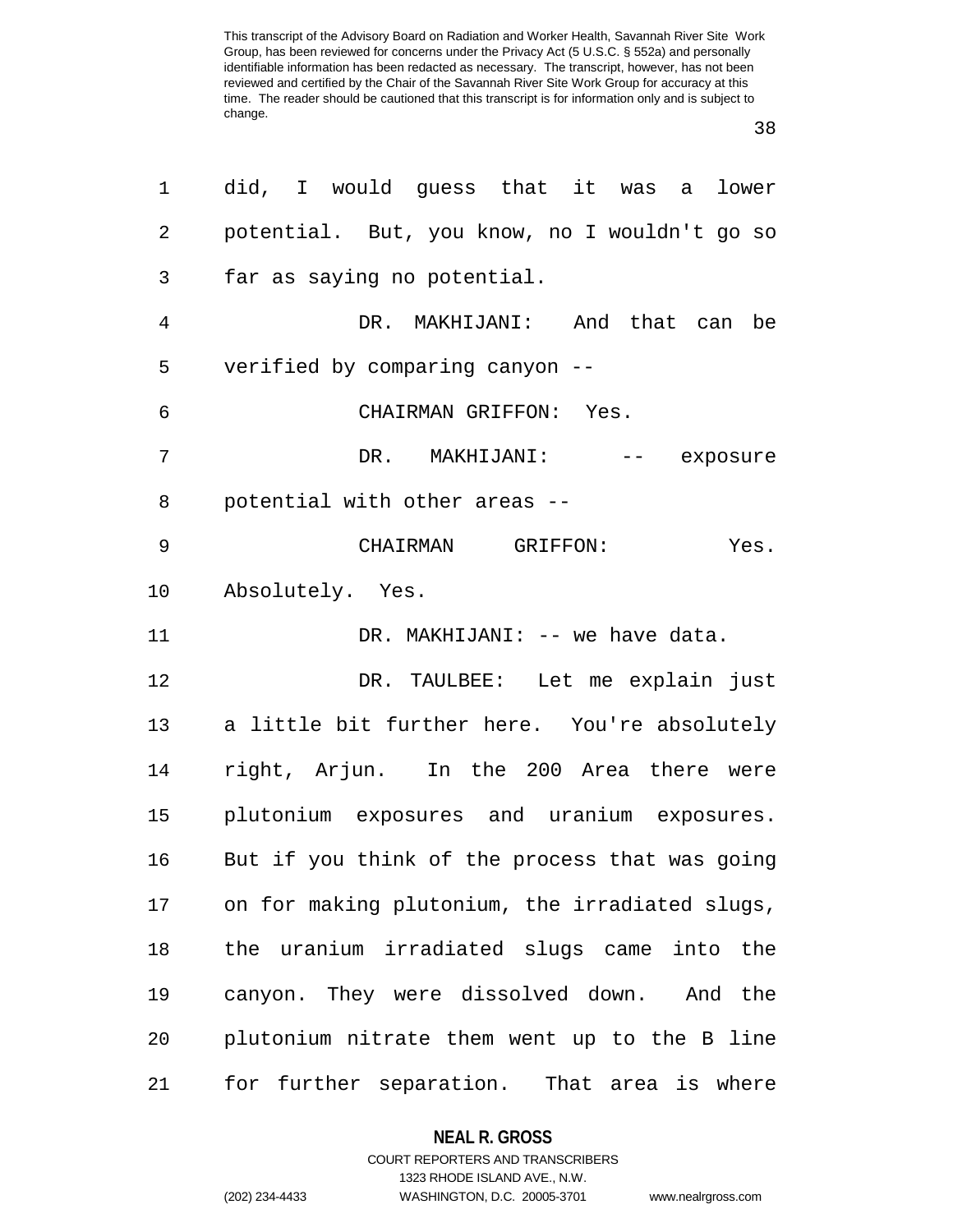did, I would guess that it was a lower potential. But, you know, no I wouldn't go so far as saying no potential.

DR. MAKHIJANI: And that can be verified by comparing canyon --

CHAIRMAN GRIFFON: Yes.

DR. MAKHIJANI: -- exposure potential with other areas --

CHAIRMAN GRIFFON: Yes. Absolutely. Yes.

DR. MAKHIJANI: -- we have data.

DR. TAULBEE: Let me explain just a little bit further here. You're absolutely right, Arjun. In the 200 Area there were plutonium exposures and uranium exposures. But if you think of the process that was going on for making plutonium, the irradiated slugs, the uranium irradiated slugs came into the canyon. They were dissolved down. And the plutonium nitrate them went up to the B line for further separation. That area is where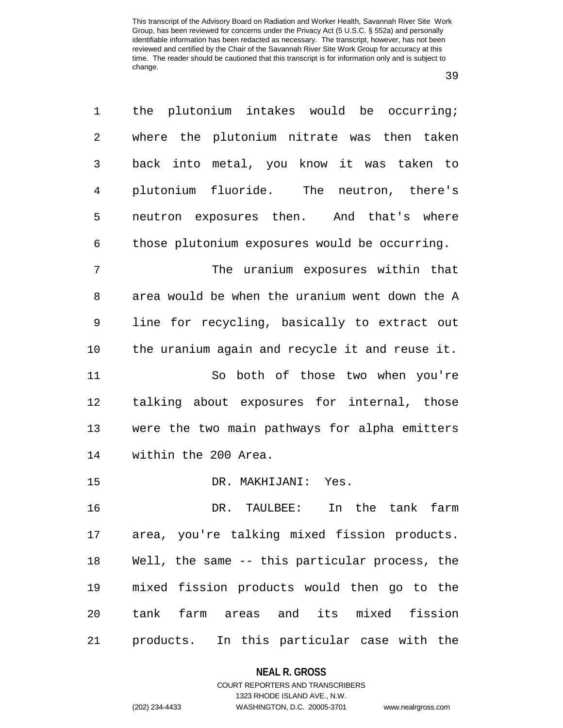the plutonium intakes would be occurring; where the plutonium nitrate was then taken back into metal, you know it was taken to plutonium fluoride. The neutron, there's neutron exposures then. And that's where those plutonium exposures would be occurring.

The uranium exposures within that area would be when the uranium went down the A line for recycling, basically to extract out the uranium again and recycle it and reuse it.

So both of those two when you're talking about exposures for internal, those were the two main pathways for alpha emitters within the 200 Area.

DR. MAKHIJANI: Yes.

DR. TAULBEE: In the tank farm area, you're talking mixed fission products. Well, the same -- this particular process, the mixed fission products would then go to the tank farm areas and its mixed fission products. In this particular case with the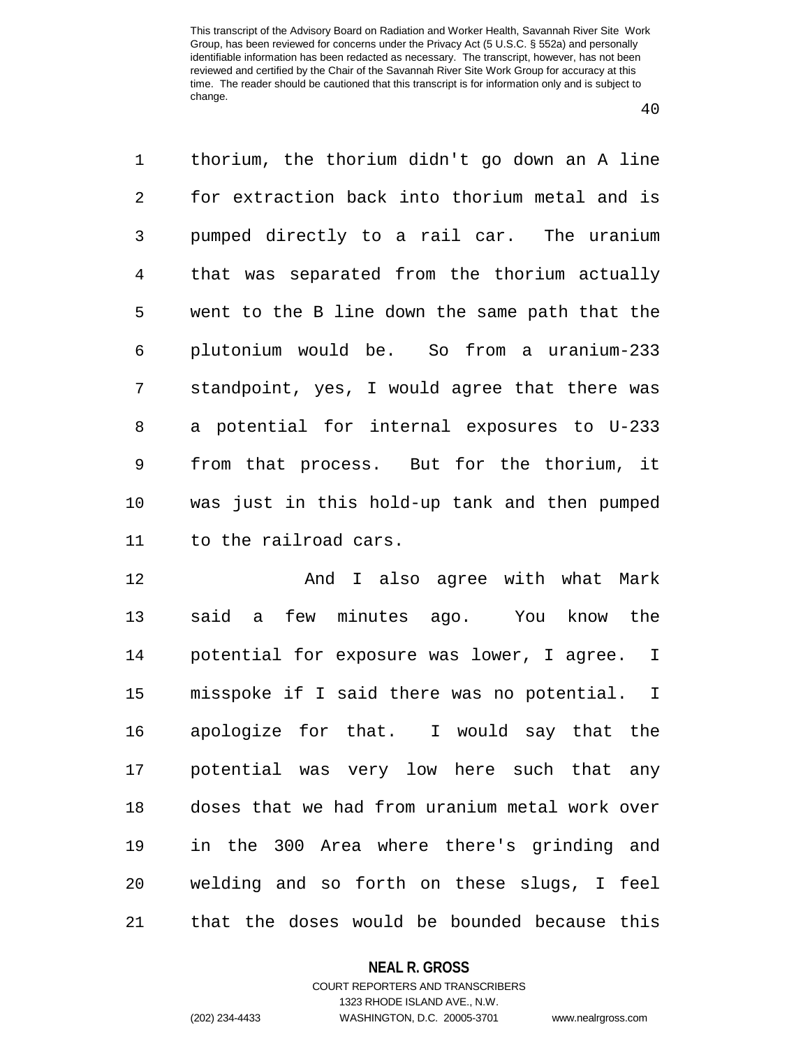thorium, the thorium didn't go down an A line for extraction back into thorium metal and is pumped directly to a rail car. The uranium that was separated from the thorium actually went to the B line down the same path that the plutonium would be. So from a uranium-233 standpoint, yes, I would agree that there was a potential for internal exposures to U-233 from that process. But for the thorium, it was just in this hold-up tank and then pumped to the railroad cars.

And I also agree with what Mark said a few minutes ago. You know the potential for exposure was lower, I agree. I misspoke if I said there was no potential. I apologize for that. I would say that the potential was very low here such that any doses that we had from uranium metal work over in the 300 Area where there's grinding and welding and so forth on these slugs, I feel that the doses would be bounded because this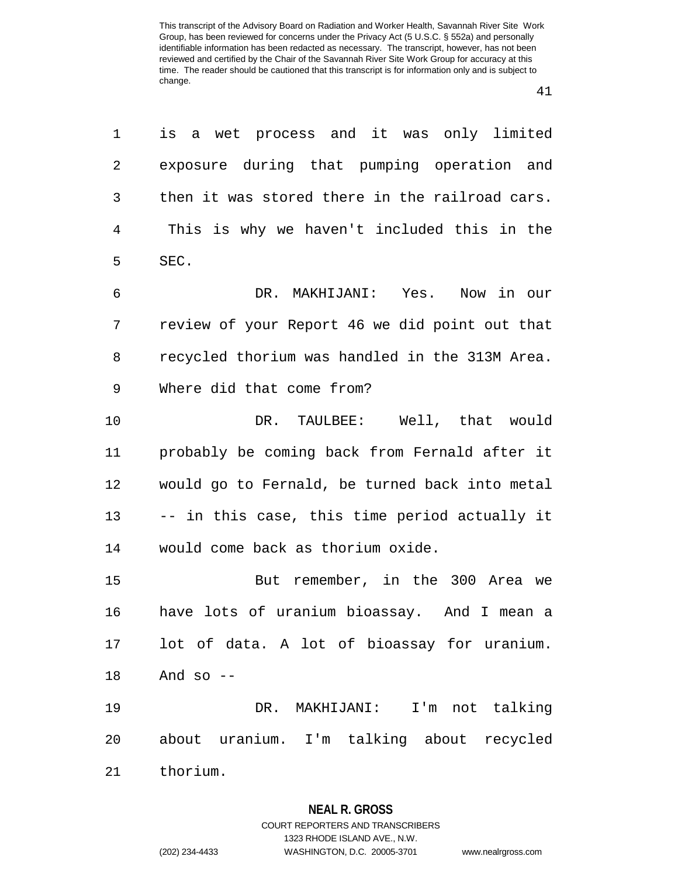is a wet process and it was only limited exposure during that pumping operation and then it was stored there in the railroad cars. This is why we haven't included this in the SEC.

DR. MAKHIJANI: Yes. Now in our review of your Report 46 we did point out that recycled thorium was handled in the 313M Area. Where did that come from?

DR. TAULBEE: Well, that would probably be coming back from Fernald after it would go to Fernald, be turned back into metal -- in this case, this time period actually it would come back as thorium oxide.

But remember, in the 300 Area we have lots of uranium bioassay. And I mean a lot of data. A lot of bioassay for uranium. And so --

DR. MAKHIJANI: I'm not talking about uranium. I'm talking about recycled thorium.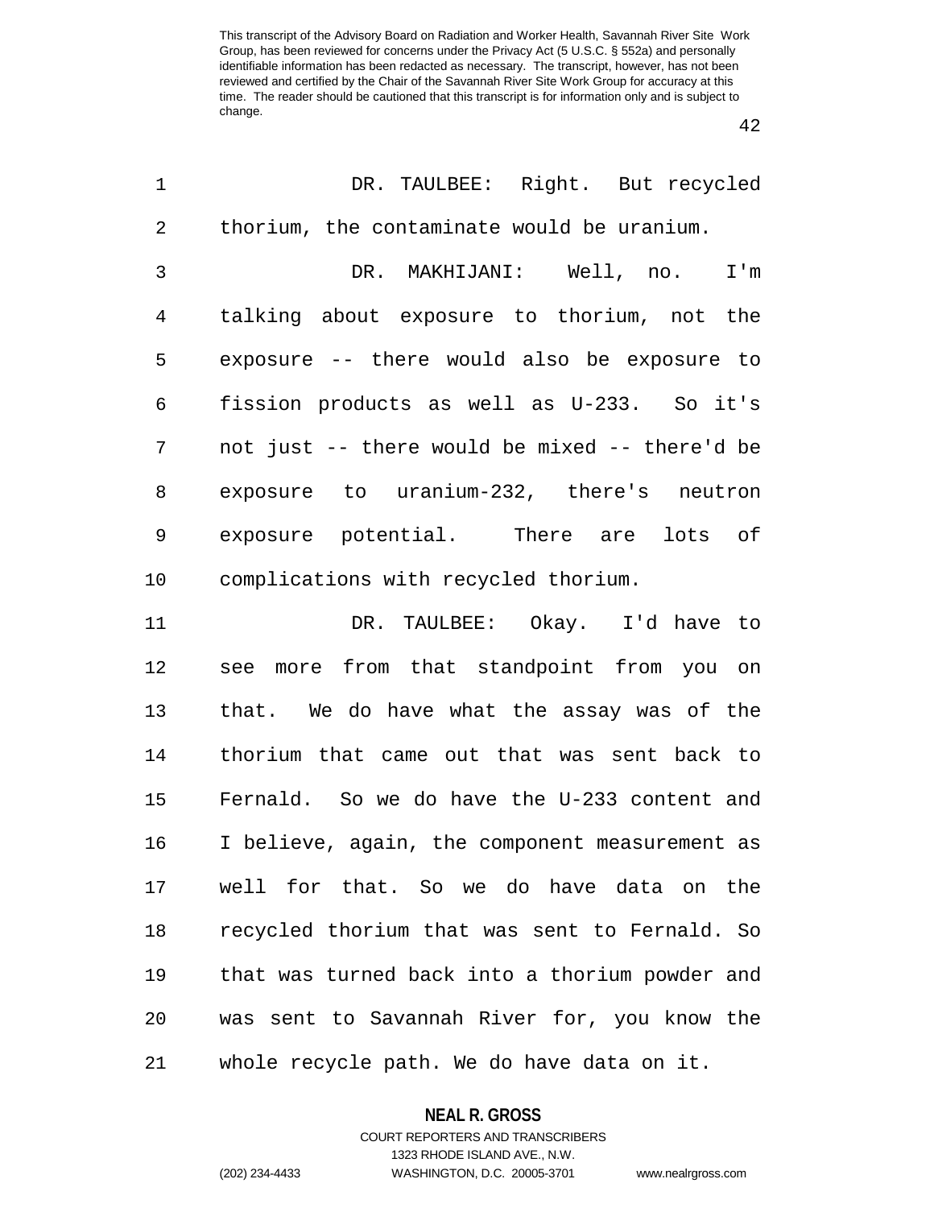DR. TAULBEE: Right. But recycled thorium, the contaminate would be uranium.

DR. MAKHIJANI: Well, no. I'm talking about exposure to thorium, not the exposure -- there would also be exposure to fission products as well as U-233. So it's not just -- there would be mixed -- there'd be exposure to uranium-232, there's neutron exposure potential. There are lots of complications with recycled thorium.

DR. TAULBEE: Okay. I'd have to see more from that standpoint from you on that. We do have what the assay was of the thorium that came out that was sent back to Fernald. So we do have the U-233 content and I believe, again, the component measurement as well for that. So we do have data on the recycled thorium that was sent to Fernald. So that was turned back into a thorium powder and was sent to Savannah River for, you know the whole recycle path. We do have data on it.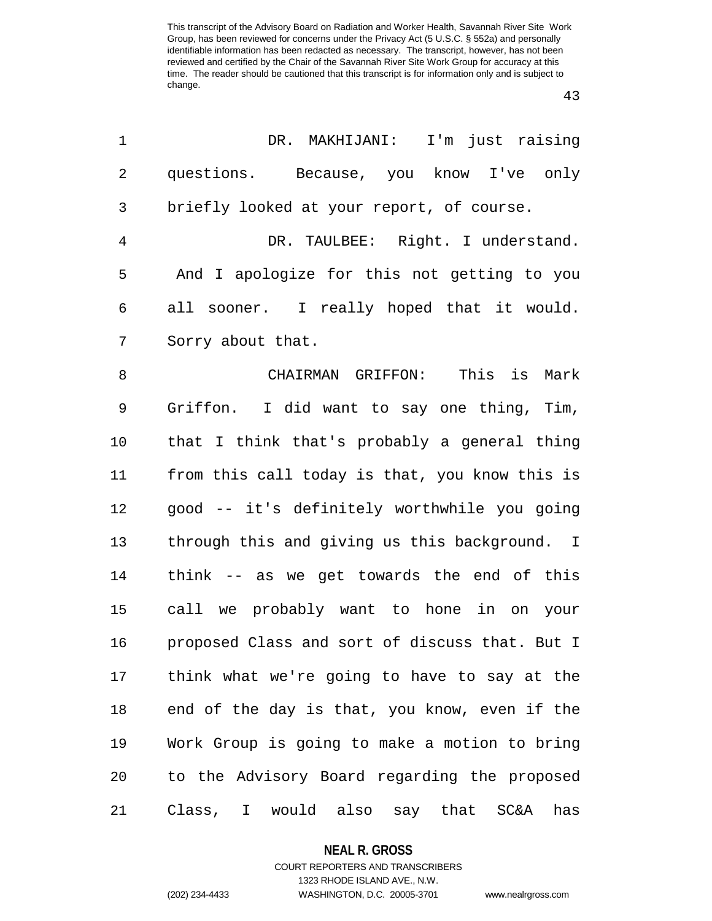DR. MAKHIJANI: I'm just raising questions. Because, you know I've only briefly looked at your report, of course.

DR. TAULBEE: Right. I understand. And I apologize for this not getting to you all sooner. I really hoped that it would. Sorry about that.

CHAIRMAN GRIFFON: This is Mark Griffon. I did want to say one thing, Tim, that I think that's probably a general thing from this call today is that, you know this is good -- it's definitely worthwhile you going through this and giving us this background. I think -- as we get towards the end of this call we probably want to hone in on your proposed Class and sort of discuss that. But I think what we're going to have to say at the end of the day is that, you know, even if the Work Group is going to make a motion to bring to the Advisory Board regarding the proposed Class, I would also say that SC&A has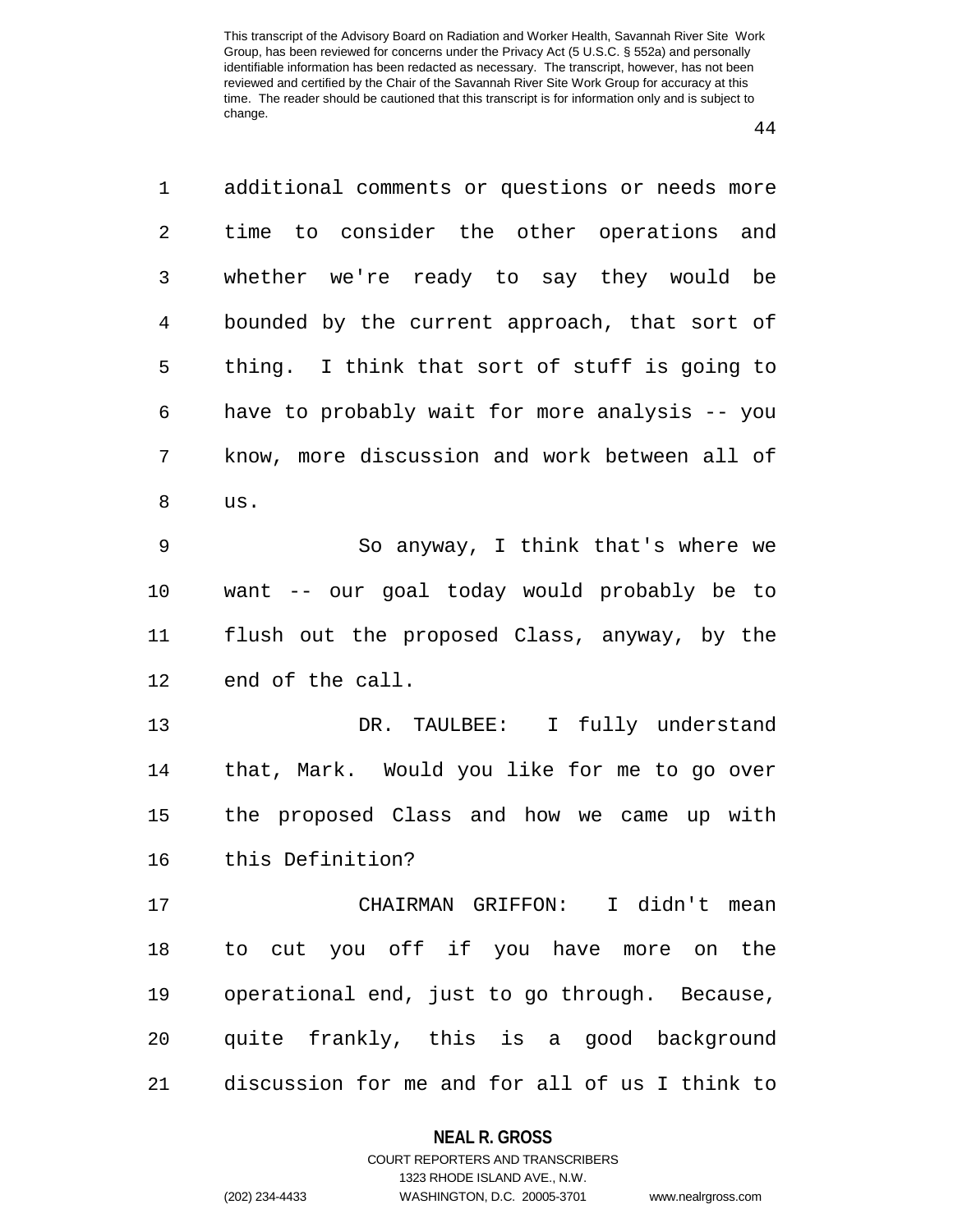additional comments or questions or needs more time to consider the other operations and whether we're ready to say they would be bounded by the current approach, that sort of thing. I think that sort of stuff is going to have to probably wait for more analysis -- you know, more discussion and work between all of us.

So anyway, I think that's where we want -- our goal today would probably be to flush out the proposed Class, anyway, by the end of the call.

DR. TAULBEE: I fully understand that, Mark. Would you like for me to go over the proposed Class and how we came up with this Definition?

CHAIRMAN GRIFFON: I didn't mean to cut you off if you have more on the operational end, just to go through. Because, quite frankly, this is a good background discussion for me and for all of us I think to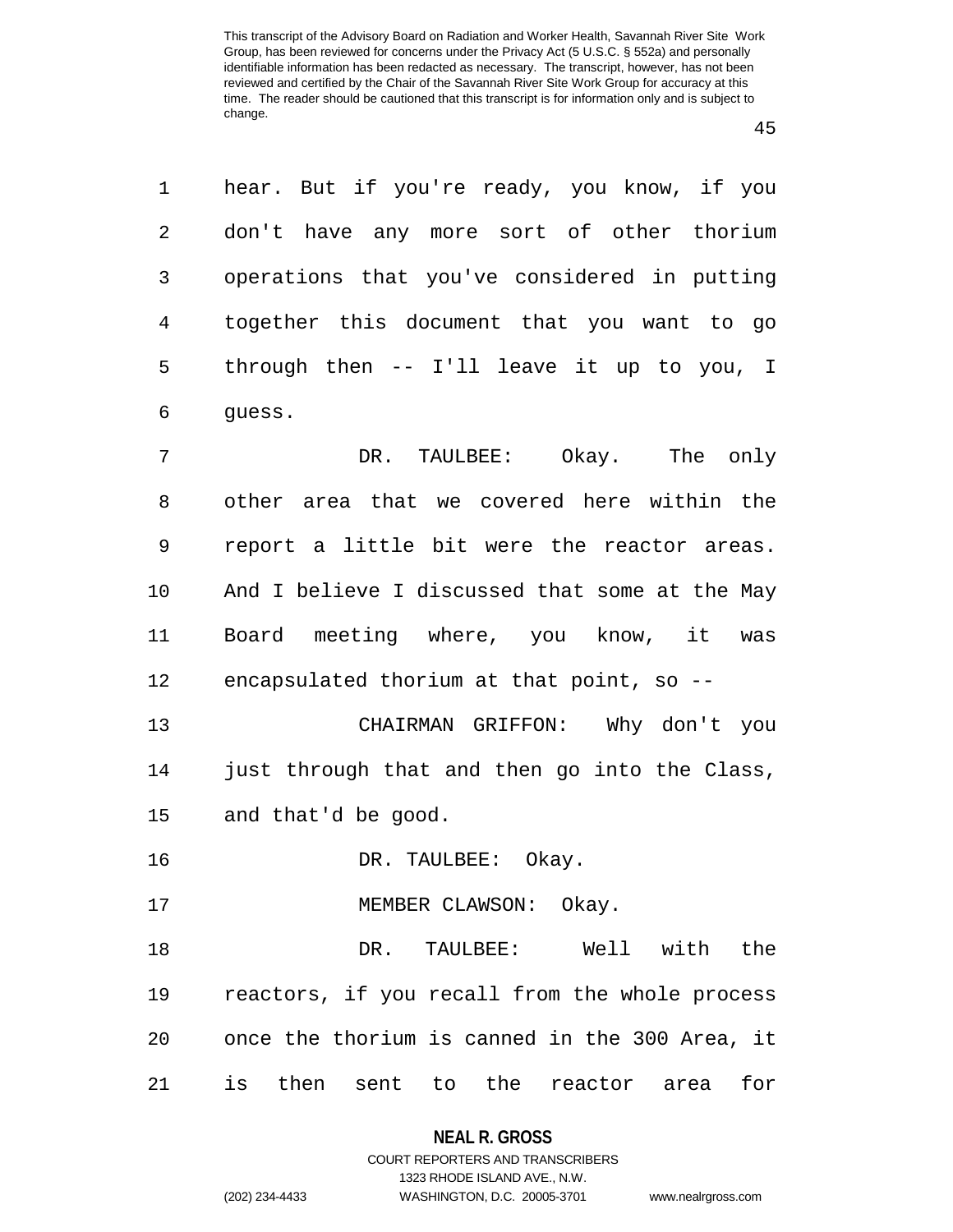hear. But if you're ready, you know, if you don't have any more sort of other thorium operations that you've considered in putting together this document that you want to go through then -- I'll leave it up to you, I guess.

DR. TAULBEE: Okay. The only other area that we covered here within the report a little bit were the reactor areas. And I believe I discussed that some at the May Board meeting where, you know, it was encapsulated thorium at that point, so --

CHAIRMAN GRIFFON: Why don't you just through that and then go into the Class, and that'd be good.

DR. TAULBEE: Okay.

MEMBER CLAWSON: Okay.

DR. TAULBEE: Well with the reactors, if you recall from the whole process once the thorium is canned in the 300 Area, it is then sent to the reactor area for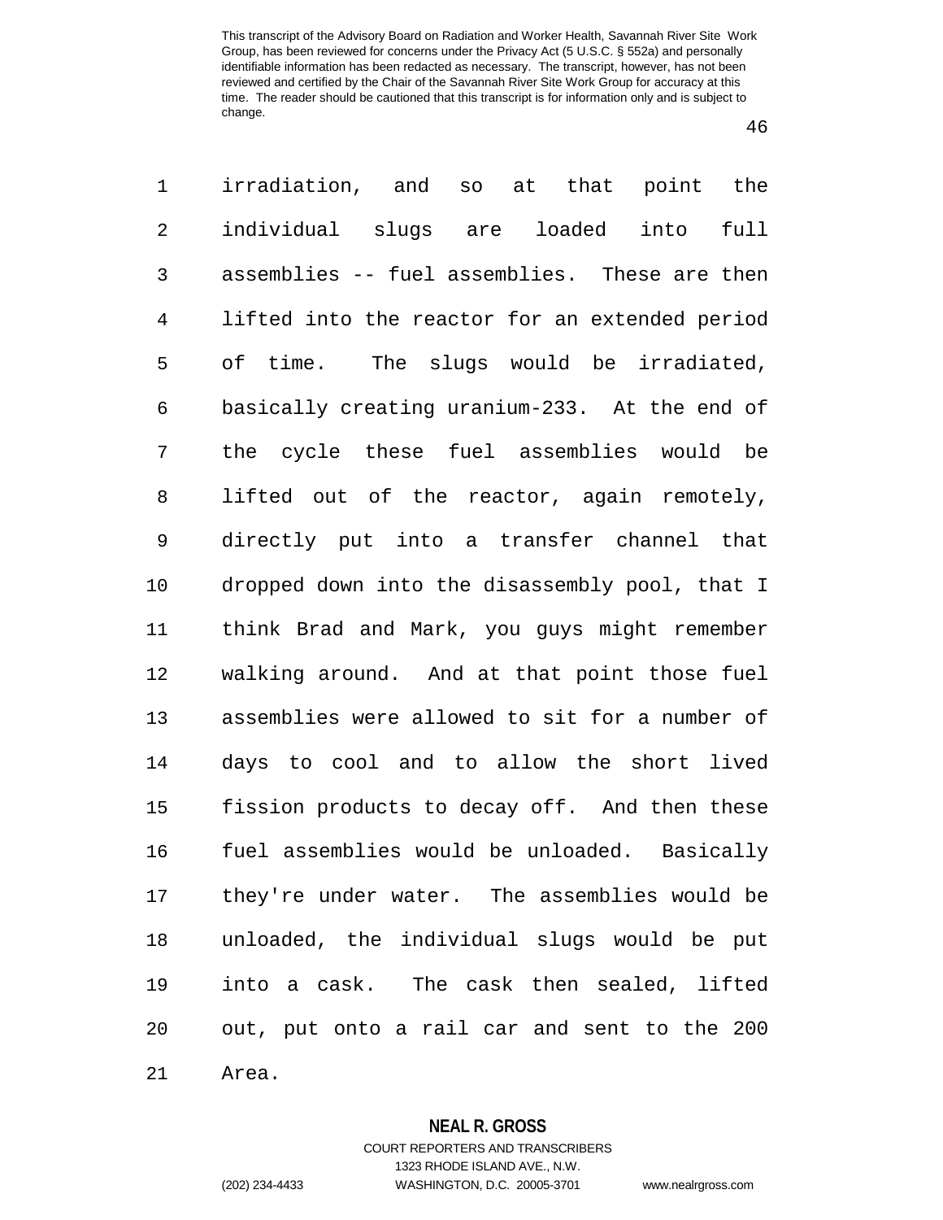irradiation, and so at that point the individual slugs are loaded into full assemblies -- fuel assemblies. These are then lifted into the reactor for an extended period of time. The slugs would be irradiated, basically creating uranium-233. At the end of the cycle these fuel assemblies would be lifted out of the reactor, again remotely, directly put into a transfer channel that dropped down into the disassembly pool, that I think Brad and Mark, you guys might remember walking around. And at that point those fuel assemblies were allowed to sit for a number of days to cool and to allow the short lived fission products to decay off. And then these fuel assemblies would be unloaded. Basically they're under water. The assemblies would be unloaded, the individual slugs would be put into a cask. The cask then sealed, lifted out, put onto a rail car and sent to the 200 Area.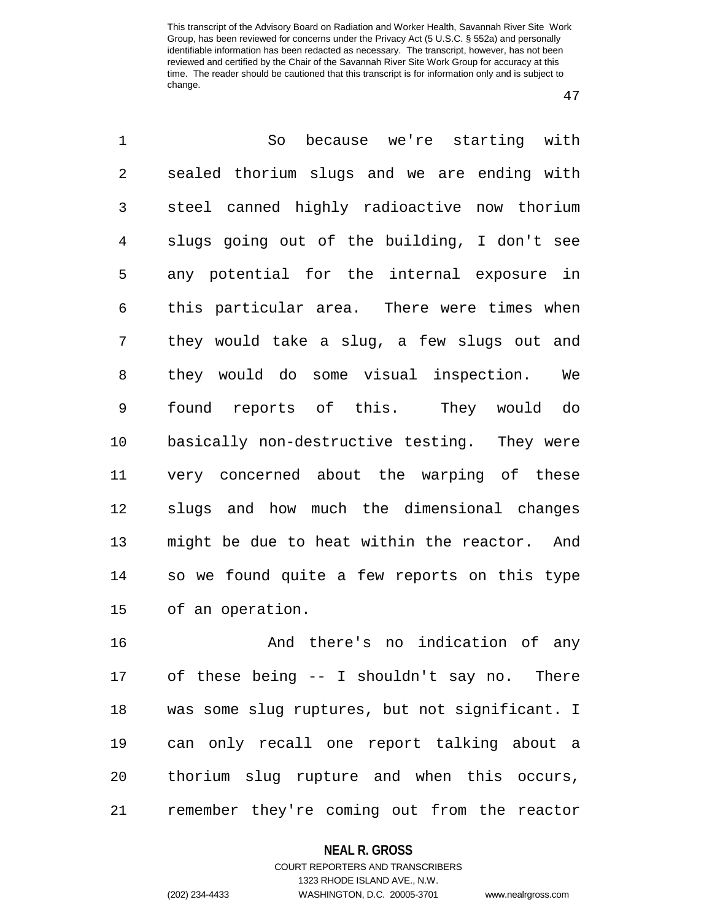So because we're starting with sealed thorium slugs and we are ending with steel canned highly radioactive now thorium slugs going out of the building, I don't see any potential for the internal exposure in this particular area. There were times when they would take a slug, a few slugs out and they would do some visual inspection. We found reports of this. They would do basically non-destructive testing. They were very concerned about the warping of these slugs and how much the dimensional changes might be due to heat within the reactor. And so we found quite a few reports on this type of an operation.

And there's no indication of any of these being -- I shouldn't say no. There was some slug ruptures, but not significant. I can only recall one report talking about a thorium slug rupture and when this occurs, remember they're coming out from the reactor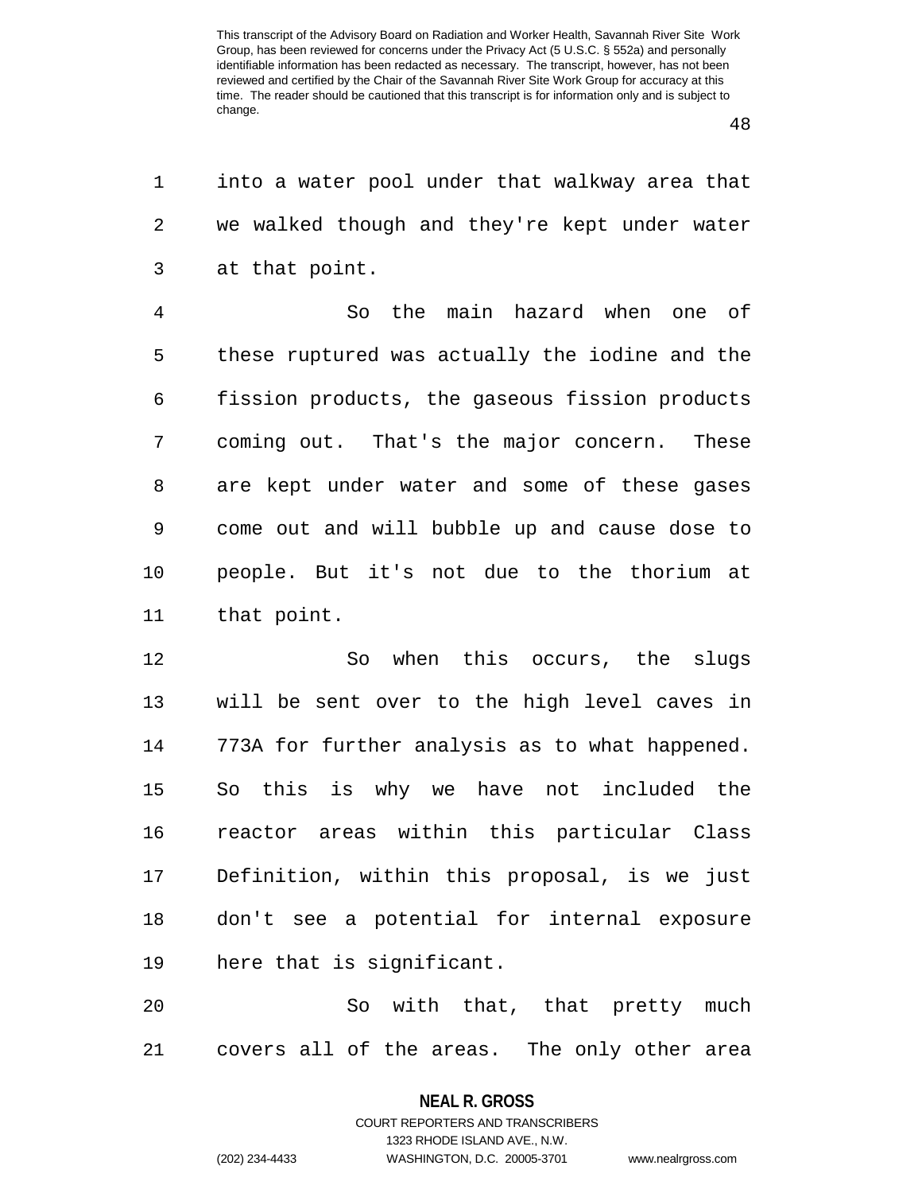into a water pool under that walkway area that we walked though and they're kept under water at that point.

So the main hazard when one of these ruptured was actually the iodine and the fission products, the gaseous fission products coming out. That's the major concern. These are kept under water and some of these gases come out and will bubble up and cause dose to people. But it's not due to the thorium at that point.

So when this occurs, the slugs will be sent over to the high level caves in 773A for further analysis as to what happened. So this is why we have not included the reactor areas within this particular Class Definition, within this proposal, is we just don't see a potential for internal exposure here that is significant.

So with that, that pretty much covers all of the areas. The only other area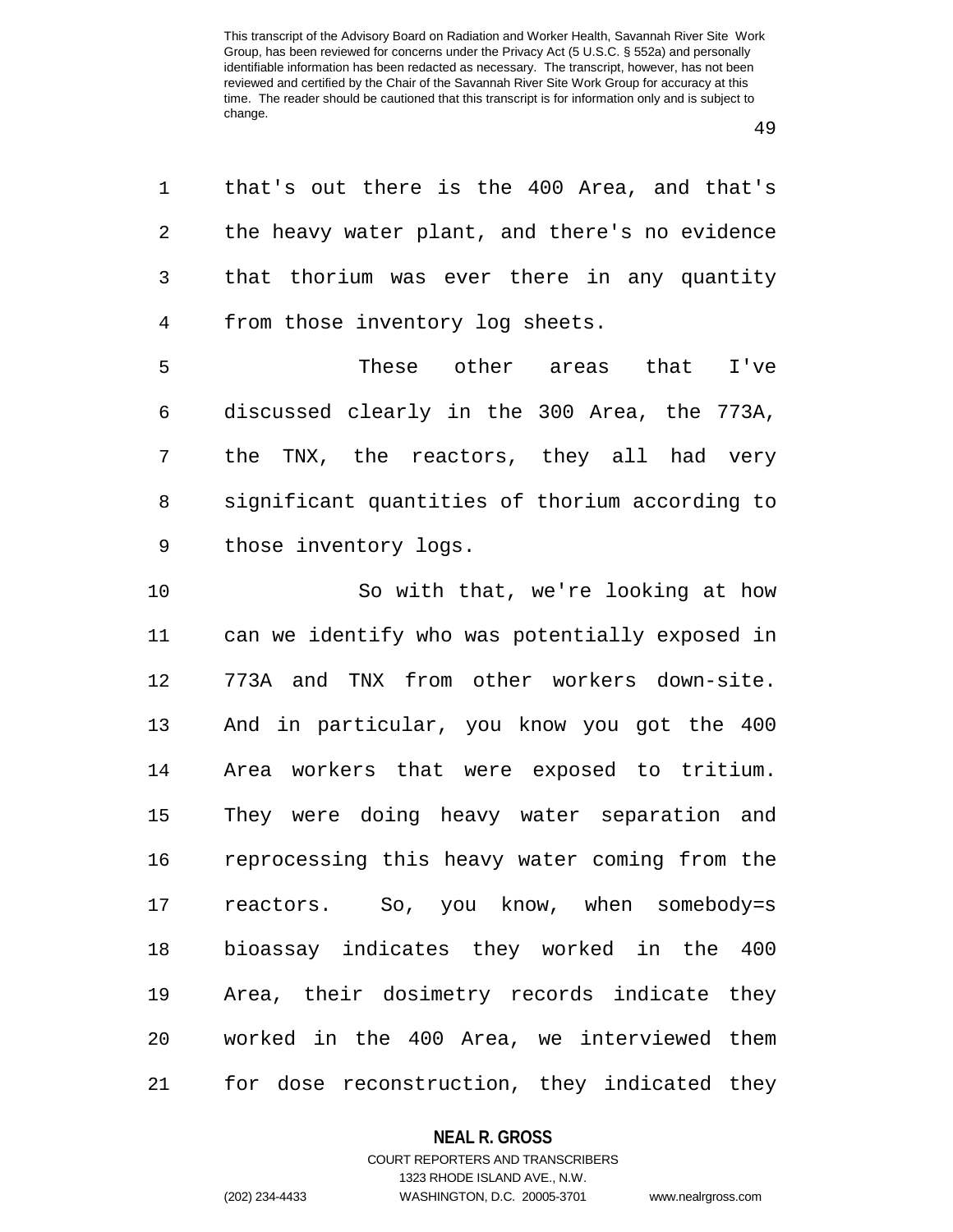that's out there is the 400 Area, and that's the heavy water plant, and there's no evidence that thorium was ever there in any quantity from those inventory log sheets.

These other areas that I've discussed clearly in the 300 Area, the 773A, the TNX, the reactors, they all had very significant quantities of thorium according to those inventory logs.

So with that, we're looking at how can we identify who was potentially exposed in 773A and TNX from other workers down-site. And in particular, you know you got the 400 Area workers that were exposed to tritium. They were doing heavy water separation and reprocessing this heavy water coming from the reactors. So, you know, when somebody=s bioassay indicates they worked in the 400 Area, their dosimetry records indicate they worked in the 400 Area, we interviewed them for dose reconstruction, they indicated they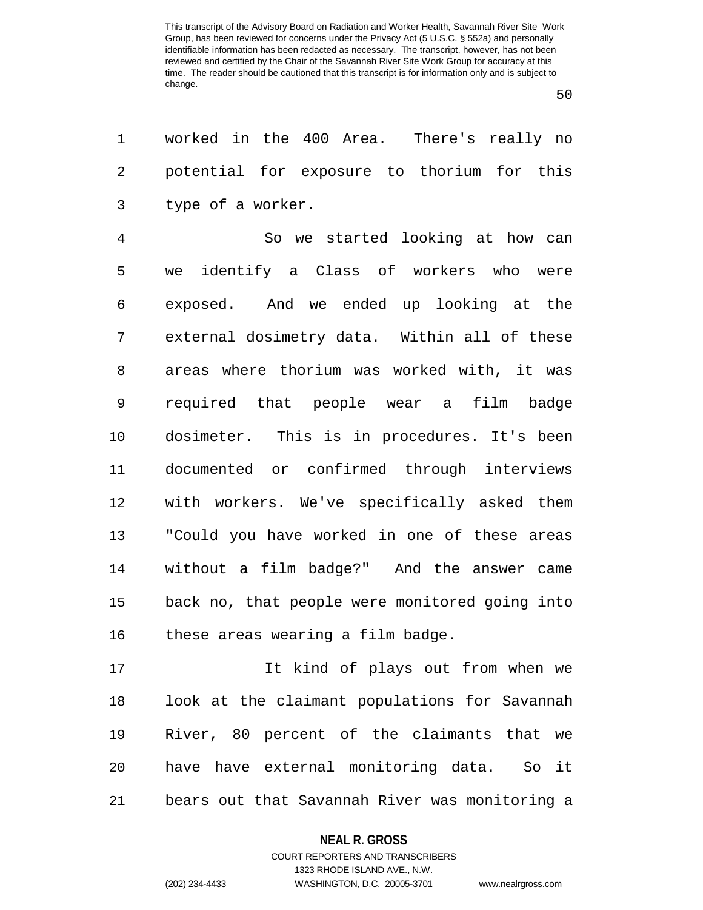worked in the 400 Area. There's really no potential for exposure to thorium for this type of a worker.

So we started looking at how can we identify a Class of workers who were exposed. And we ended up looking at the external dosimetry data. Within all of these areas where thorium was worked with, it was required that people wear a film badge dosimeter. This is in procedures. It's been documented or confirmed through interviews with workers. We've specifically asked them "Could you have worked in one of these areas without a film badge?" And the answer came back no, that people were monitored going into these areas wearing a film badge.

It kind of plays out from when we look at the claimant populations for Savannah River, 80 percent of the claimants that we have have external monitoring data. So it bears out that Savannah River was monitoring a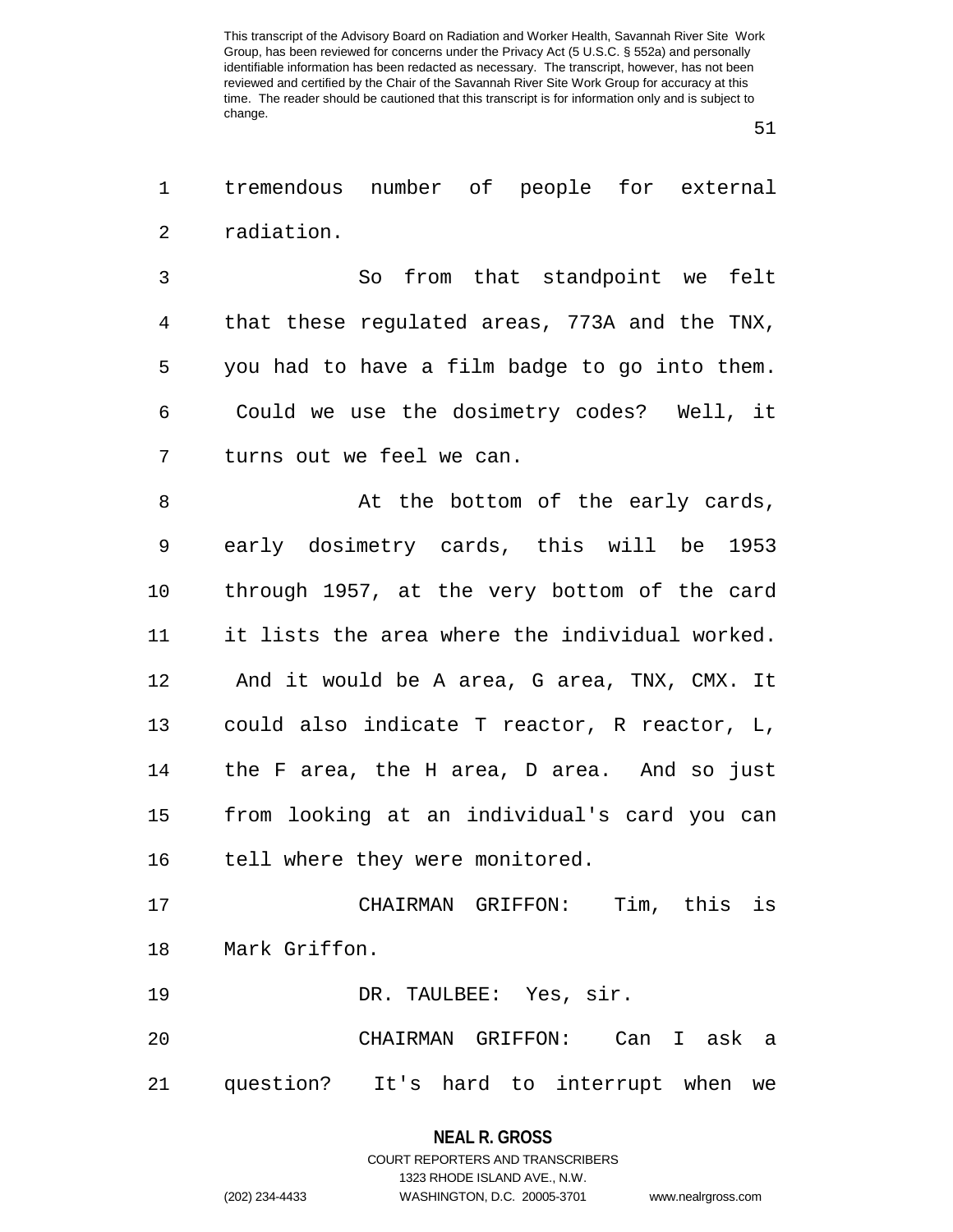tremendous number of people for external radiation.

So from that standpoint we felt that these regulated areas, 773A and the TNX, you had to have a film badge to go into them. Could we use the dosimetry codes? Well, it turns out we feel we can.

At the bottom of the early cards, early dosimetry cards, this will be 1953 through 1957, at the very bottom of the card it lists the area where the individual worked. And it would be A area, G area, TNX, CMX. It could also indicate T reactor, R reactor, L, the F area, the H area, D area. And so just from looking at an individual's card you can tell where they were monitored.

CHAIRMAN GRIFFON: Tim, this is Mark Griffon.

DR. TAULBEE: Yes, sir.

CHAIRMAN GRIFFON: Can I ask a question? It's hard to interrupt when we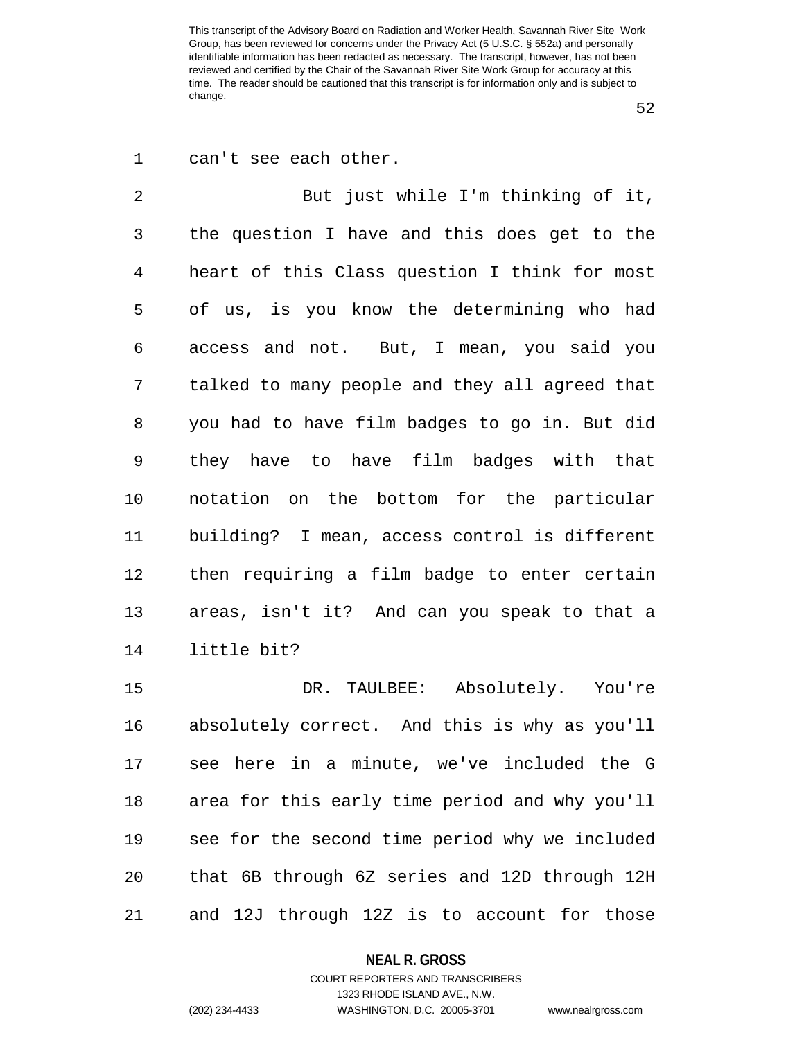can't see each other.

But just while I'm thinking of it, the question I have and this does get to the heart of this Class question I think for most of us, is you know the determining who had access and not. But, I mean, you said you talked to many people and they all agreed that you had to have film badges to go in. But did they have to have film badges with that notation on the bottom for the particular building? I mean, access control is different then requiring a film badge to enter certain areas, isn't it? And can you speak to that a little bit?

DR. TAULBEE: Absolutely. You're absolutely correct. And this is why as you'll see here in a minute, we've included the G area for this early time period and why you'll see for the second time period why we included that 6B through 6Z series and 12D through 12H and 12J through 12Z is to account for those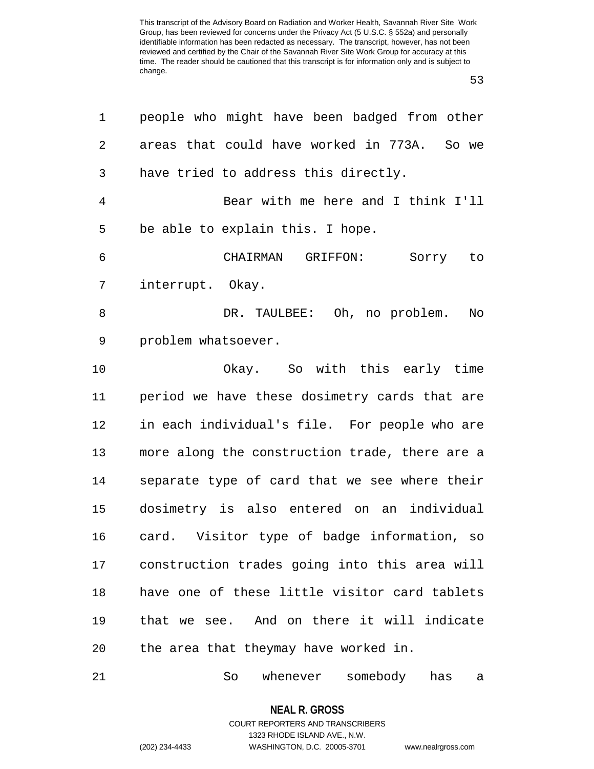people who might have been badged from other areas that could have worked in 773A. So we have tried to address this directly.

Bear with me here and I think I'll be able to explain this. I hope.

CHAIRMAN GRIFFON: Sorry to interrupt. Okay.

DR. TAULBEE: Oh, no problem. No problem whatsoever.

Okay. So with this early time period we have these dosimetry cards that are in each individual's file. For people who are more along the construction trade, there are a separate type of card that we see where their dosimetry is also entered on an individual card. Visitor type of badge information, so construction trades going into this area will have one of these little visitor card tablets that we see. And on there it will indicate the area that theymay have worked in.

So whenever somebody has a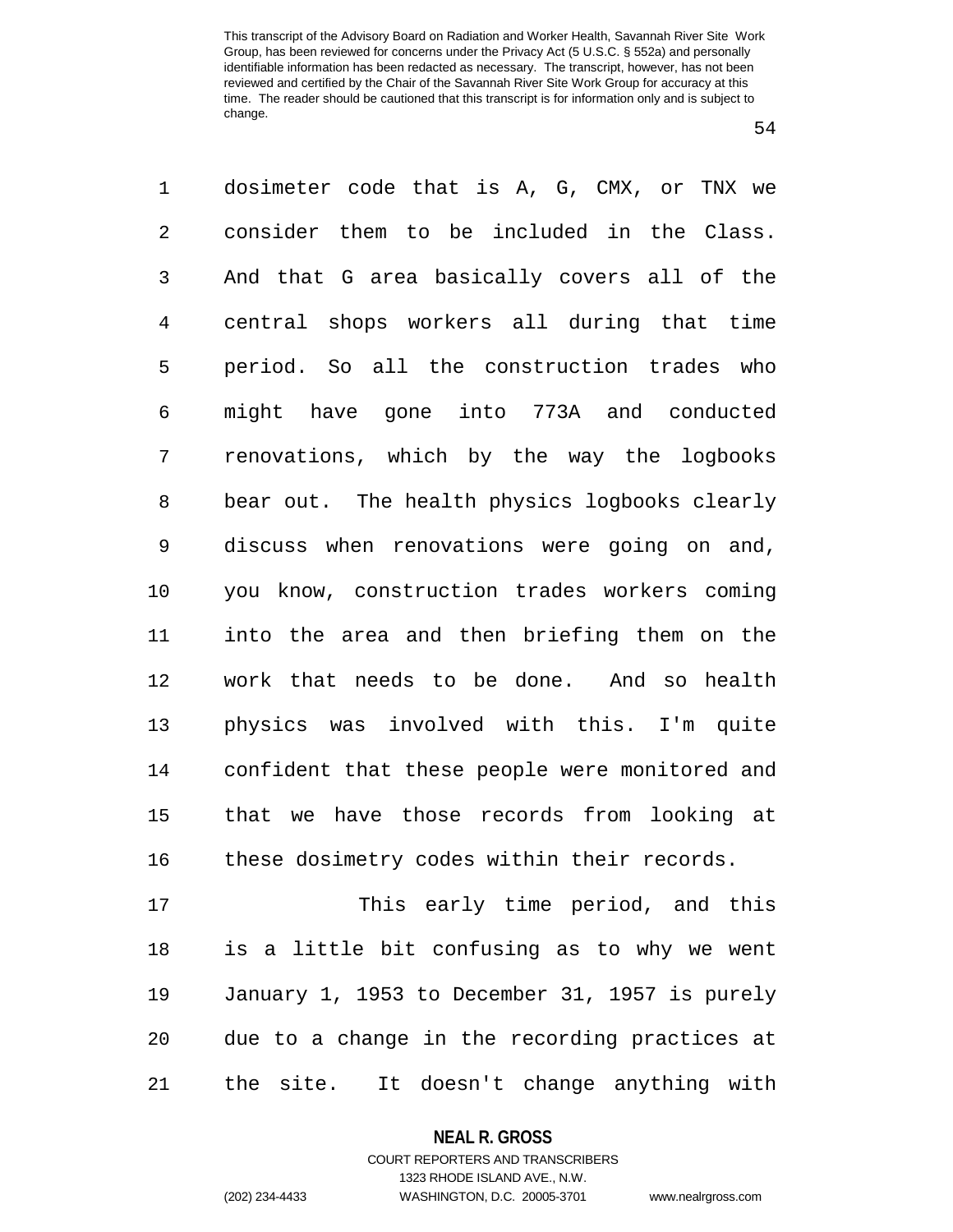dosimeter code that is A, G, CMX, or TNX we consider them to be included in the Class. And that G area basically covers all of the central shops workers all during that time period. So all the construction trades who might have gone into 773A and conducted renovations, which by the way the logbooks bear out. The health physics logbooks clearly discuss when renovations were going on and, you know, construction trades workers coming into the area and then briefing them on the work that needs to be done. And so health physics was involved with this. I'm quite confident that these people were monitored and that we have those records from looking at these dosimetry codes within their records.

This early time period, and this is a little bit confusing as to why we went January 1, 1953 to December 31, 1957 is purely due to a change in the recording practices at the site. It doesn't change anything with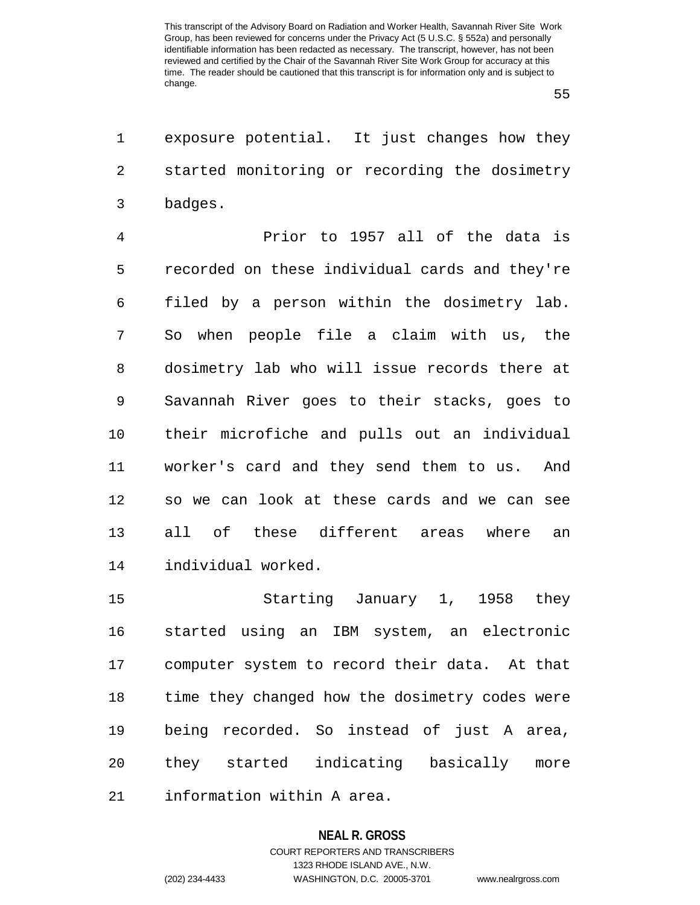exposure potential. It just changes how they started monitoring or recording the dosimetry badges.

Prior to 1957 all of the data is recorded on these individual cards and they're filed by a person within the dosimetry lab. So when people file a claim with us, the dosimetry lab who will issue records there at Savannah River goes to their stacks, goes to their microfiche and pulls out an individual worker's card and they send them to us. And so we can look at these cards and we can see all of these different areas where an individual worked.

Starting January 1, 1958 they started using an IBM system, an electronic computer system to record their data. At that time they changed how the dosimetry codes were being recorded. So instead of just A area, they started indicating basically more information within A area.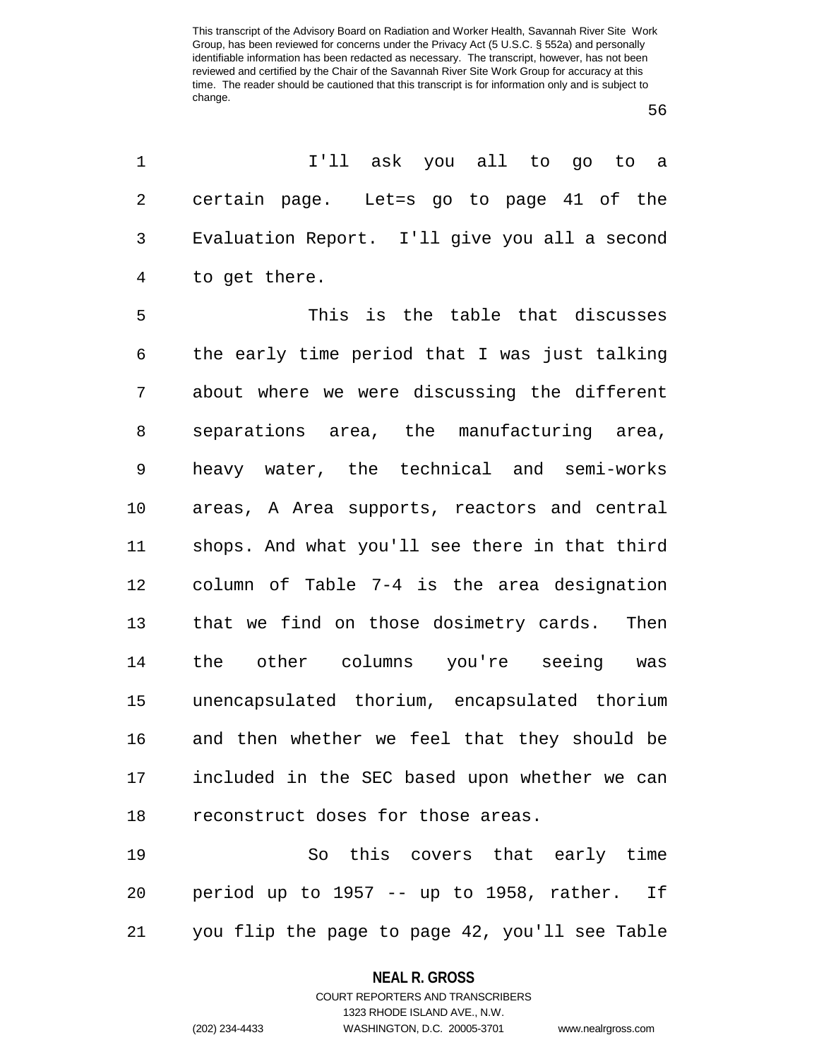I'll ask you all to go to a certain page. Let=s go to page 41 of the Evaluation Report. I'll give you all a second to get there.

This is the table that discusses the early time period that I was just talking about where we were discussing the different separations area, the manufacturing area, heavy water, the technical and semi-works areas, A Area supports, reactors and central shops. And what you'll see there in that third column of Table 7-4 is the area designation that we find on those dosimetry cards. Then the other columns you're seeing was unencapsulated thorium, encapsulated thorium and then whether we feel that they should be included in the SEC based upon whether we can reconstruct doses for those areas.

So this covers that early time period up to 1957 -- up to 1958, rather. If you flip the page to page 42, you'll see Table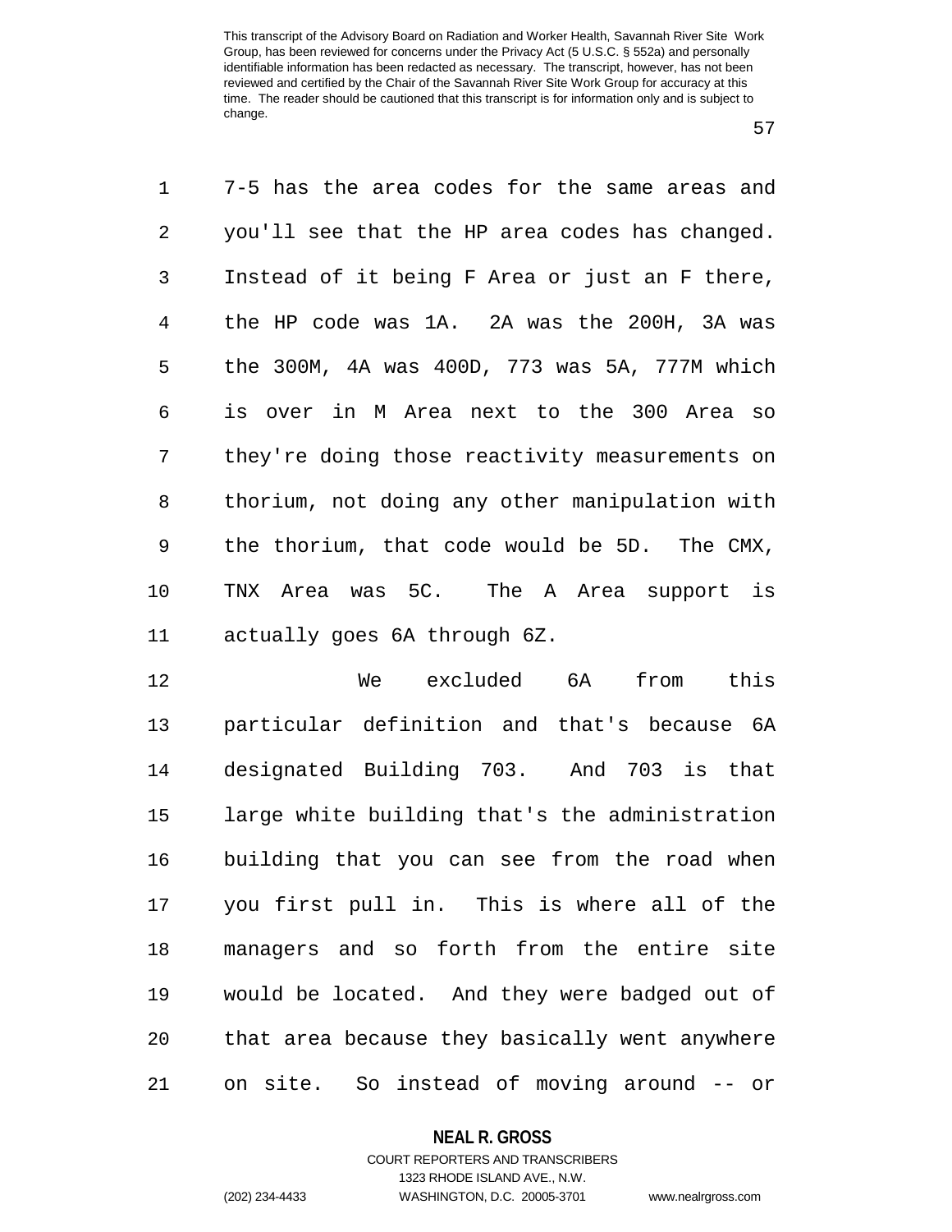7-5 has the area codes for the same areas and you'll see that the HP area codes has changed. Instead of it being F Area or just an F there, the HP code was 1A. 2A was the 200H, 3A was the 300M, 4A was 400D, 773 was 5A, 777M which is over in M Area next to the 300 Area so they're doing those reactivity measurements on thorium, not doing any other manipulation with the thorium, that code would be 5D. The CMX, TNX Area was 5C. The A Area support is actually goes 6A through 6Z.

We excluded 6A from this particular definition and that's because 6A designated Building 703. And 703 is that large white building that's the administration building that you can see from the road when you first pull in. This is where all of the managers and so forth from the entire site would be located. And they were badged out of that area because they basically went anywhere on site. So instead of moving around -- or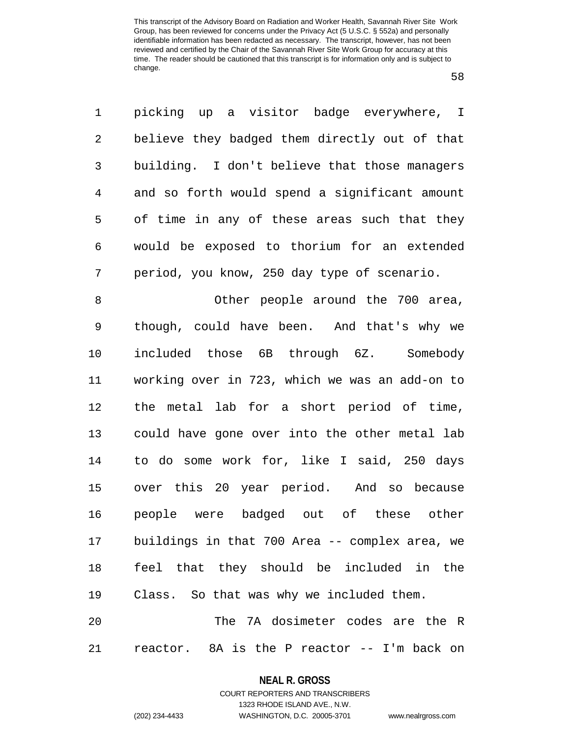picking up a visitor badge everywhere, I believe they badged them directly out of that building. I don't believe that those managers and so forth would spend a significant amount of time in any of these areas such that they would be exposed to thorium for an extended period, you know, 250 day type of scenario.

Other people around the 700 area, though, could have been. And that's why we included those 6B through 6Z. Somebody working over in 723, which we was an add-on to the metal lab for a short period of time, could have gone over into the other metal lab to do some work for, like I said, 250 days over this 20 year period. And so because people were badged out of these other buildings in that 700 Area -- complex area, we feel that they should be included in the Class. So that was why we included them.

The 7A dosimeter codes are the R reactor. 8A is the P reactor -- I'm back on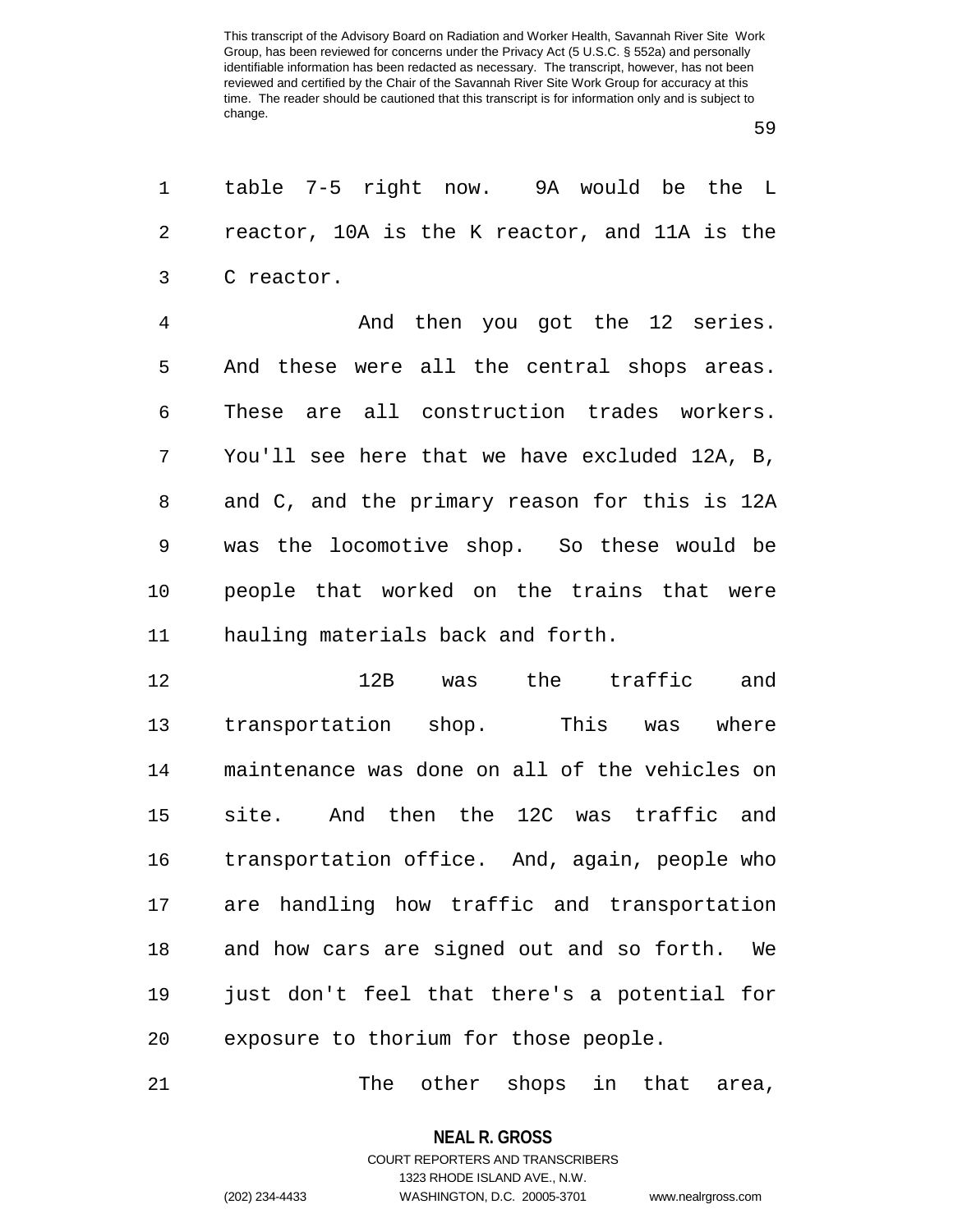table 7-5 right now. 9A would be the L reactor, 10A is the K reactor, and 11A is the C reactor.

And then you got the 12 series. And these were all the central shops areas. These are all construction trades workers. You'll see here that we have excluded 12A, B, and C, and the primary reason for this is 12A was the locomotive shop. So these would be people that worked on the trains that were hauling materials back and forth.

12B was the traffic and transportation shop. This was where maintenance was done on all of the vehicles on site. And then the 12C was traffic and transportation office. And, again, people who are handling how traffic and transportation and how cars are signed out and so forth. We just don't feel that there's a potential for exposure to thorium for those people.

The other shops in that area,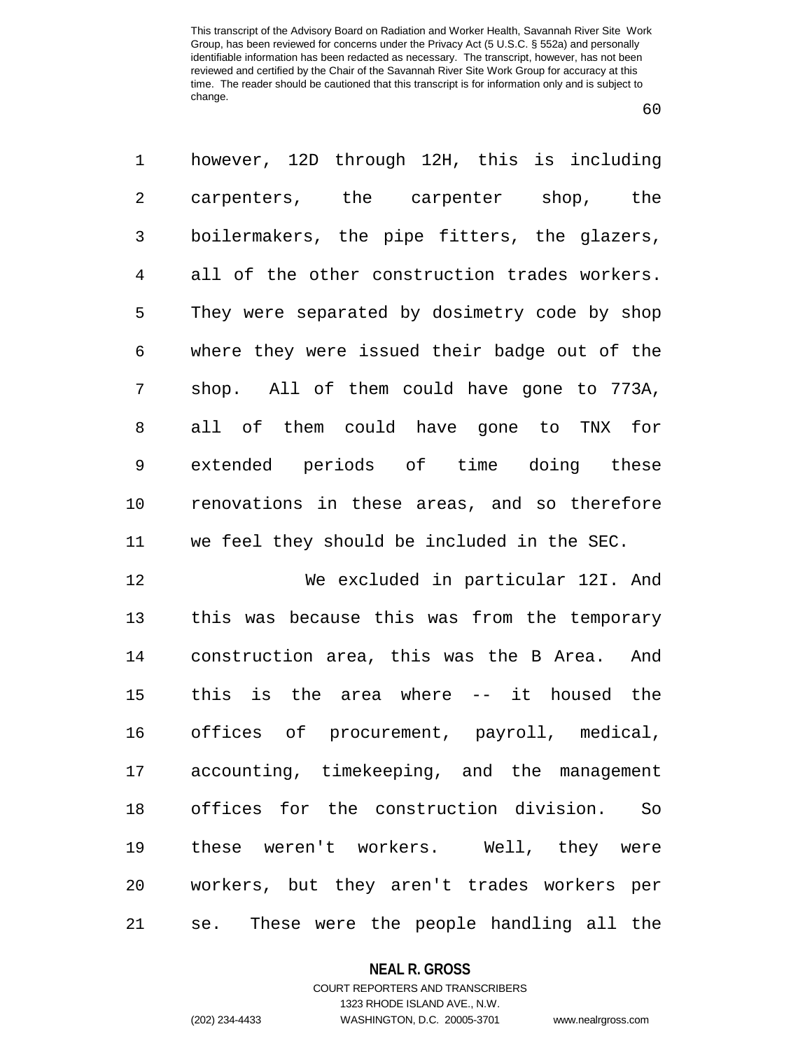however, 12D through 12H, this is including carpenters, the carpenter shop, the boilermakers, the pipe fitters, the glazers, all of the other construction trades workers. They were separated by dosimetry code by shop where they were issued their badge out of the shop. All of them could have gone to 773A, all of them could have gone to TNX for extended periods of time doing these renovations in these areas, and so therefore we feel they should be included in the SEC.

We excluded in particular 12I. And this was because this was from the temporary construction area, this was the B Area. And this is the area where -- it housed the offices of procurement, payroll, medical, accounting, timekeeping, and the management offices for the construction division. So these weren't workers. Well, they were workers, but they aren't trades workers per se. These were the people handling all the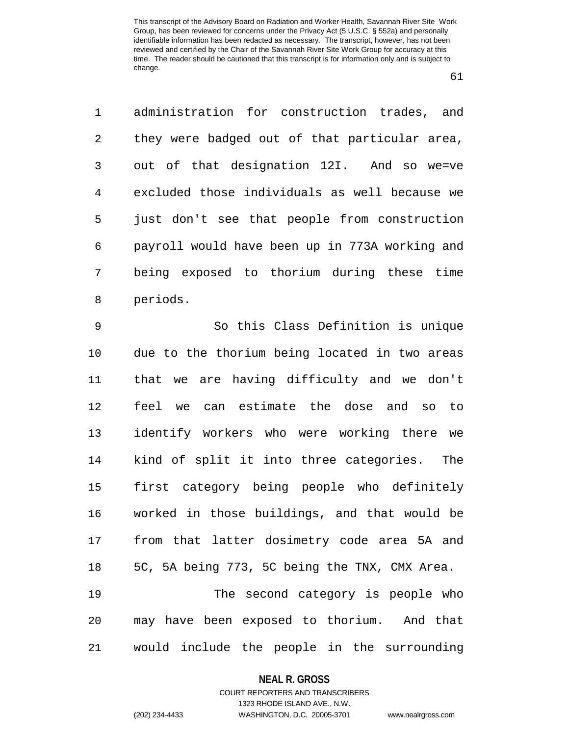administration for construction trades, and they were badged out of that particular area, out of that designation 12I. And so we=ve excluded those individuals as well because we just don't see that people from construction payroll would have been up in 773A working and being exposed to thorium during these time periods.

So this Class Definition is unique due to the thorium being located in two areas that we are having difficulty and we don't feel we can estimate the dose and so to identify workers who were working there we kind of split it into three categories. The first category being people who definitely worked in those buildings, and that would be from that latter dosimetry code area 5A and 5C, 5A being 773, 5C being the TNX, CMX Area.

The second category is people who may have been exposed to thorium. And that would include the people in the surrounding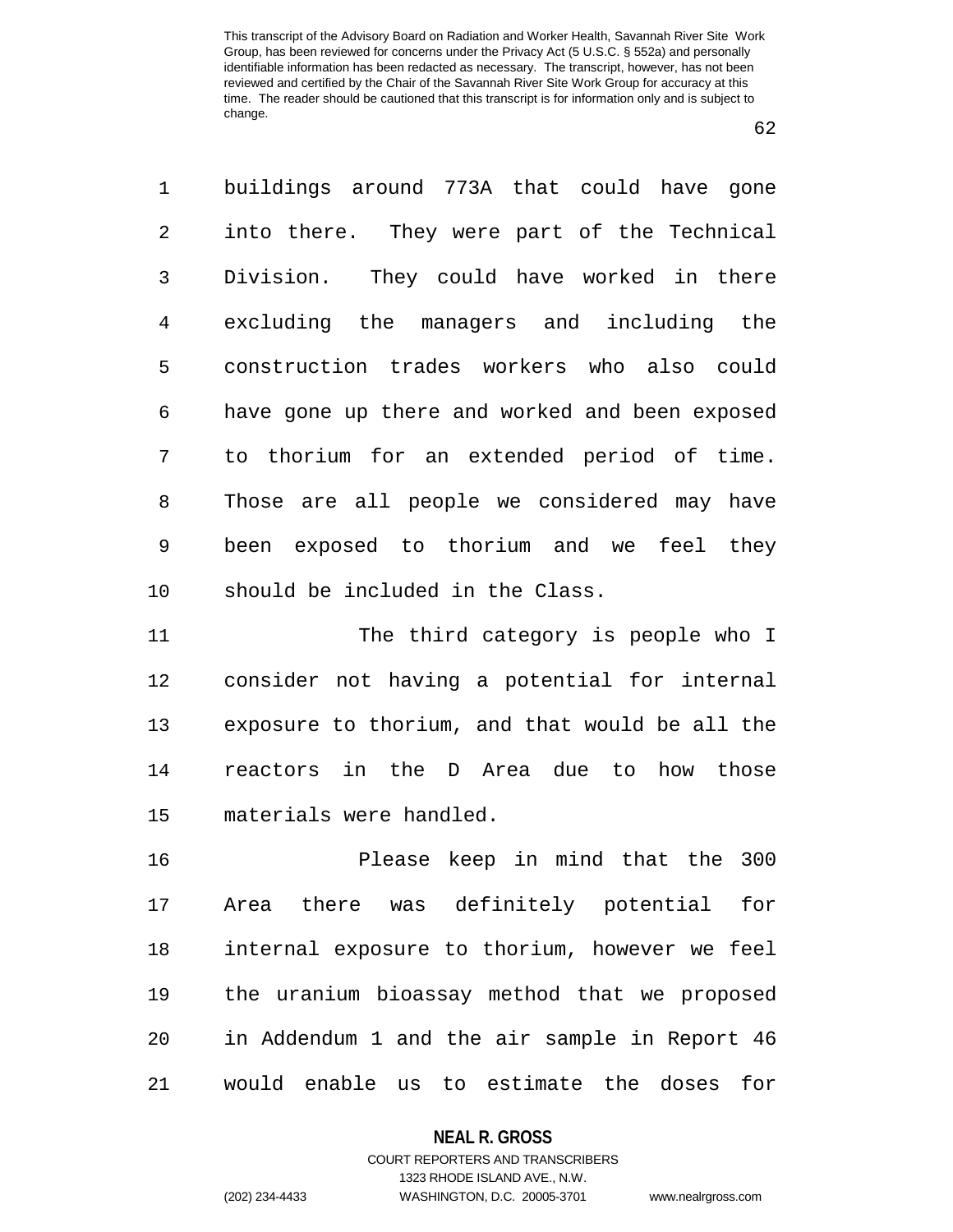buildings around 773A that could have gone into there. They were part of the Technical Division. They could have worked in there excluding the managers and including the construction trades workers who also could have gone up there and worked and been exposed to thorium for an extended period of time. Those are all people we considered may have been exposed to thorium and we feel they should be included in the Class.

The third category is people who I consider not having a potential for internal exposure to thorium, and that would be all the reactors in the D Area due to how those materials were handled.

Please keep in mind that the 300 Area there was definitely potential for internal exposure to thorium, however we feel the uranium bioassay method that we proposed in Addendum 1 and the air sample in Report 46 would enable us to estimate the doses for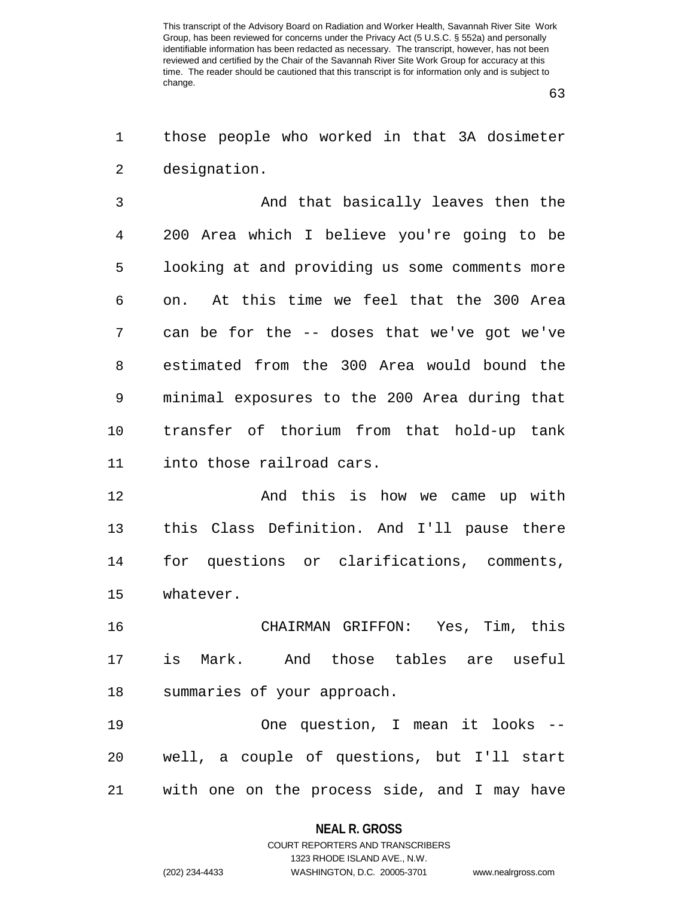those people who worked in that 3A dosimeter designation.

And that basically leaves then the 200 Area which I believe you're going to be looking at and providing us some comments more on. At this time we feel that the 300 Area can be for the -- doses that we've got we've estimated from the 300 Area would bound the minimal exposures to the 200 Area during that transfer of thorium from that hold-up tank into those railroad cars.

And this is how we came up with this Class Definition. And I'll pause there for questions or clarifications, comments, whatever.

CHAIRMAN GRIFFON: Yes, Tim, this is Mark. And those tables are useful summaries of your approach.

One question, I mean it looks -- well, a couple of questions, but I'll start with one on the process side, and I may have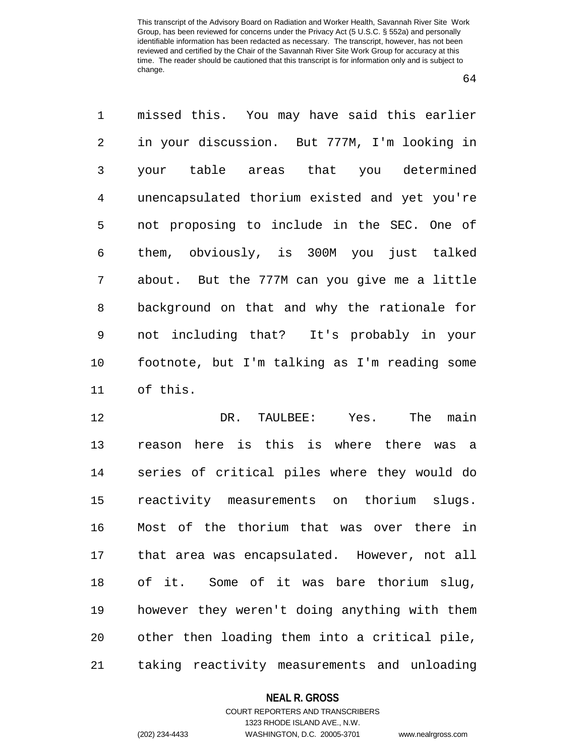missed this. You may have said this earlier in your discussion. But 777M, I'm looking in your table areas that you determined unencapsulated thorium existed and yet you're not proposing to include in the SEC. One of them, obviously, is 300M you just talked about. But the 777M can you give me a little background on that and why the rationale for not including that? It's probably in your footnote, but I'm talking as I'm reading some of this.

DR. TAULBEE: Yes. The main reason here is this is where there was a series of critical piles where they would do reactivity measurements on thorium slugs. Most of the thorium that was over there in that area was encapsulated. However, not all of it. Some of it was bare thorium slug, however they weren't doing anything with them other then loading them into a critical pile, taking reactivity measurements and unloading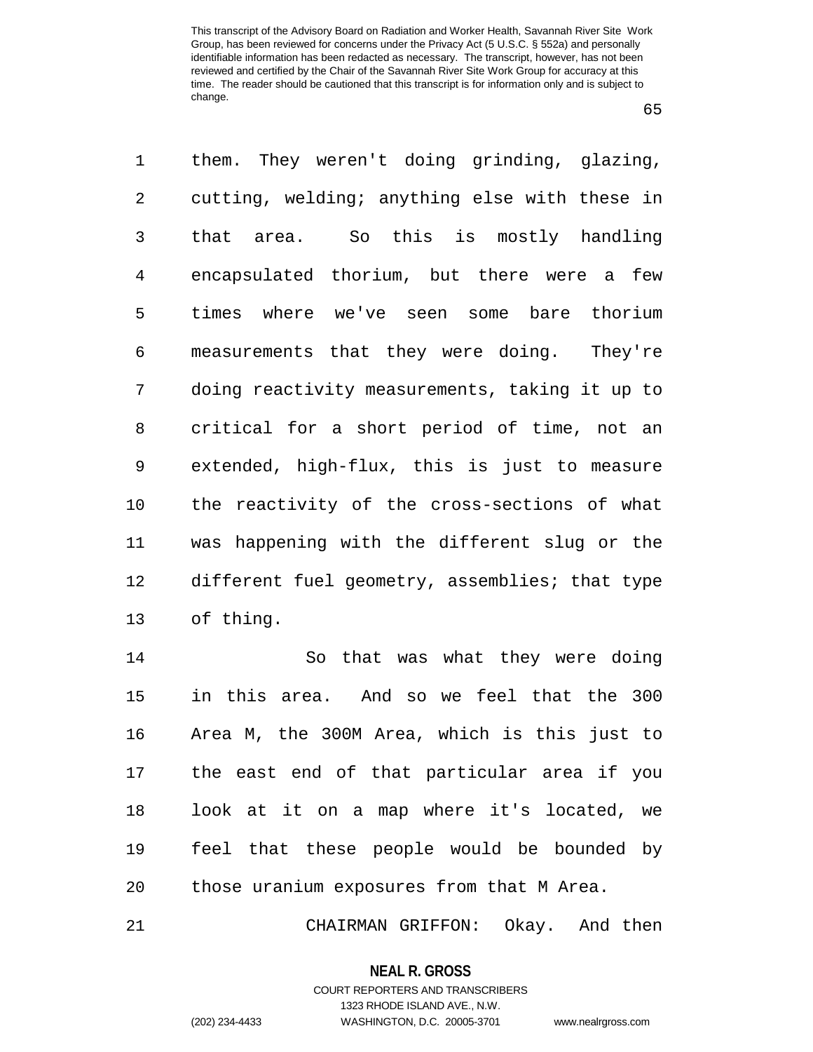them. They weren't doing grinding, glazing, cutting, welding; anything else with these in that area. So this is mostly handling encapsulated thorium, but there were a few times where we've seen some bare thorium measurements that they were doing. They're doing reactivity measurements, taking it up to critical for a short period of time, not an extended, high-flux, this is just to measure the reactivity of the cross-sections of what was happening with the different slug or the different fuel geometry, assemblies; that type of thing.

So that was what they were doing in this area. And so we feel that the 300 Area M, the 300M Area, which is this just to the east end of that particular area if you look at it on a map where it's located, we feel that these people would be bounded by those uranium exposures from that M Area.

CHAIRMAN GRIFFON: Okay. And then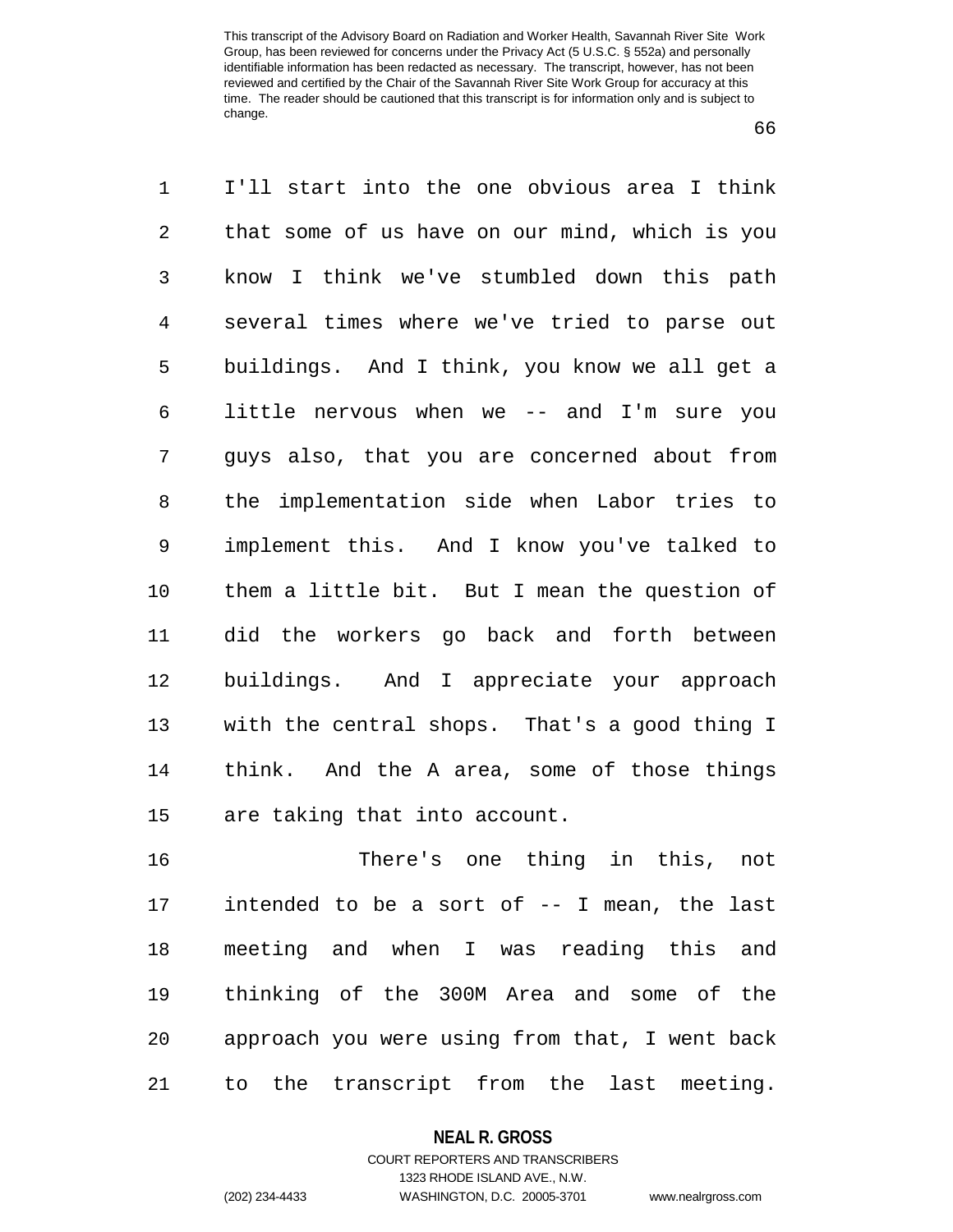I'll start into the one obvious area I think that some of us have on our mind, which is you know I think we've stumbled down this path several times where we've tried to parse out buildings. And I think, you know we all get a little nervous when we -- and I'm sure you guys also, that you are concerned about from the implementation side when Labor tries to implement this. And I know you've talked to them a little bit. But I mean the question of did the workers go back and forth between buildings. And I appreciate your approach with the central shops. That's a good thing I think. And the A area, some of those things are taking that into account.

There's one thing in this, not intended to be a sort of -- I mean, the last meeting and when I was reading this and thinking of the 300M Area and some of the approach you were using from that, I went back to the transcript from the last meeting.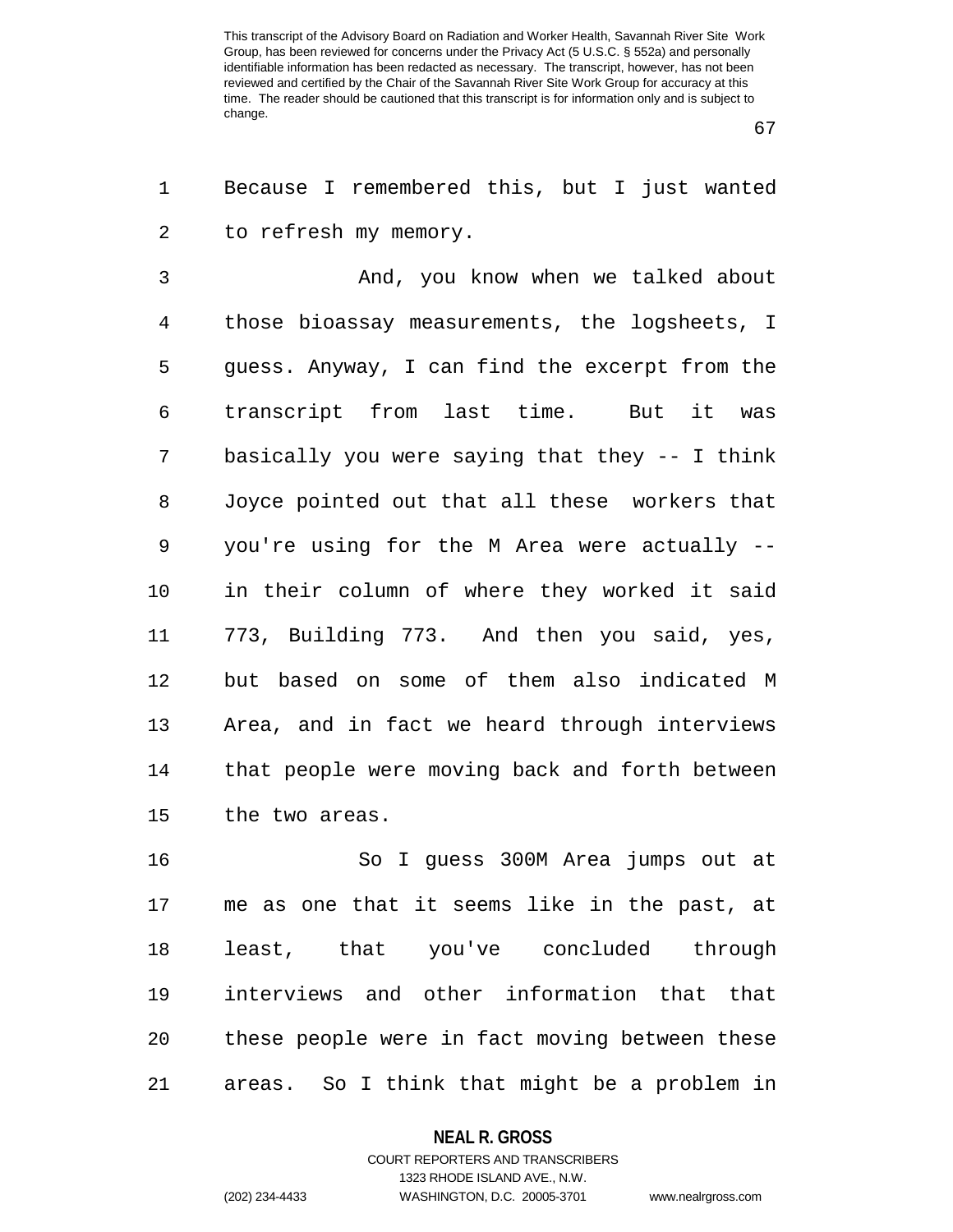Because I remembered this, but I just wanted to refresh my memory.

And, you know when we talked about those bioassay measurements, the logsheets, I guess. Anyway, I can find the excerpt from the transcript from last time. But it was basically you were saying that they -- I think Joyce pointed out that all these workers that you're using for the M Area were actually -- in their column of where they worked it said 773, Building 773. And then you said, yes, but based on some of them also indicated M Area, and in fact we heard through interviews that people were moving back and forth between the two areas.

So I guess 300M Area jumps out at me as one that it seems like in the past, at least, that you've concluded through interviews and other information that that these people were in fact moving between these areas. So I think that might be a problem in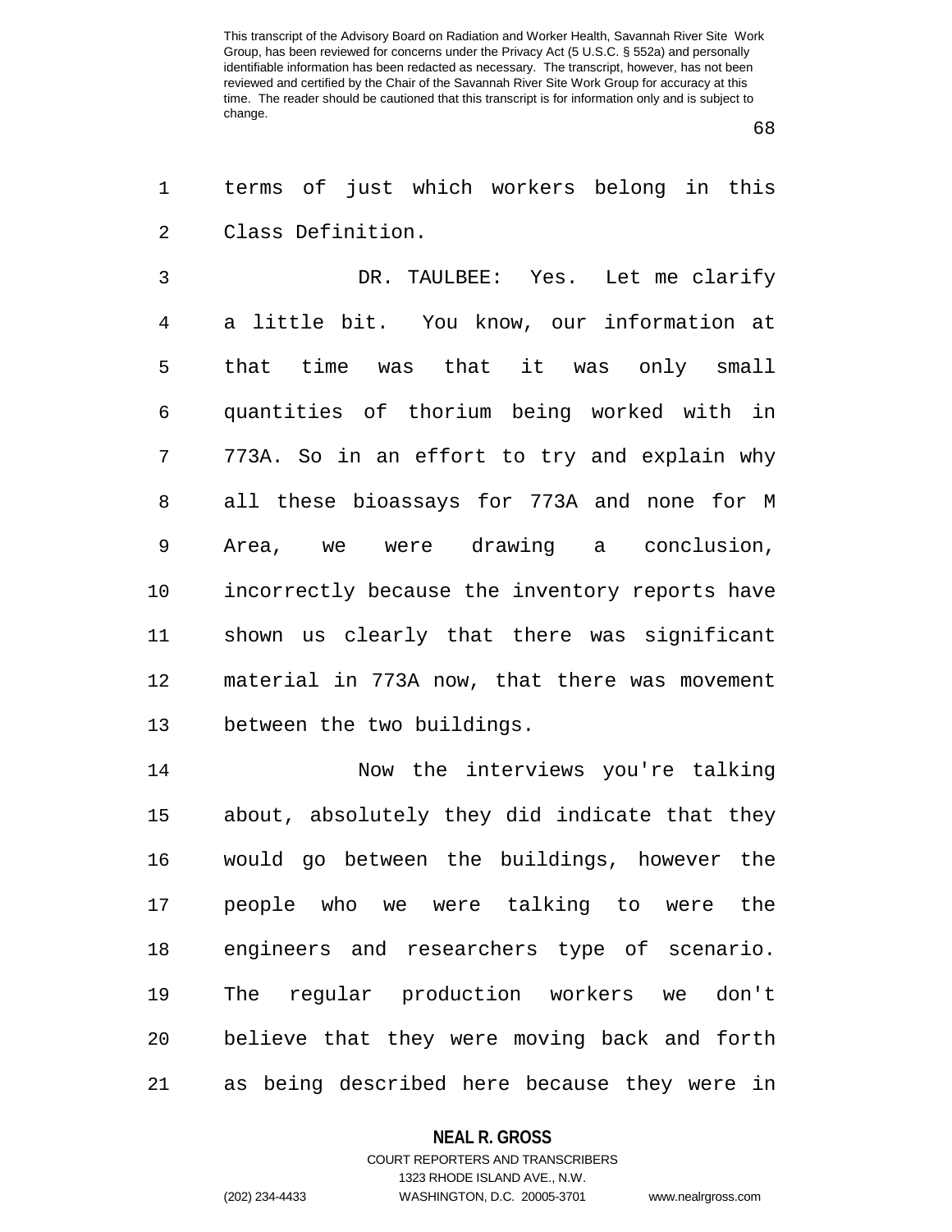terms of just which workers belong in this Class Definition.

DR. TAULBEE: Yes. Let me clarify a little bit. You know, our information at that time was that it was only small quantities of thorium being worked with in 773A. So in an effort to try and explain why all these bioassays for 773A and none for M Area, we were drawing a conclusion, incorrectly because the inventory reports have shown us clearly that there was significant material in 773A now, that there was movement between the two buildings.

Now the interviews you're talking about, absolutely they did indicate that they would go between the buildings, however the people who we were talking to were the engineers and researchers type of scenario. The regular production workers we don't believe that they were moving back and forth as being described here because they were in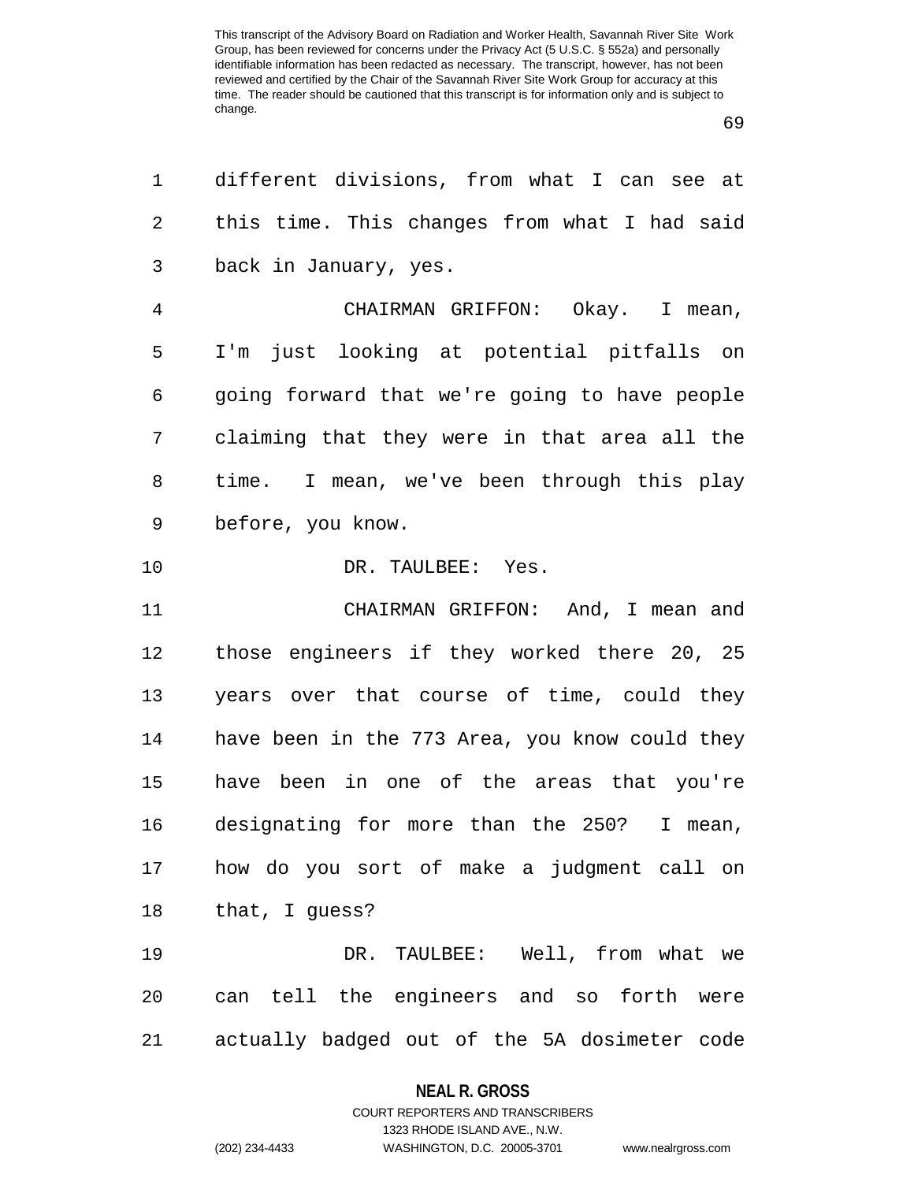different divisions, from what I can see at this time. This changes from what I had said back in January, yes.

CHAIRMAN GRIFFON: Okay. I mean, I'm just looking at potential pitfalls on going forward that we're going to have people claiming that they were in that area all the time. I mean, we've been through this play before, you know.

DR. TAULBEE: Yes.

CHAIRMAN GRIFFON: And, I mean and those engineers if they worked there 20, 25 years over that course of time, could they have been in the 773 Area, you know could they have been in one of the areas that you're designating for more than the 250? I mean, how do you sort of make a judgment call on that, I guess?

DR. TAULBEE: Well, from what we can tell the engineers and so forth were actually badged out of the 5A dosimeter code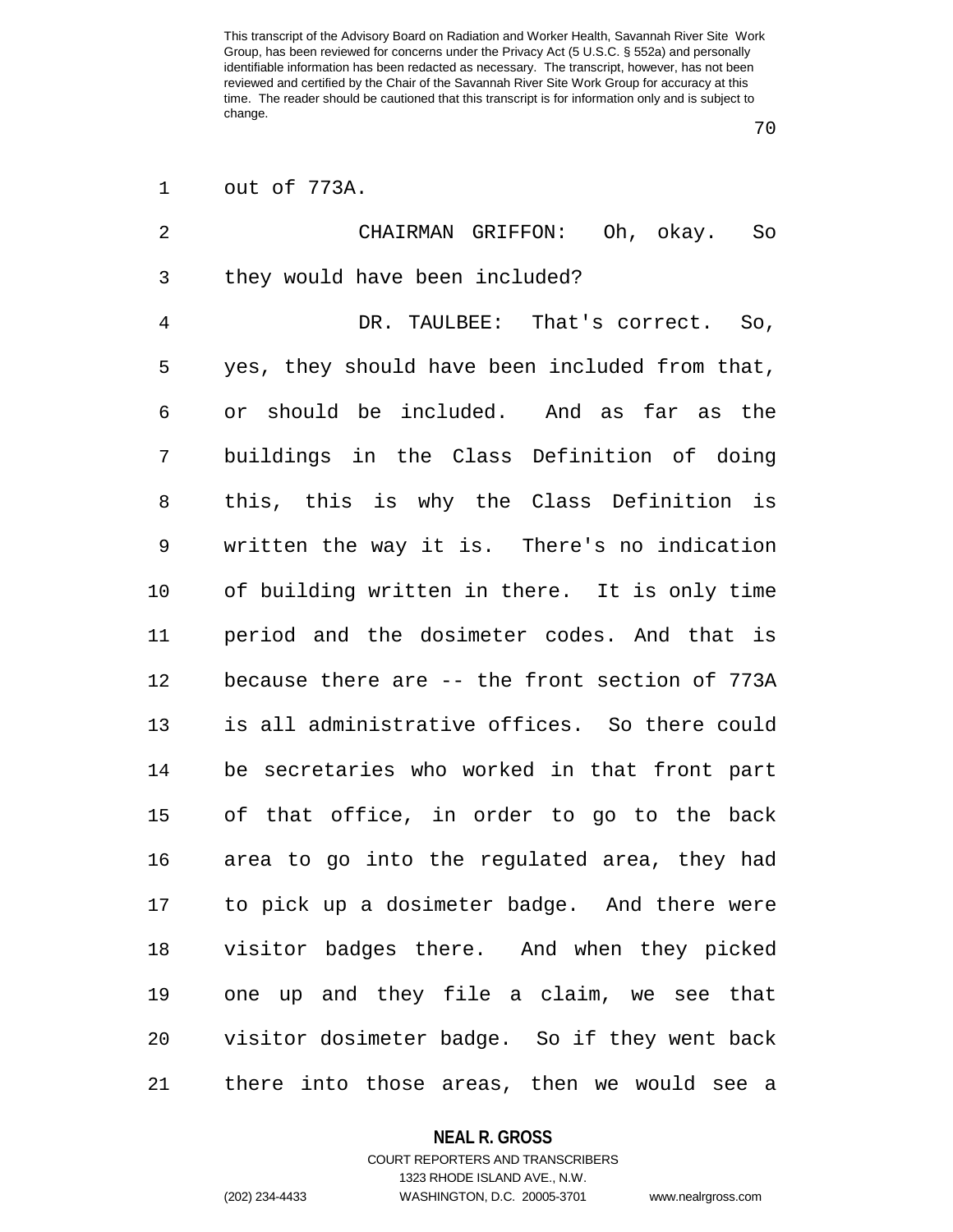out of 773A.

CHAIRMAN GRIFFON: Oh, okay. So they would have been included?

DR. TAULBEE: That's correct. So, yes, they should have been included from that, or should be included. And as far as the buildings in the Class Definition of doing this, this is why the Class Definition is written the way it is. There's no indication of building written in there. It is only time period and the dosimeter codes. And that is because there are -- the front section of 773A is all administrative offices. So there could be secretaries who worked in that front part of that office, in order to go to the back area to go into the regulated area, they had to pick up a dosimeter badge. And there were visitor badges there. And when they picked one up and they file a claim, we see that visitor dosimeter badge. So if they went back there into those areas, then we would see a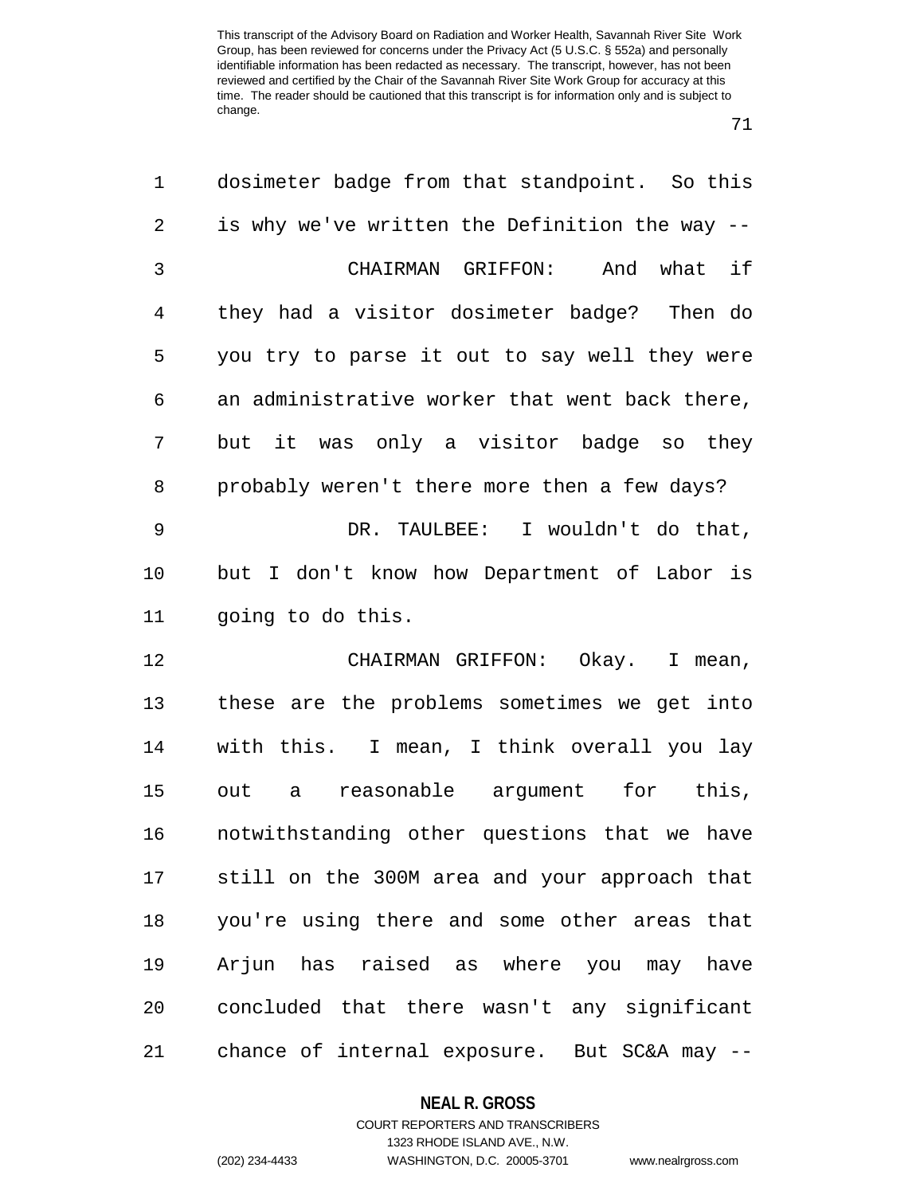dosimeter badge from that standpoint. So this is why we've written the Definition the way --

CHAIRMAN GRIFFON: And what if they had a visitor dosimeter badge? Then do you try to parse it out to say well they were an administrative worker that went back there, but it was only a visitor badge so they probably weren't there more then a few days?

DR. TAULBEE: I wouldn't do that, but I don't know how Department of Labor is going to do this.

CHAIRMAN GRIFFON: Okay. I mean, these are the problems sometimes we get into with this. I mean, I think overall you lay out a reasonable argument for this, notwithstanding other questions that we have still on the 300M area and your approach that you're using there and some other areas that Arjun has raised as where you may have concluded that there wasn't any significant chance of internal exposure. But SC&A may --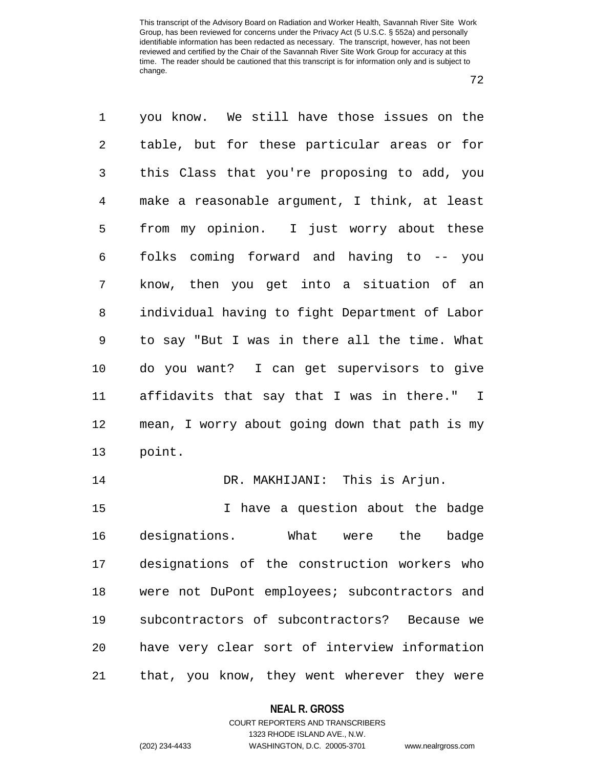you know. We still have those issues on the table, but for these particular areas or for this Class that you're proposing to add, you make a reasonable argument, I think, at least from my opinion. I just worry about these folks coming forward and having to -- you know, then you get into a situation of an individual having to fight Department of Labor to say "But I was in there all the time. What do you want? I can get supervisors to give affidavits that say that I was in there." I mean, I worry about going down that path is my point.

DR. MAKHIJANI: This is Arjun.

I have a question about the badge designations. What were the badge designations of the construction workers who were not DuPont employees; subcontractors and subcontractors of subcontractors? Because we have very clear sort of interview information that, you know, they went wherever they were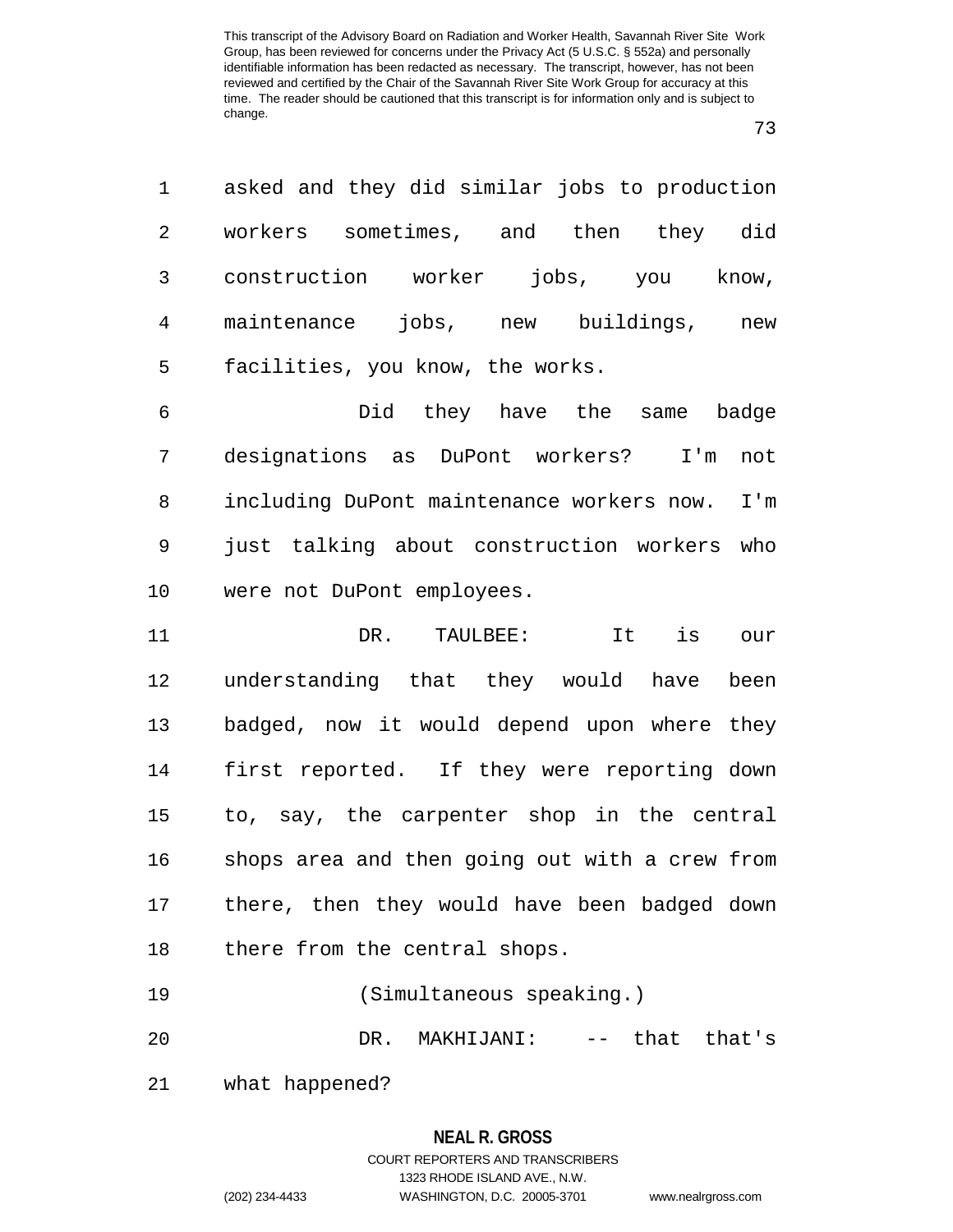asked and they did similar jobs to production workers sometimes, and then they did construction worker jobs, you know, maintenance jobs, new buildings, new facilities, you know, the works.

Did they have the same badge designations as DuPont workers? I'm not including DuPont maintenance workers now. I'm just talking about construction workers who were not DuPont employees.

DR. TAULBEE: It is our understanding that they would have been badged, now it would depend upon where they first reported. If they were reporting down to, say, the carpenter shop in the central shops area and then going out with a crew from there, then they would have been badged down there from the central shops.

(Simultaneous speaking.)

DR. MAKHIJANI: -- that that's what happened?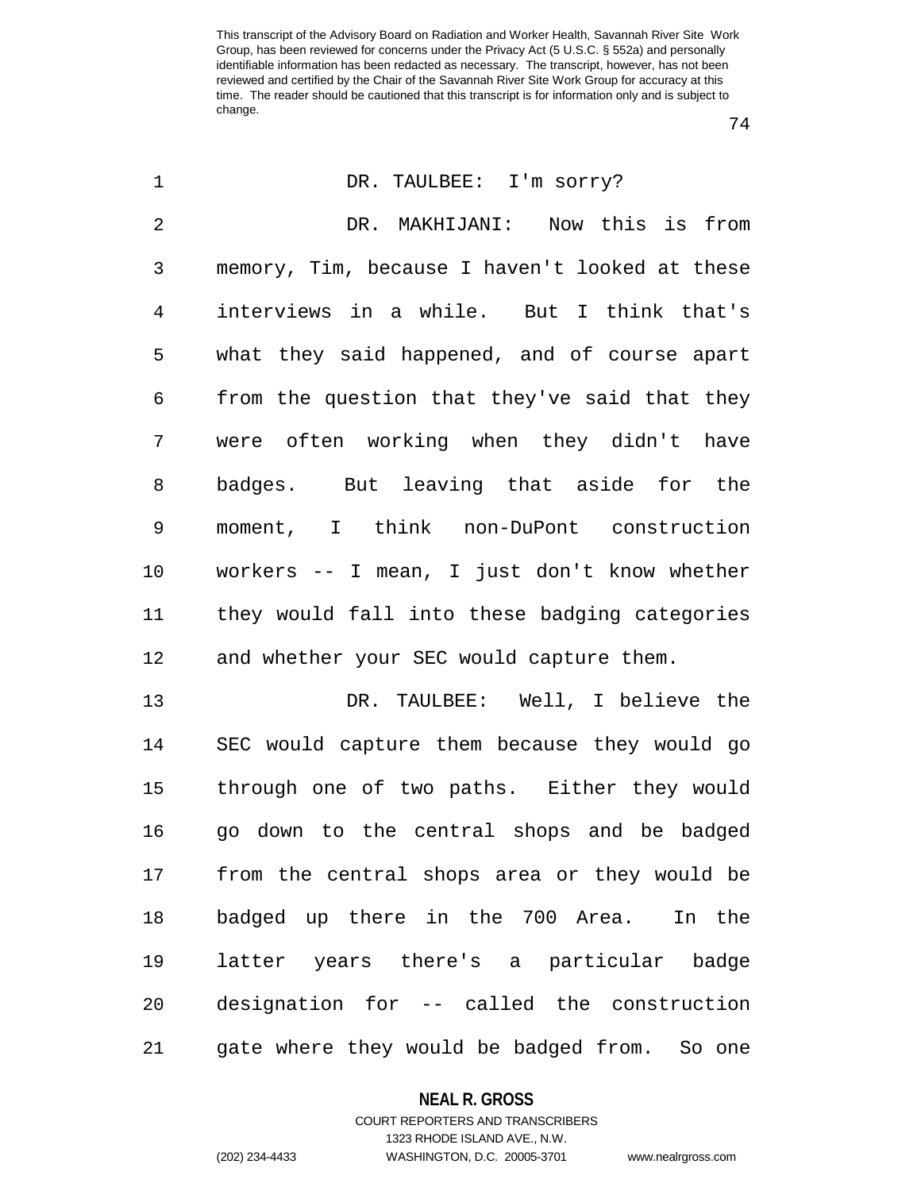DR. TAULBEE: I'm sorry?

DR. MAKHIJANI: Now this is from memory, Tim, because I haven't looked at these interviews in a while. But I think that's what they said happened, and of course apart from the question that they've said that they were often working when they didn't have badges. But leaving that aside for the moment, I think non-DuPont construction workers -- I mean, I just don't know whether they would fall into these badging categories and whether your SEC would capture them.

DR. TAULBEE: Well, I believe the SEC would capture them because they would go through one of two paths. Either they would go down to the central shops and be badged from the central shops area or they would be badged up there in the 700 Area. In the latter years there's a particular badge designation for -- called the construction gate where they would be badged from. So one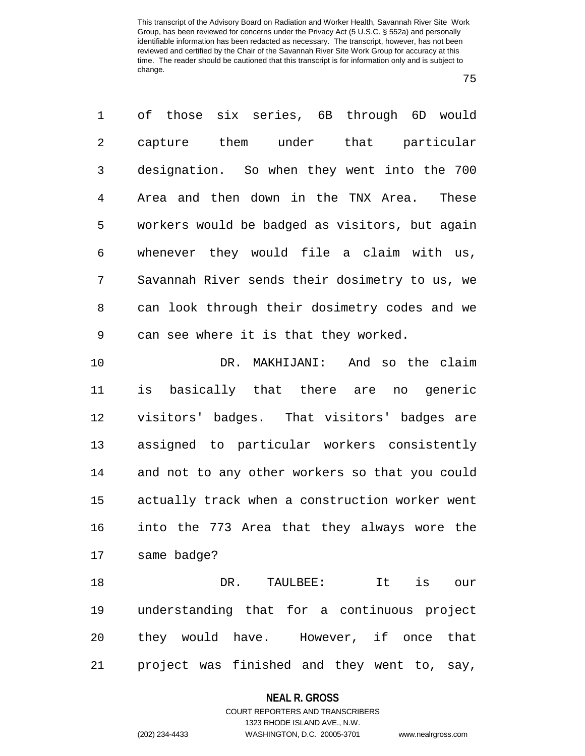of those six series, 6B through 6D would capture them under that particular designation. So when they went into the 700 Area and then down in the TNX Area. These workers would be badged as visitors, but again whenever they would file a claim with us, Savannah River sends their dosimetry to us, we can look through their dosimetry codes and we can see where it is that they worked.

DR. MAKHIJANI: And so the claim is basically that there are no generic visitors' badges. That visitors' badges are assigned to particular workers consistently and not to any other workers so that you could actually track when a construction worker went into the 773 Area that they always wore the same badge?

DR. TAULBEE: It is our understanding that for a continuous project they would have. However, if once that project was finished and they went to, say,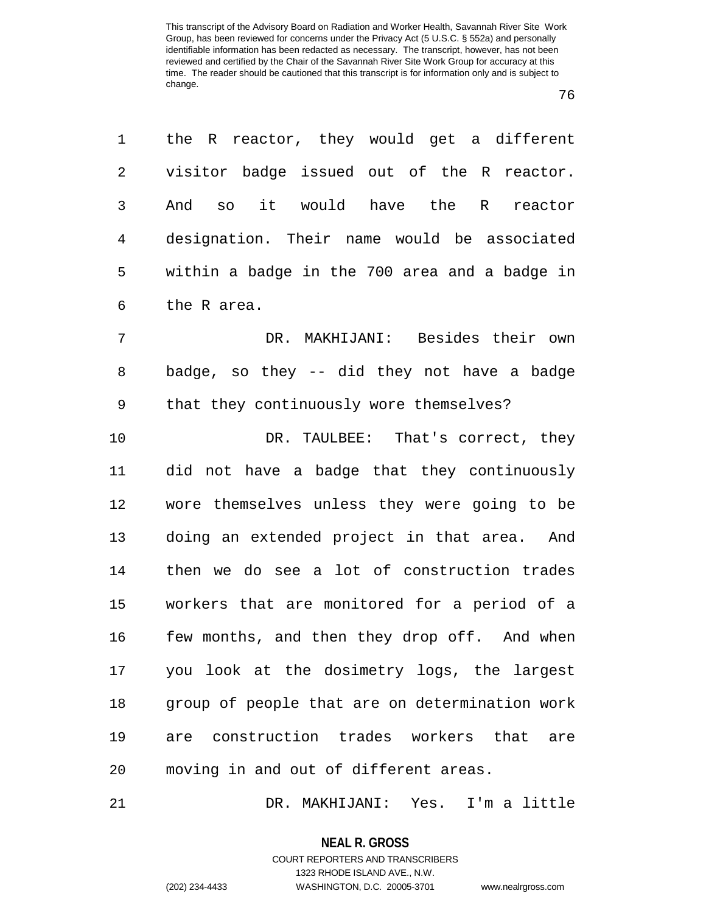the R reactor, they would get a different visitor badge issued out of the R reactor. And so it would have the R reactor designation. Their name would be associated within a badge in the 700 area and a badge in the R area.

DR. MAKHIJANI: Besides their own badge, so they -- did they not have a badge that they continuously wore themselves?

DR. TAULBEE: That's correct, they did not have a badge that they continuously wore themselves unless they were going to be doing an extended project in that area. And then we do see a lot of construction trades workers that are monitored for a period of a few months, and then they drop off. And when you look at the dosimetry logs, the largest group of people that are on determination work are construction trades workers that are moving in and out of different areas.

DR. MAKHIJANI: Yes. I'm a little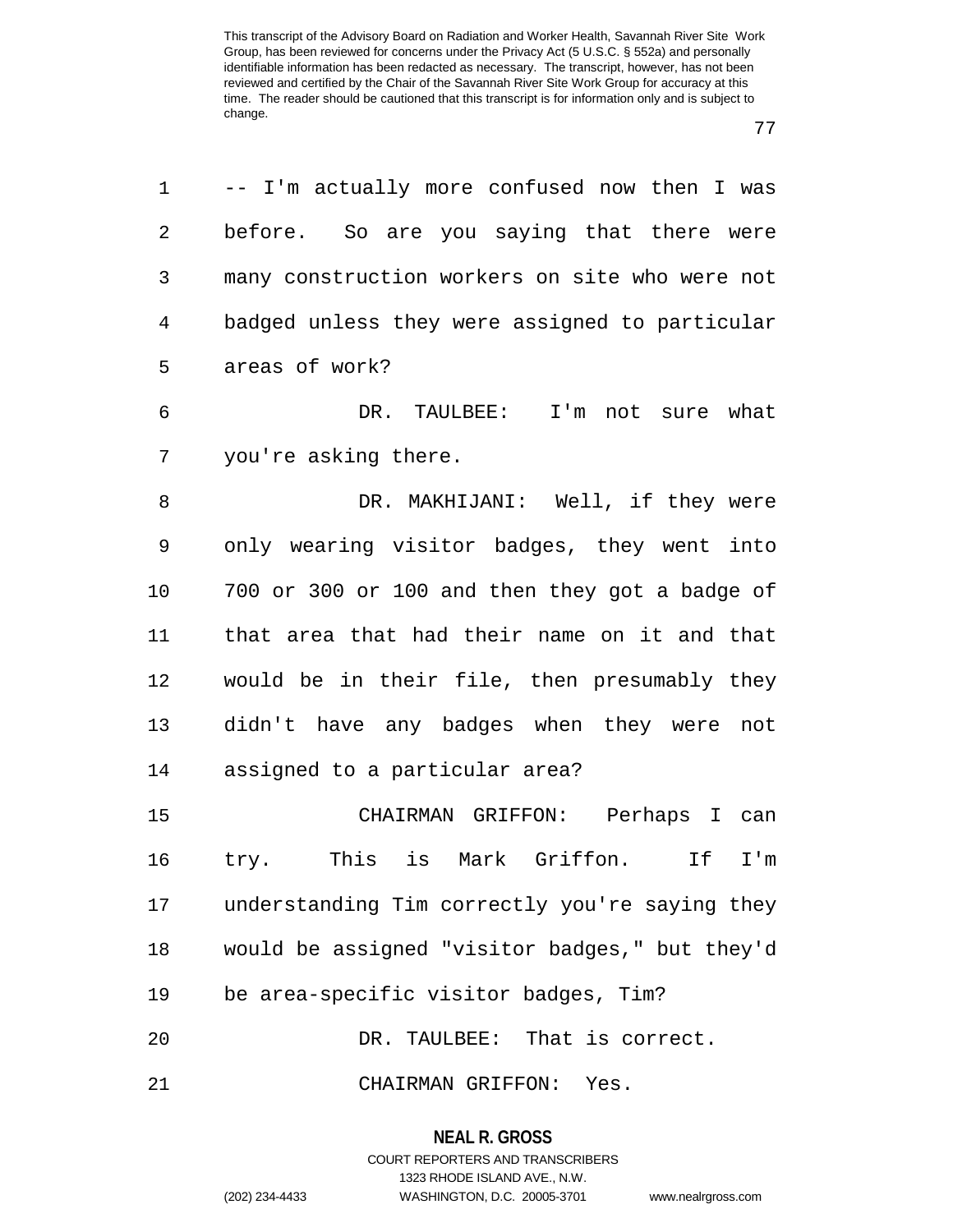-- I'm actually more confused now then I was before. So are you saying that there were many construction workers on site who were not badged unless they were assigned to particular areas of work?

DR. TAULBEE: I'm not sure what you're asking there.

DR. MAKHIJANI: Well, if they were only wearing visitor badges, they went into 700 or 300 or 100 and then they got a badge of that area that had their name on it and that would be in their file, then presumably they didn't have any badges when they were not assigned to a particular area?

CHAIRMAN GRIFFON: Perhaps I can try. This is Mark Griffon. If I'm understanding Tim correctly you're saying they would be assigned "visitor badges," but they'd be area-specific visitor badges, Tim?

DR. TAULBEE: That is correct.

CHAIRMAN GRIFFON: Yes.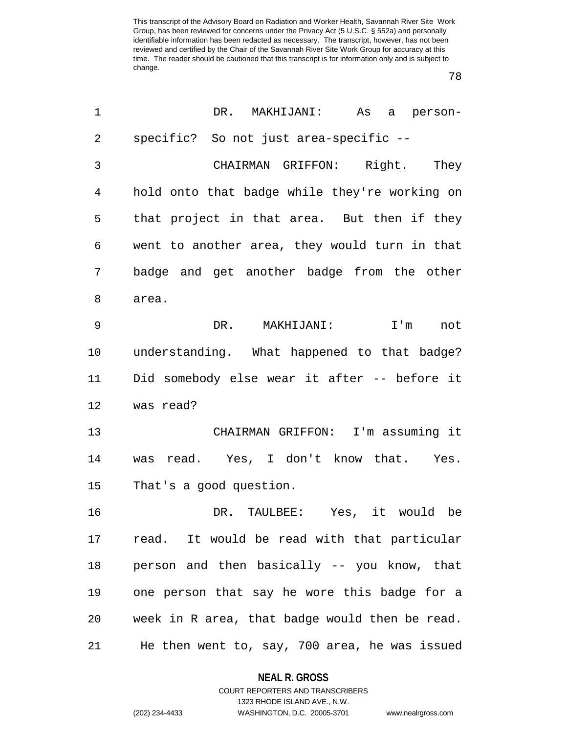DR. MAKHIJANI: As a person-specific? So not just area-specific --

CHAIRMAN GRIFFON: Right. They hold onto that badge while they're working on that project in that area. But then if they went to another area, they would turn in that badge and get another badge from the other area.

DR. MAKHIJANI: I'm not understanding. What happened to that badge? Did somebody else wear it after -- before it was read?

CHAIRMAN GRIFFON: I'm assuming it was read. Yes, I don't know that. Yes. That's a good question.

DR. TAULBEE: Yes, it would be read. It would be read with that particular person and then basically -- you know, that one person that say he wore this badge for a week in R area, that badge would then be read. He then went to, say, 700 area, he was issued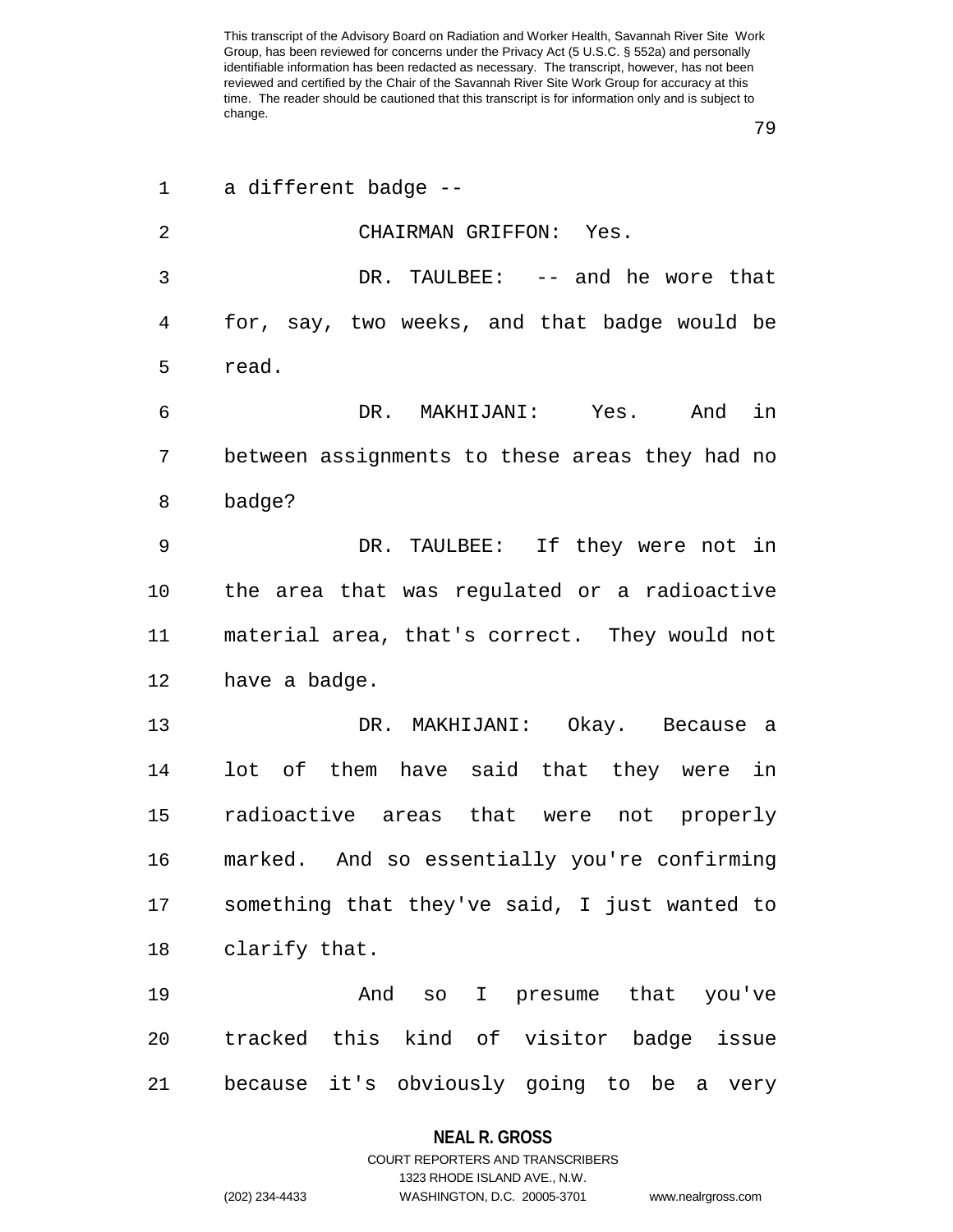a different badge --

CHAIRMAN GRIFFON: Yes.

DR. TAULBEE: -- and he wore that for, say, two weeks, and that badge would be read.

DR. MAKHIJANI: Yes. And in between assignments to these areas they had no badge?

DR. TAULBEE: If they were not in the area that was regulated or a radioactive material area, that's correct. They would not have a badge.

DR. MAKHIJANI: Okay. Because a lot of them have said that they were in radioactive areas that were not properly marked. And so essentially you're confirming something that they've said, I just wanted to clarify that.

And so I presume that you've tracked this kind of visitor badge issue because it's obviously going to be a very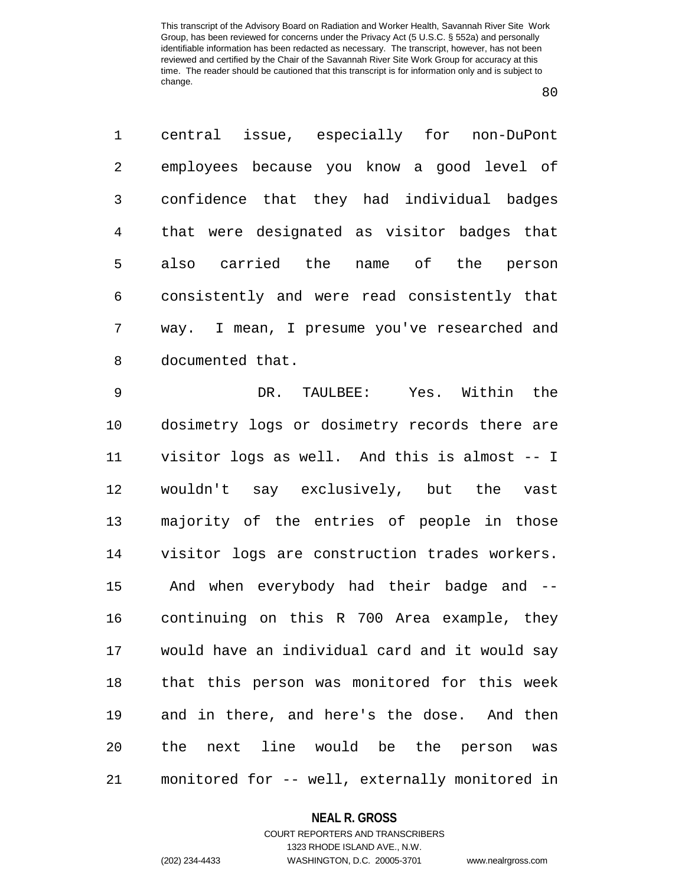central issue, especially for non-DuPont employees because you know a good level of confidence that they had individual badges that were designated as visitor badges that also carried the name of the person consistently and were read consistently that way. I mean, I presume you've researched and documented that.

DR. TAULBEE: Yes. Within the dosimetry logs or dosimetry records there are visitor logs as well. And this is almost -- I wouldn't say exclusively, but the vast majority of the entries of people in those visitor logs are construction trades workers. And when everybody had their badge and -- continuing on this R 700 Area example, they would have an individual card and it would say that this person was monitored for this week and in there, and here's the dose. And then the next line would be the person was monitored for -- well, externally monitored in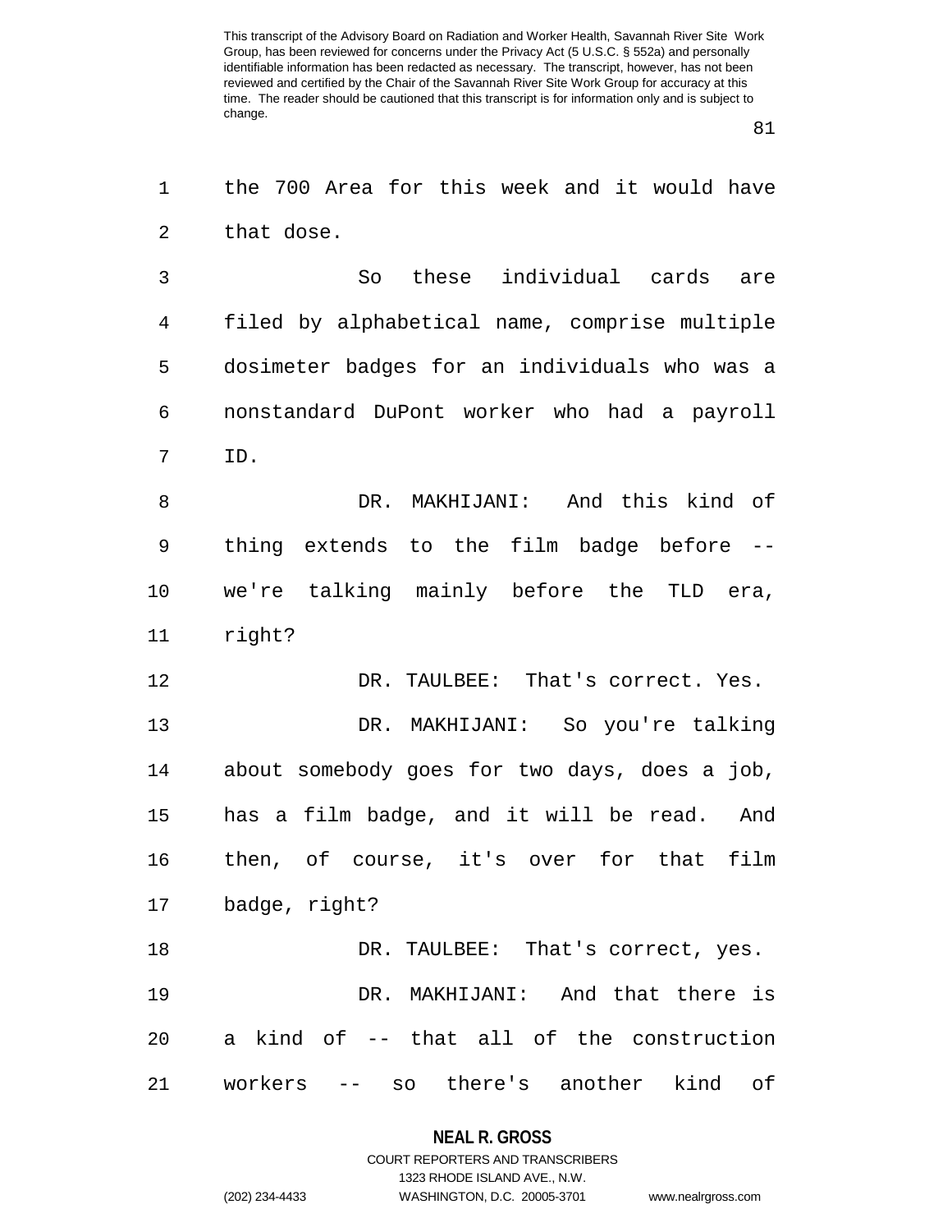the 700 Area for this week and it would have that dose.

So these individual cards are filed by alphabetical name, comprise multiple dosimeter badges for an individuals who was a nonstandard DuPont worker who had a payroll ID.

DR. MAKHIJANI: And this kind of thing extends to the film badge before -- we're talking mainly before the TLD era, right?

DR. TAULBEE: That's correct. Yes.

DR. MAKHIJANI: So you're talking about somebody goes for two days, does a job, has a film badge, and it will be read. And then, of course, it's over for that film badge, right?

DR. TAULBEE: That's correct, yes.

DR. MAKHIJANI: And that there is a kind of -- that all of the construction workers -- so there's another kind of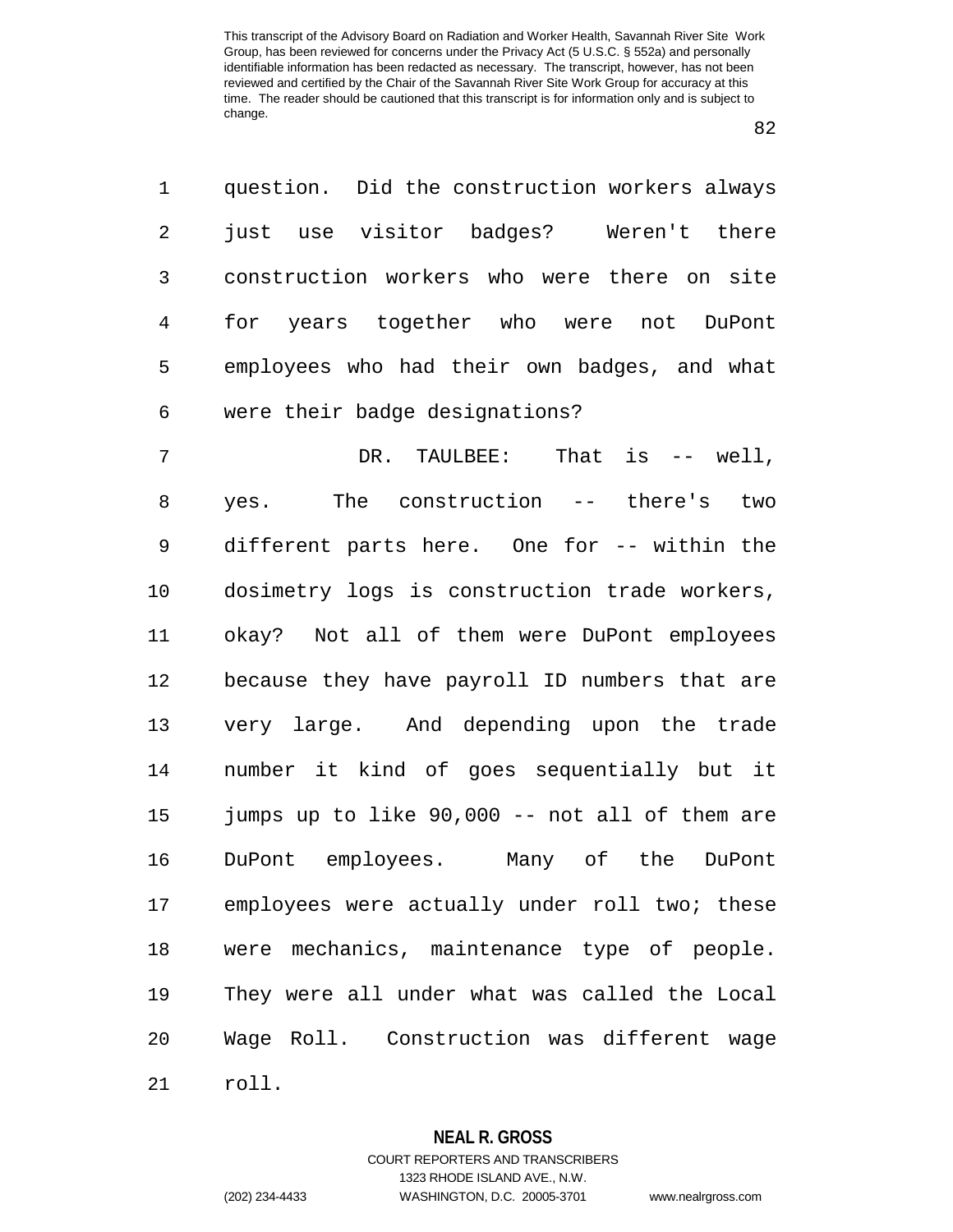question. Did the construction workers always just use visitor badges? Weren't there construction workers who were there on site for years together who were not DuPont employees who had their own badges, and what were their badge designations?

DR. TAULBEE: That is -- well, yes. The construction -- there's two different parts here. One for -- within the dosimetry logs is construction trade workers, okay? Not all of them were DuPont employees because they have payroll ID numbers that are very large. And depending upon the trade number it kind of goes sequentially but it jumps up to like 90,000 -- not all of them are DuPont employees. Many of the DuPont employees were actually under roll two; these were mechanics, maintenance type of people. They were all under what was called the Local Wage Roll. Construction was different wage roll.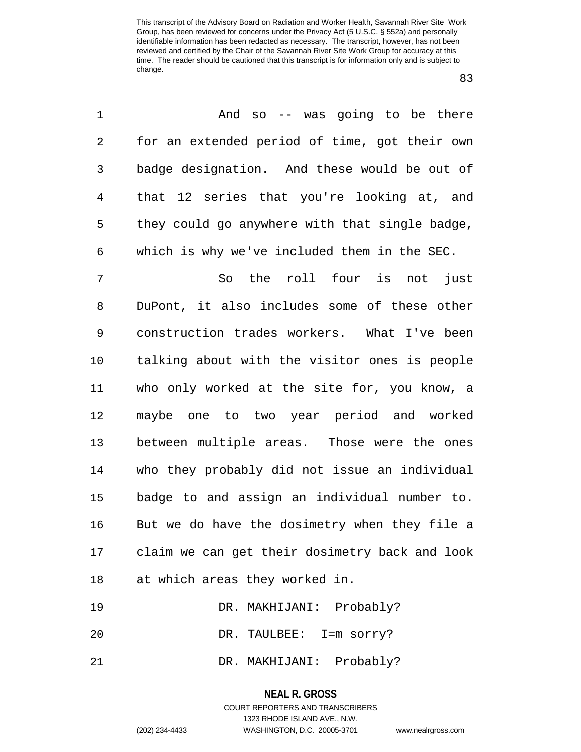And so -- was going to be there for an extended period of time, got their own badge designation. And these would be out of that 12 series that you're looking at, and they could go anywhere with that single badge, which is why we've included them in the SEC.

So the roll four is not just DuPont, it also includes some of these other construction trades workers. What I've been talking about with the visitor ones is people who only worked at the site for, you know, a maybe one to two year period and worked between multiple areas. Those were the ones who they probably did not issue an individual badge to and assign an individual number to. But we do have the dosimetry when they file a claim we can get their dosimetry back and look at which areas they worked in.

DR. MAKHIJANI: Probably?

DR. TAULBEE: I=m sorry?

DR. MAKHIJANI: Probably?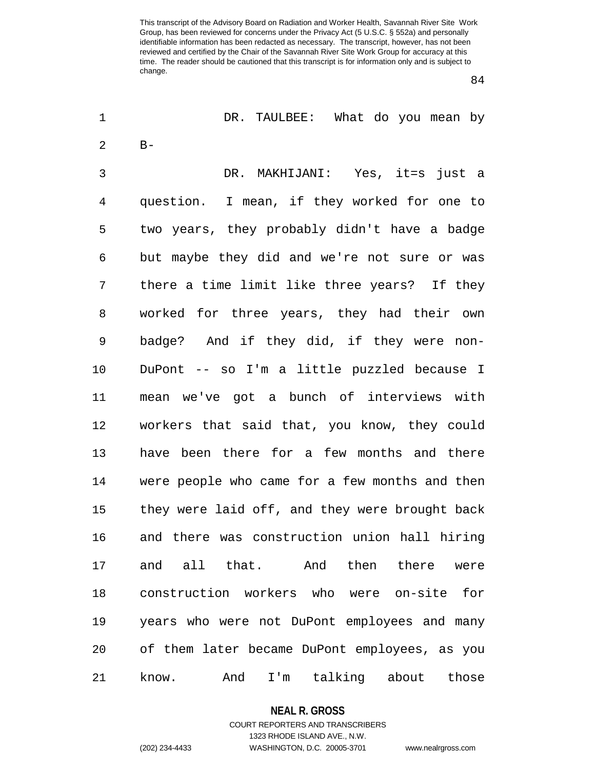DR. TAULBEE: What do you mean by B-

DR. MAKHIJANI: Yes, it=s just a question. I mean, if they worked for one to two years, they probably didn't have a badge but maybe they did and we're not sure or was there a time limit like three years? If they worked for three years, they had their own badge? And if they did, if they were non-DuPont -- so I'm a little puzzled because I mean we've got a bunch of interviews with workers that said that, you know, they could have been there for a few months and there were people who came for a few months and then they were laid off, and they were brought back and there was construction union hall hiring and all that. And then there were construction workers who were on-site for years who were not DuPont employees and many of them later became DuPont employees, as you know. And I'm talking about those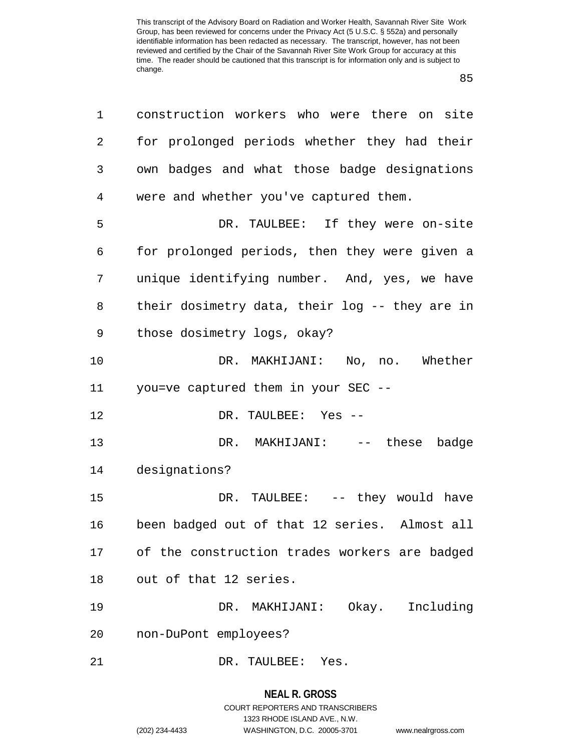construction workers who were there on site for prolonged periods whether they had their own badges and what those badge designations were and whether you've captured them.

DR. TAULBEE: If they were on-site for prolonged periods, then they were given a unique identifying number. And, yes, we have their dosimetry data, their log -- they are in those dosimetry logs, okay?

DR. MAKHIJANI: No, no. Whether you=ve captured them in your SEC --

DR. TAULBEE: Yes --

DR. MAKHIJANI: -- these badge designations?

DR. TAULBEE: -- they would have been badged out of that 12 series. Almost all of the construction trades workers are badged out of that 12 series.

DR. MAKHIJANI: Okay. Including non-DuPont employees?

DR. TAULBEE: Yes.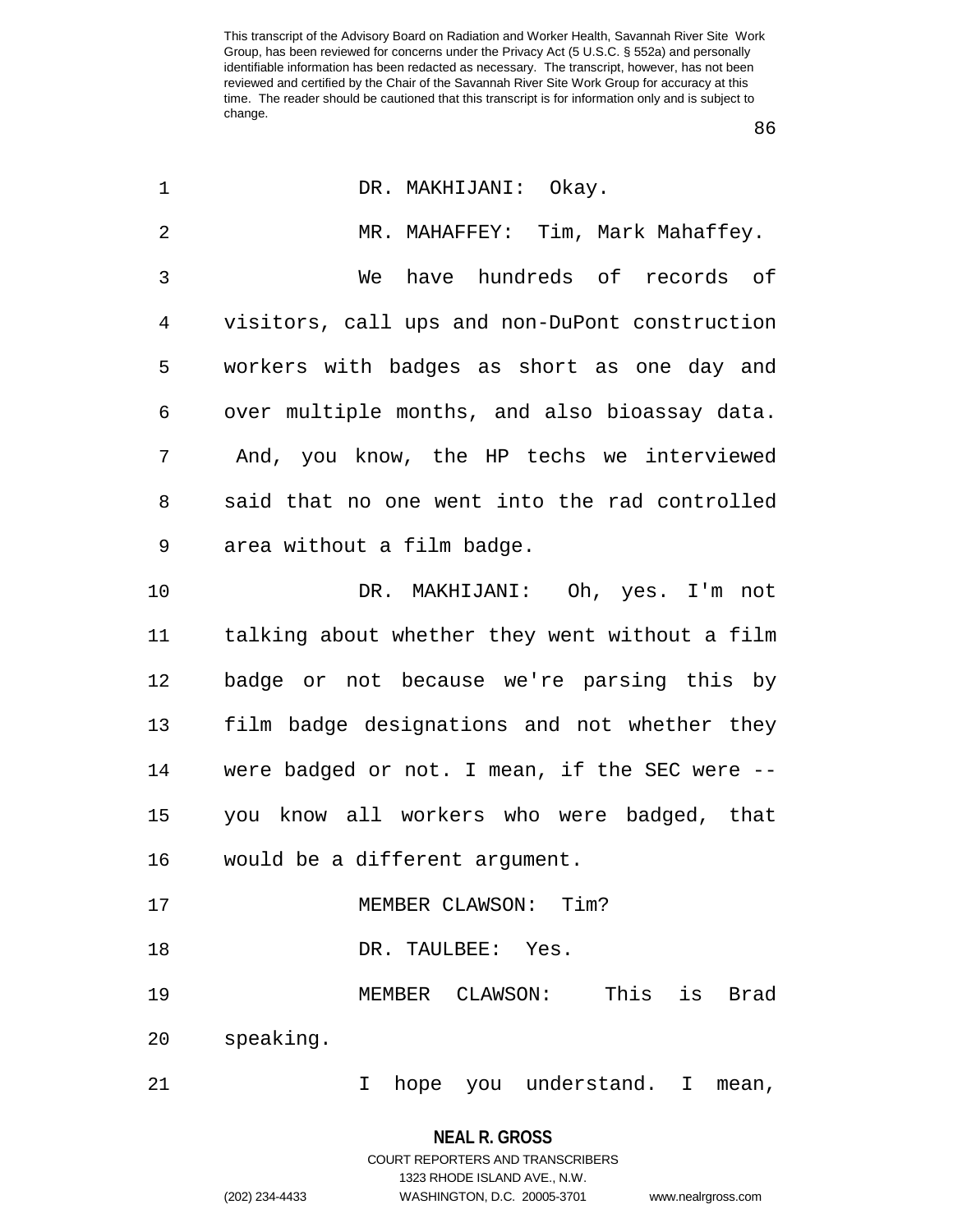DR. MAKHIJANI: Okay.

MR. MAHAFFEY: Tim, Mark Mahaffey.

We have hundreds of records of visitors, call ups and non-DuPont construction workers with badges as short as one day and over multiple months, and also bioassay data. And, you know, the HP techs we interviewed said that no one went into the rad controlled area without a film badge.

DR. MAKHIJANI: Oh, yes. I'm not talking about whether they went without a film badge or not because we're parsing this by film badge designations and not whether they were badged or not. I mean, if the SEC were -- you know all workers who were badged, that would be a different argument.

MEMBER CLAWSON: Tim?

DR. TAULBEE: Yes.

MEMBER CLAWSON: This is Brad speaking.

I hope you understand. I mean,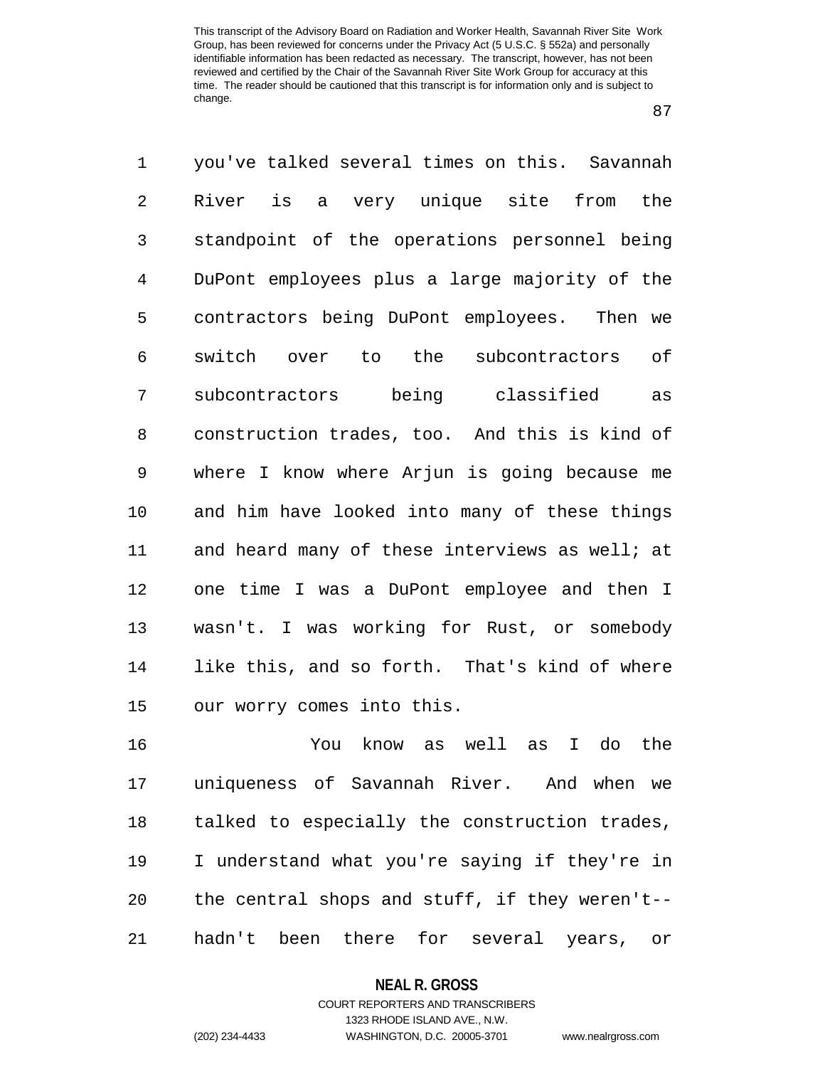you've talked several times on this. Savannah River is a very unique site from the standpoint of the operations personnel being DuPont employees plus a large majority of the contractors being DuPont employees. Then we switch over to the subcontractors of subcontractors being classified as construction trades, too. And this is kind of where I know where Arjun is going because me and him have looked into many of these things and heard many of these interviews as well; at one time I was a DuPont employee and then I wasn't. I was working for Rust, or somebody like this, and so forth. That's kind of where our worry comes into this.

You know as well as I do the uniqueness of Savannah River. And when we talked to especially the construction trades, I understand what you're saying if they're in the central shops and stuff, if they weren't-- hadn't been there for several years, or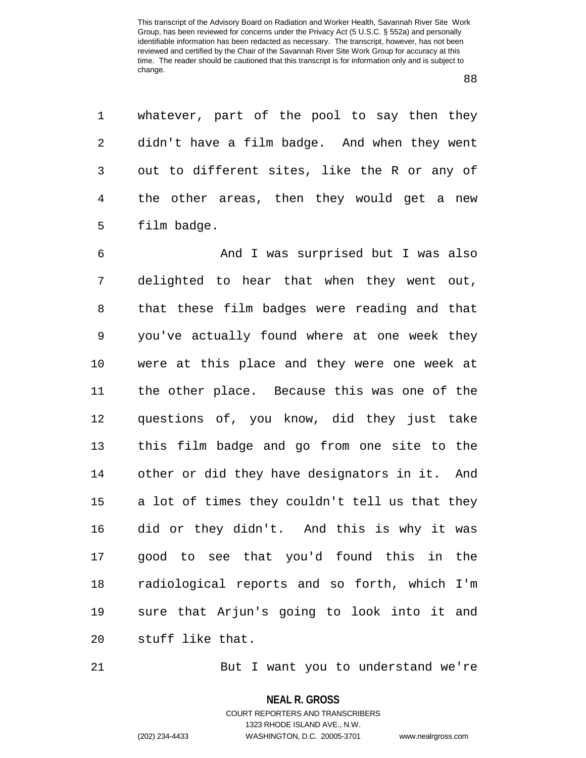whatever, part of the pool to say then they didn't have a film badge. And when they went out to different sites, like the R or any of the other areas, then they would get a new film badge.

And I was surprised but I was also delighted to hear that when they went out, that these film badges were reading and that you've actually found where at one week they were at this place and they were one week at the other place. Because this was one of the questions of, you know, did they just take this film badge and go from one site to the other or did they have designators in it. And a lot of times they couldn't tell us that they did or they didn't. And this is why it was good to see that you'd found this in the radiological reports and so forth, which I'm sure that Arjun's going to look into it and stuff like that.

But I want you to understand we're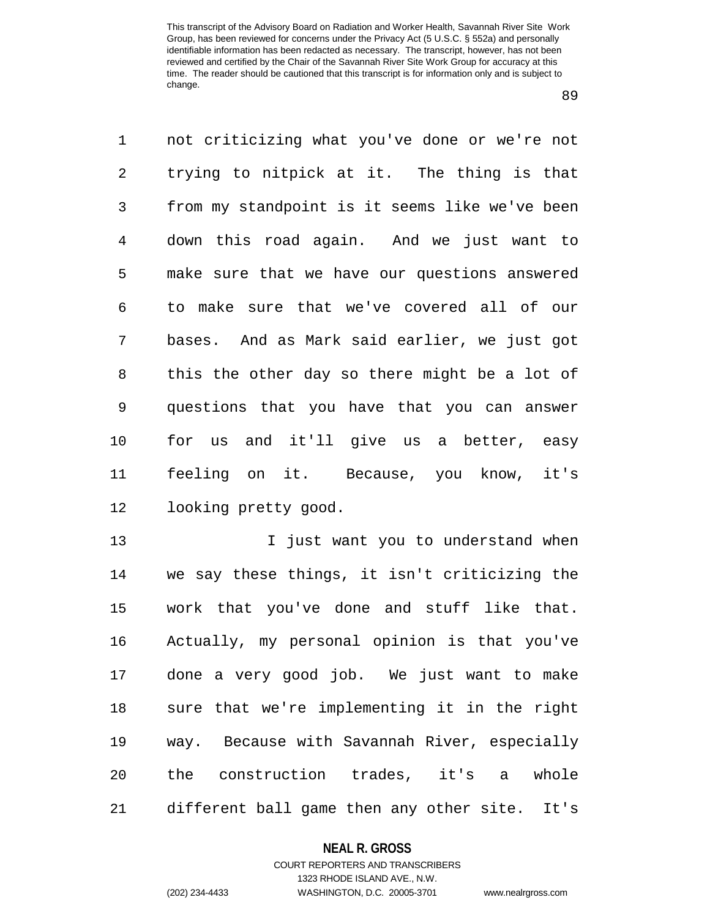not criticizing what you've done or we're not trying to nitpick at it. The thing is that from my standpoint is it seems like we've been down this road again. And we just want to make sure that we have our questions answered to make sure that we've covered all of our bases. And as Mark said earlier, we just got this the other day so there might be a lot of questions that you have that you can answer for us and it'll give us a better, easy feeling on it. Because, you know, it's looking pretty good.

I just want you to understand when we say these things, it isn't criticizing the work that you've done and stuff like that. Actually, my personal opinion is that you've done a very good job. We just want to make sure that we're implementing it in the right way. Because with Savannah River, especially the construction trades, it's a whole different ball game then any other site. It's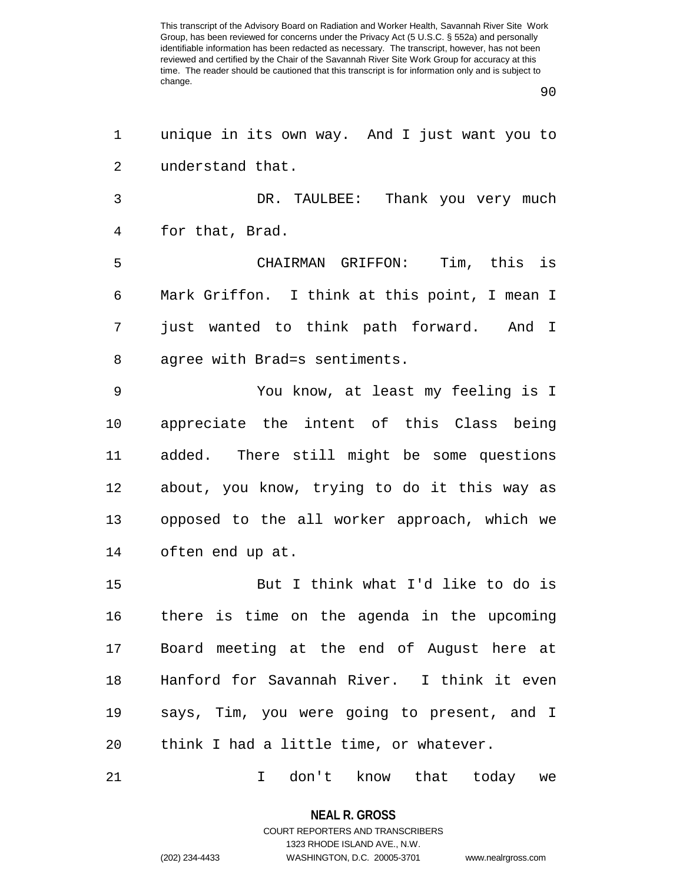unique in its own way. And I just want you to understand that.

DR. TAULBEE: Thank you very much for that, Brad.

CHAIRMAN GRIFFON: Tim, this is Mark Griffon. I think at this point, I mean I just wanted to think path forward. And I agree with Brad=s sentiments.

You know, at least my feeling is I appreciate the intent of this Class being added. There still might be some questions about, you know, trying to do it this way as opposed to the all worker approach, which we often end up at.

But I think what I'd like to do is there is time on the agenda in the upcoming Board meeting at the end of August here at Hanford for Savannah River. I think it even says, Tim, you were going to present, and I think I had a little time, or whatever.

I don't know that today we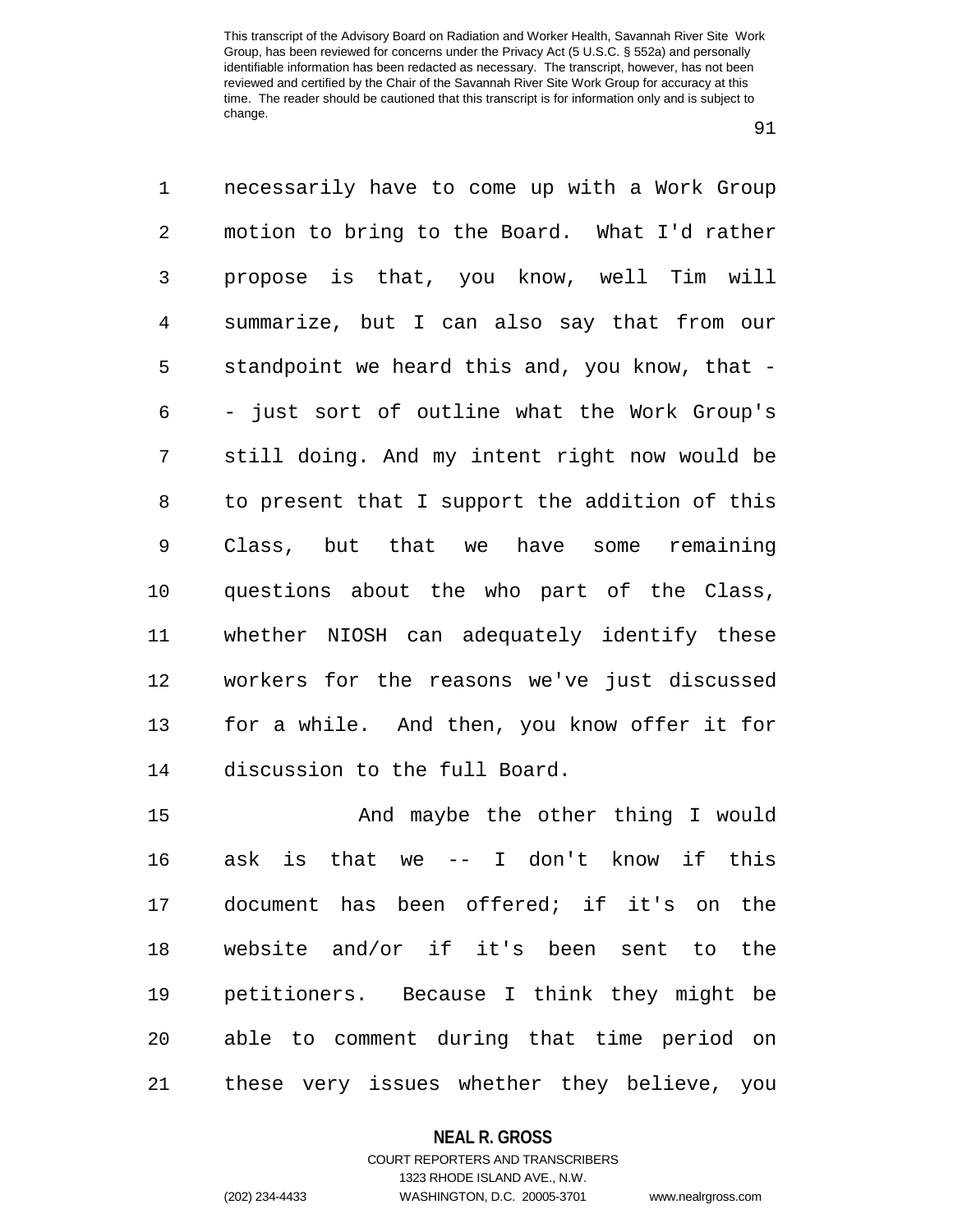necessarily have to come up with a Work Group motion to bring to the Board. What I'd rather propose is that, you know, well Tim will summarize, but I can also say that from our standpoint we heard this and, you know, that -- just sort of outline what the Work Group's still doing. And my intent right now would be to present that I support the addition of this Class, but that we have some remaining questions about the who part of the Class, whether NIOSH can adequately identify these workers for the reasons we've just discussed for a while. And then, you know offer it for discussion to the full Board.

And maybe the other thing I would ask is that we -- I don't know if this document has been offered; if it's on the website and/or if it's been sent to the petitioners. Because I think they might be able to comment during that time period on these very issues whether they believe, you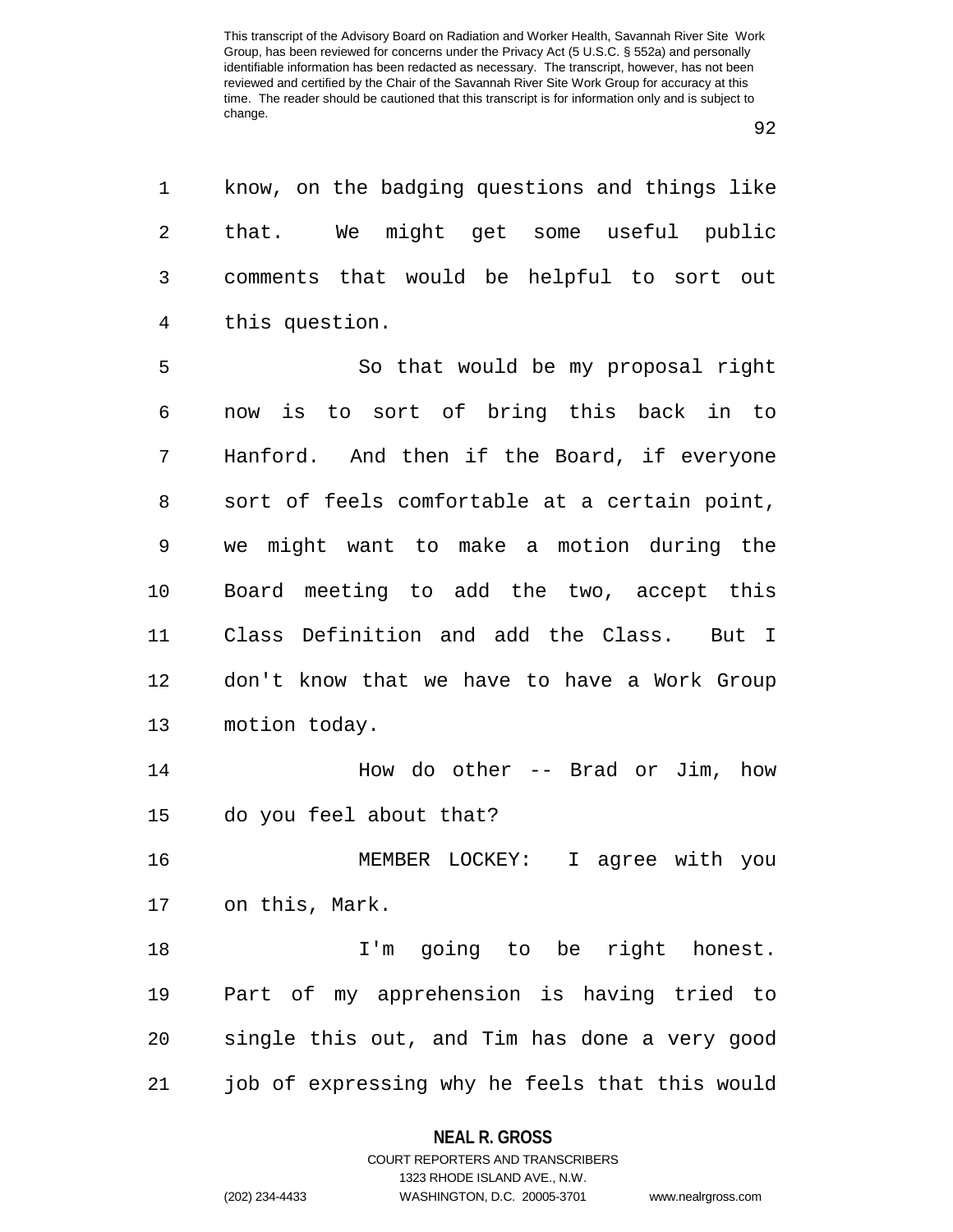know, on the badging questions and things like that. We might get some useful public comments that would be helpful to sort out this question.

So that would be my proposal right now is to sort of bring this back in to Hanford. And then if the Board, if everyone sort of feels comfortable at a certain point, we might want to make a motion during the Board meeting to add the two, accept this Class Definition and add the Class. But I don't know that we have to have a Work Group motion today.

How do other -- Brad or Jim, how do you feel about that?

MEMBER LOCKEY: I agree with you on this, Mark.

I'm going to be right honest. Part of my apprehension is having tried to single this out, and Tim has done a very good job of expressing why he feels that this would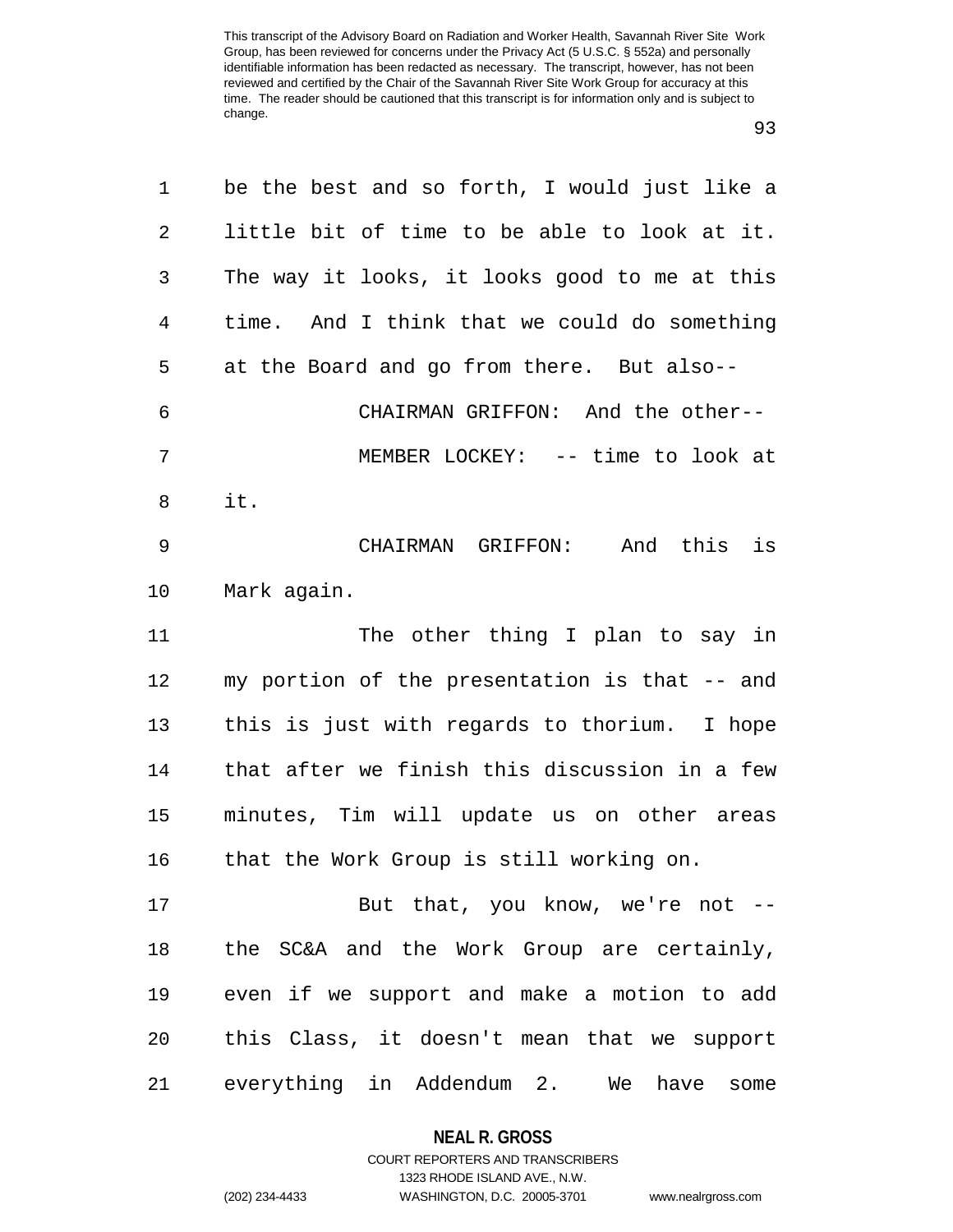be the best and so forth, I would just like a little bit of time to be able to look at it. The way it looks, it looks good to me at this time. And I think that we could do something at the Board and go from there. But also--

CHAIRMAN GRIFFON: And the other--

MEMBER LOCKEY: -- time to look at it.

CHAIRMAN GRIFFON: And this is Mark again.

The other thing I plan to say in my portion of the presentation is that -- and this is just with regards to thorium. I hope that after we finish this discussion in a few minutes, Tim will update us on other areas that the Work Group is still working on.

But that, you know, we're not -- the SC&A and the Work Group are certainly, even if we support and make a motion to add this Class, it doesn't mean that we support everything in Addendum 2. We have some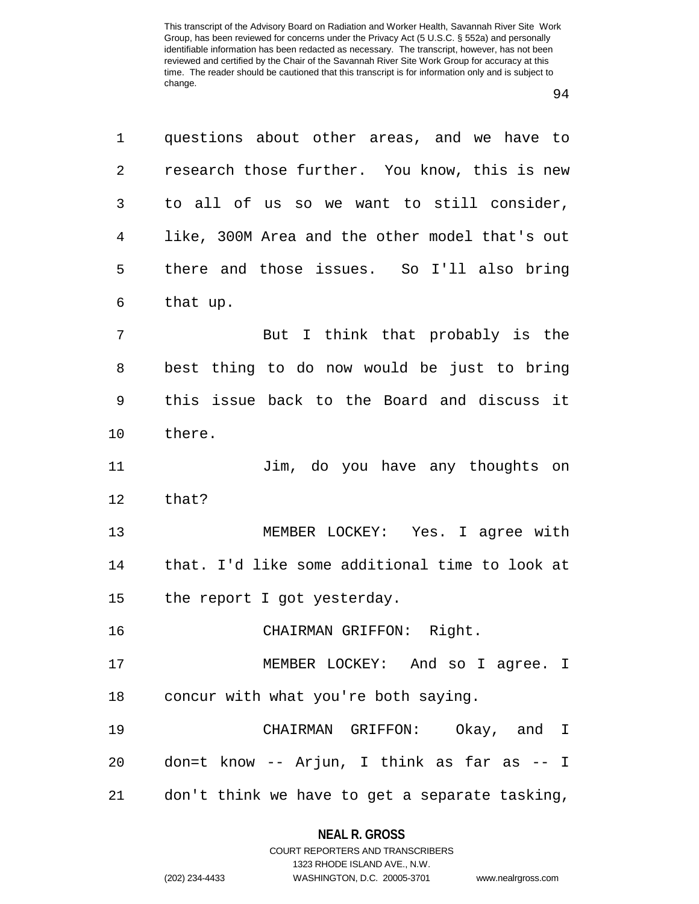questions about other areas, and we have to research those further. You know, this is new to all of us so we want to still consider, like, 300M Area and the other model that's out there and those issues. So I'll also bring that up.

But I think that probably is the best thing to do now would be just to bring this issue back to the Board and discuss it there.

Jim, do you have any thoughts on that?

MEMBER LOCKEY: Yes. I agree with that. I'd like some additional time to look at the report I got yesterday.

CHAIRMAN GRIFFON: Right.

MEMBER LOCKEY: And so I agree. I concur with what you're both saying.

CHAIRMAN GRIFFON: Okay, and I don=t know -- Arjun, I think as far as -- I don't think we have to get a separate tasking,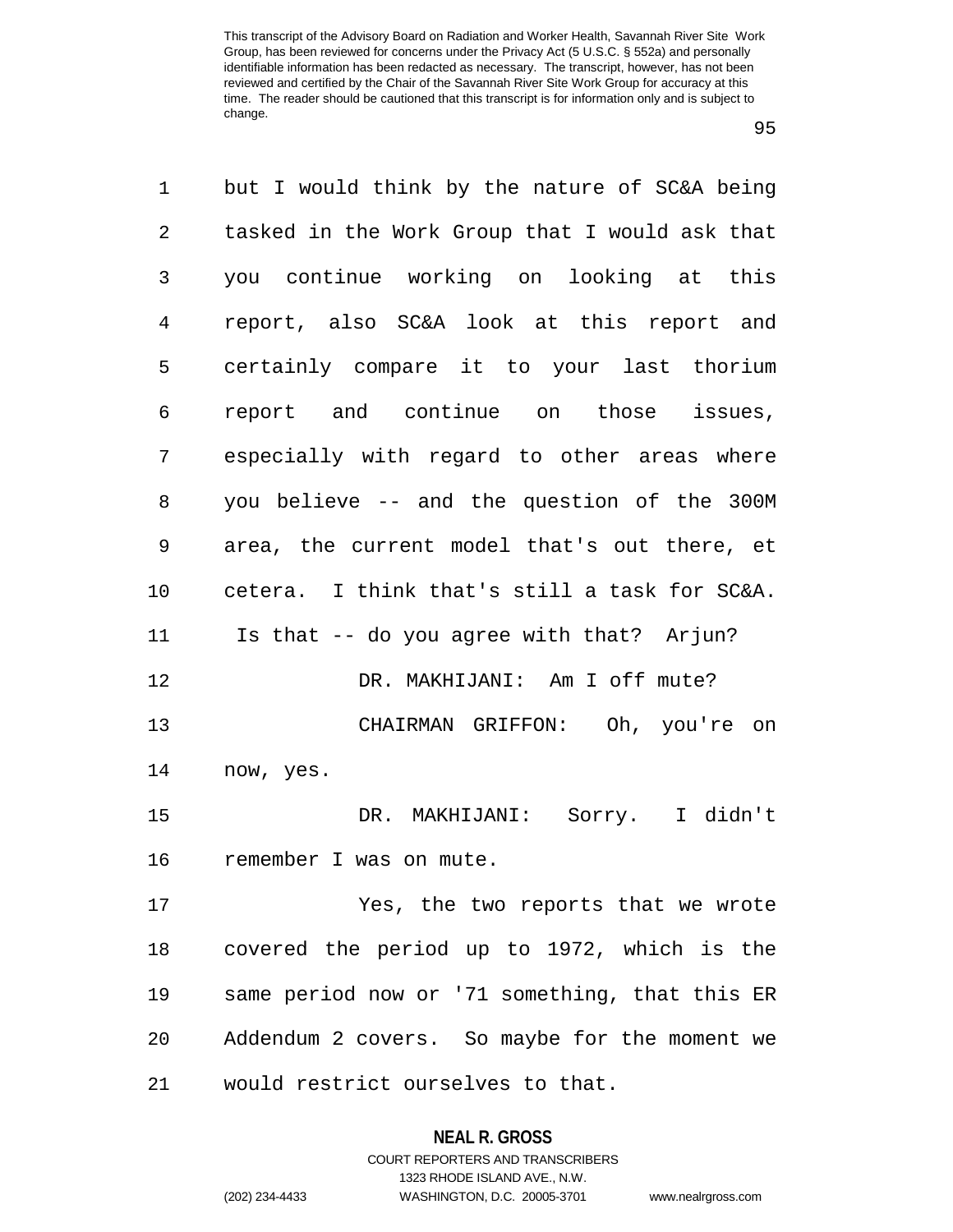but I would think by the nature of SC&A being tasked in the Work Group that I would ask that you continue working on looking at this report, also SC&A look at this report and certainly compare it to your last thorium report and continue on those issues, especially with regard to other areas where you believe -- and the question of the 300M area, the current model that's out there, et cetera. I think that's still a task for SC&A. Is that -- do you agree with that? Arjun?

DR. MAKHIJANI: Am I off mute?

CHAIRMAN GRIFFON: Oh, you're on now, yes.

DR. MAKHIJANI: Sorry. I didn't remember I was on mute.

Yes, the two reports that we wrote covered the period up to 1972, which is the same period now or '71 something, that this ER Addendum 2 covers. So maybe for the moment we would restrict ourselves to that.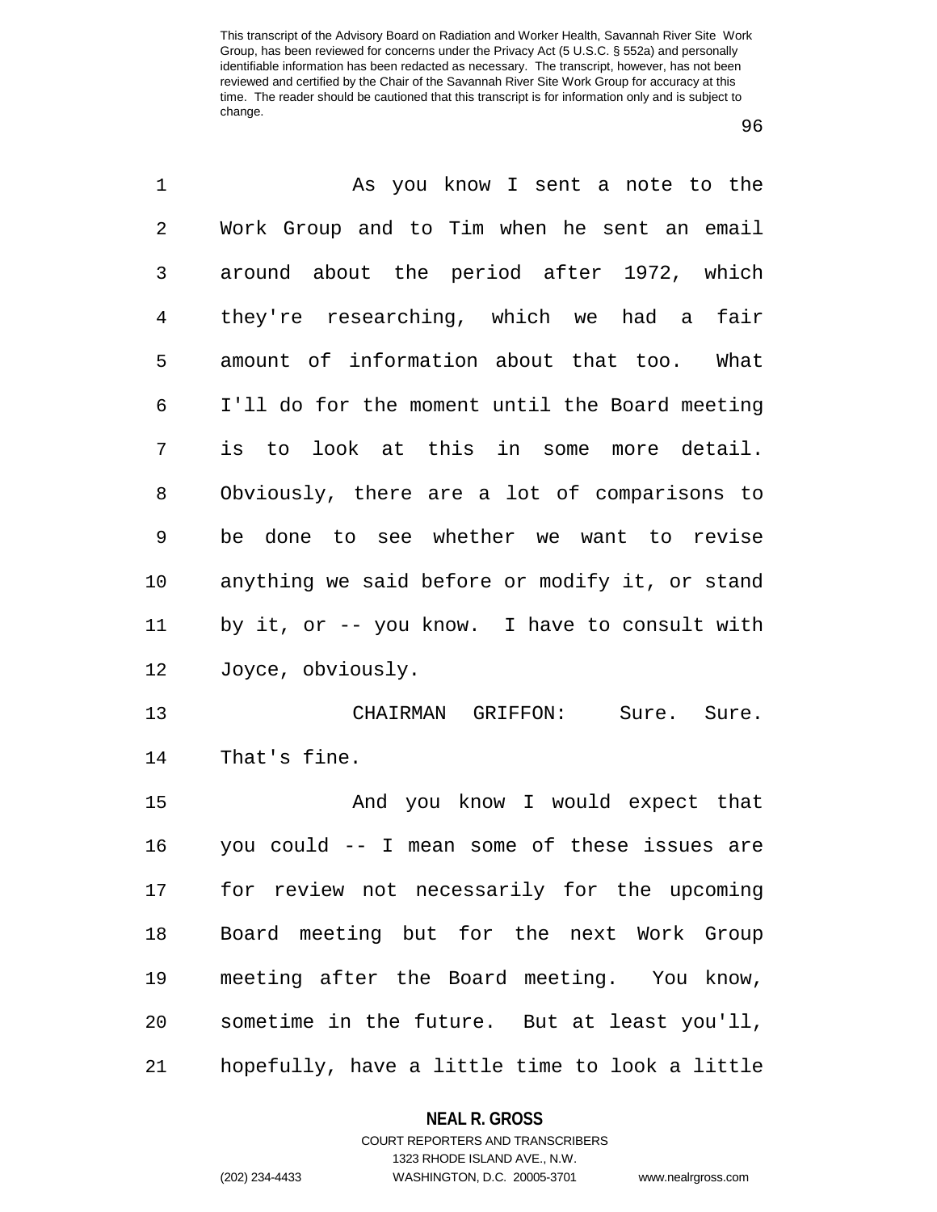As you know I sent a note to the Work Group and to Tim when he sent an email around about the period after 1972, which they're researching, which we had a fair amount of information about that too. What I'll do for the moment until the Board meeting is to look at this in some more detail. Obviously, there are a lot of comparisons to be done to see whether we want to revise anything we said before or modify it, or stand by it, or -- you know. I have to consult with Joyce, obviously.

CHAIRMAN GRIFFON: Sure. Sure. That's fine.

And you know I would expect that you could -- I mean some of these issues are for review not necessarily for the upcoming Board meeting but for the next Work Group meeting after the Board meeting. You know, sometime in the future. But at least you'll, hopefully, have a little time to look a little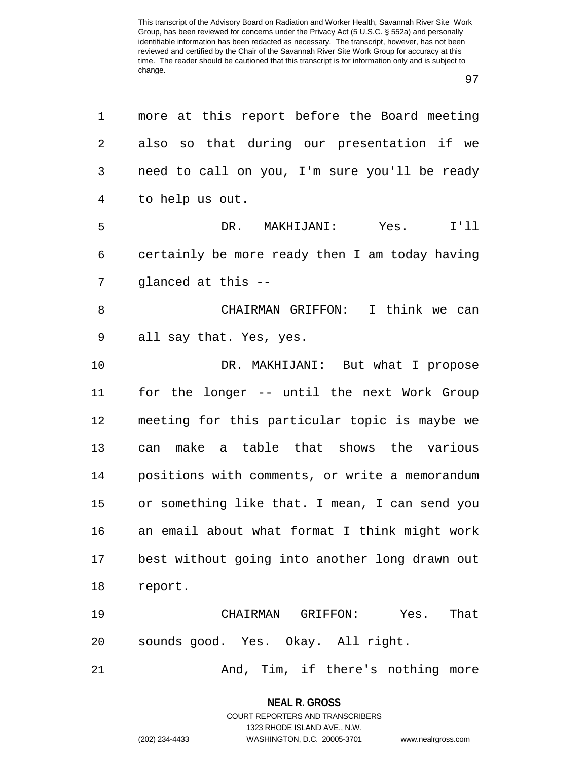more at this report before the Board meeting also so that during our presentation if we need to call on you, I'm sure you'll be ready to help us out.

DR. MAKHIJANI: Yes. I'll certainly be more ready then I am today having glanced at this --

CHAIRMAN GRIFFON: I think we can all say that. Yes, yes.

DR. MAKHIJANI: But what I propose for the longer -- until the next Work Group meeting for this particular topic is maybe we can make a table that shows the various positions with comments, or write a memorandum or something like that. I mean, I can send you an email about what format I think might work best without going into another long drawn out report.

CHAIRMAN GRIFFON: Yes. That sounds good. Yes. Okay. All right.

And, Tim, if there's nothing more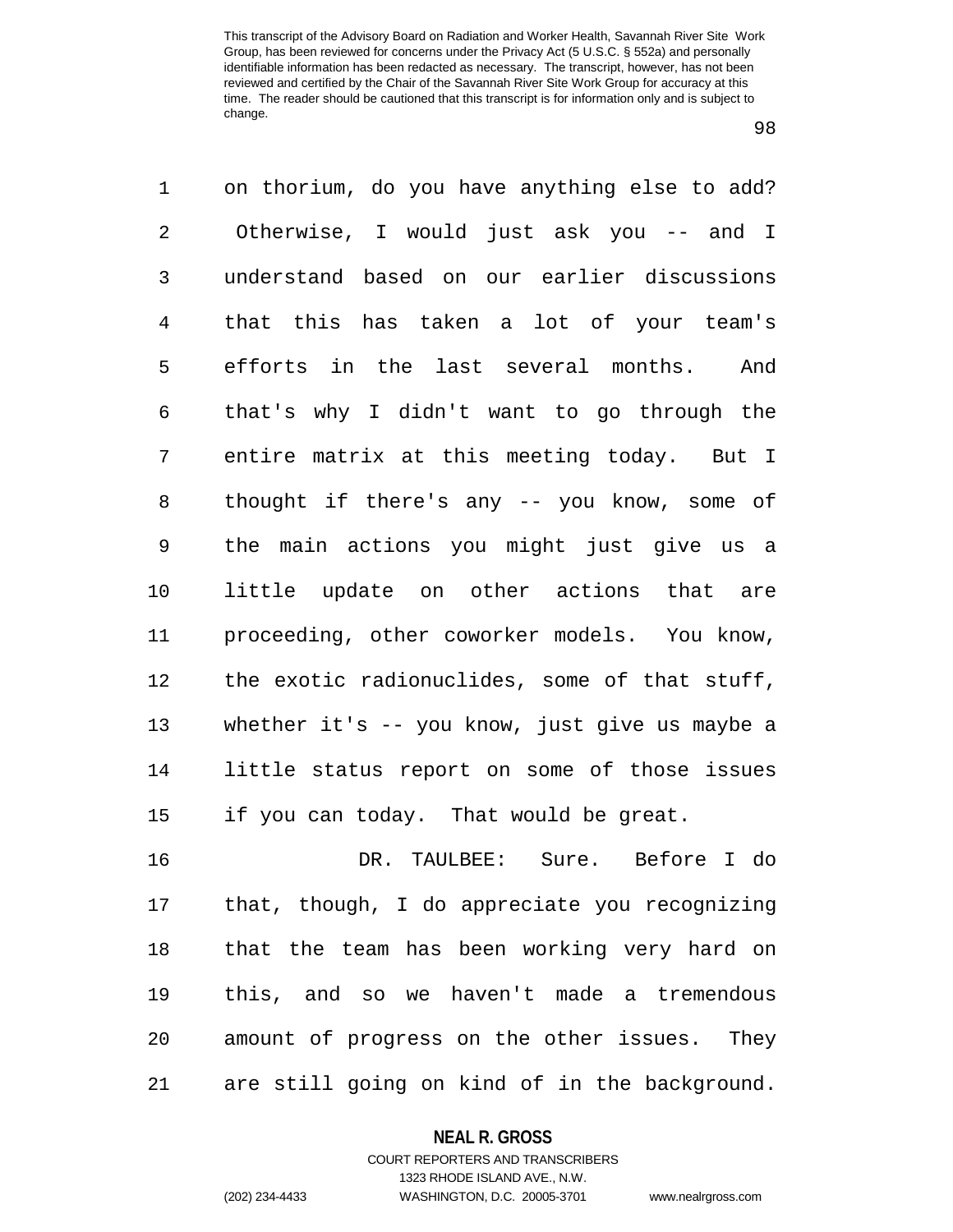on thorium, do you have anything else to add? Otherwise, I would just ask you -- and I understand based on our earlier discussions that this has taken a lot of your team's efforts in the last several months. And that's why I didn't want to go through the entire matrix at this meeting today. But I thought if there's any -- you know, some of the main actions you might just give us a little update on other actions that are proceeding, other coworker models. You know, the exotic radionuclides, some of that stuff, whether it's -- you know, just give us maybe a little status report on some of those issues if you can today. That would be great.

DR. TAULBEE: Sure. Before I do that, though, I do appreciate you recognizing that the team has been working very hard on this, and so we haven't made a tremendous amount of progress on the other issues. They are still going on kind of in the background.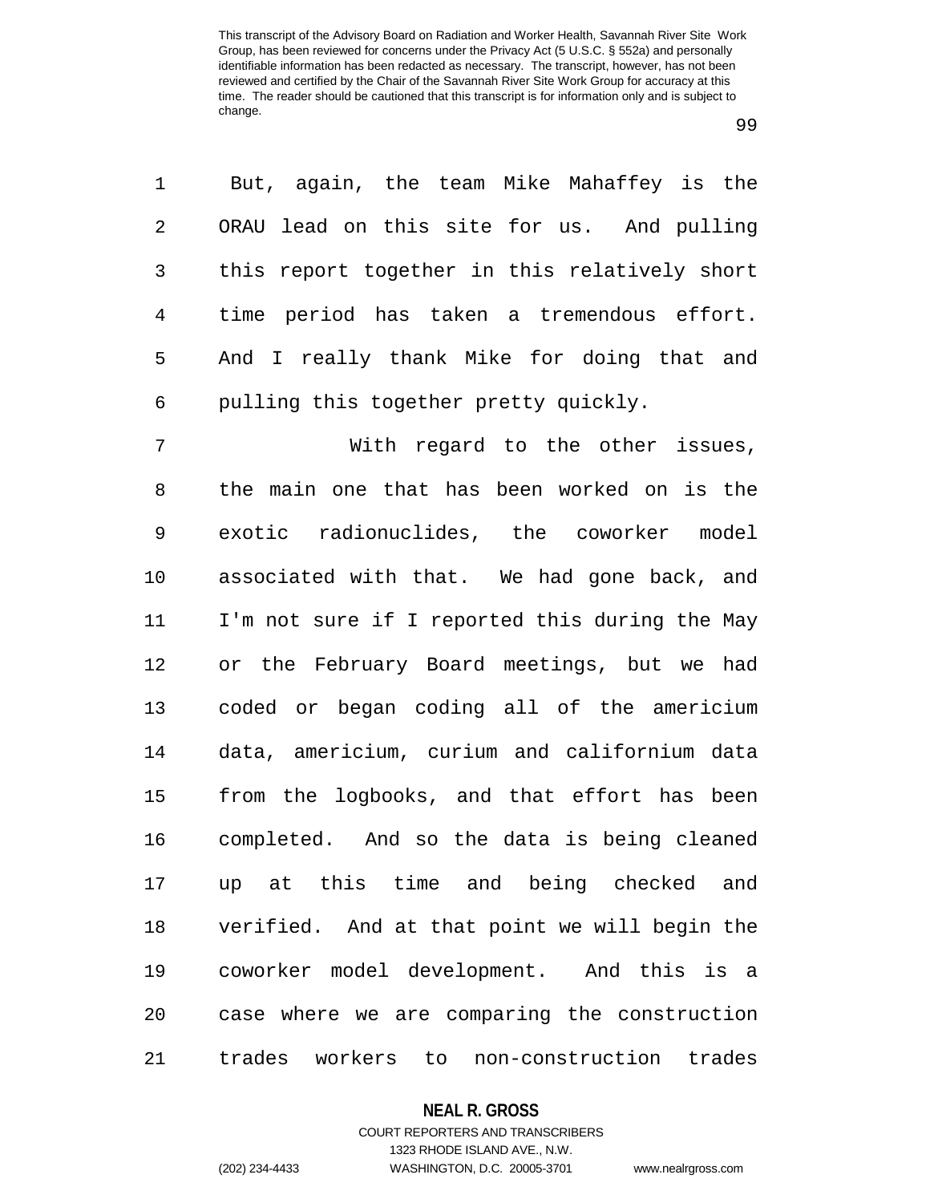But, again, the team Mike Mahaffey is the ORAU lead on this site for us. And pulling this report together in this relatively short time period has taken a tremendous effort. And I really thank Mike for doing that and pulling this together pretty quickly.

With regard to the other issues, the main one that has been worked on is the exotic radionuclides, the coworker model associated with that. We had gone back, and I'm not sure if I reported this during the May or the February Board meetings, but we had coded or began coding all of the americium data, americium, curium and californium data from the logbooks, and that effort has been completed. And so the data is being cleaned up at this time and being checked and verified. And at that point we will begin the coworker model development. And this is a case where we are comparing the construction trades workers to non-construction trades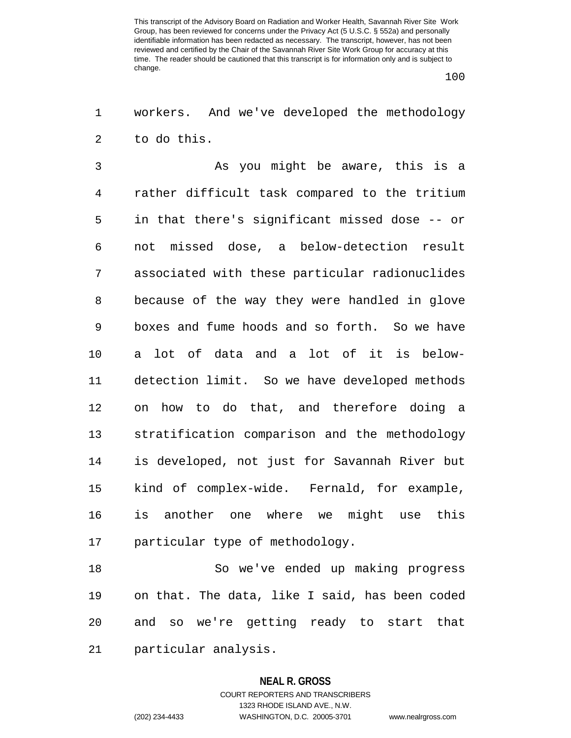workers. And we've developed the methodology to do this.

As you might be aware, this is a rather difficult task compared to the tritium in that there's significant missed dose -- or not missed dose, a below-detection result associated with these particular radionuclides because of the way they were handled in glove boxes and fume hoods and so forth. So we have a lot of data and a lot of it is below-detection limit. So we have developed methods on how to do that, and therefore doing a stratification comparison and the methodology is developed, not just for Savannah River but kind of complex-wide. Fernald, for example, is another one where we might use this particular type of methodology.

So we've ended up making progress on that. The data, like I said, has been coded and so we're getting ready to start that particular analysis.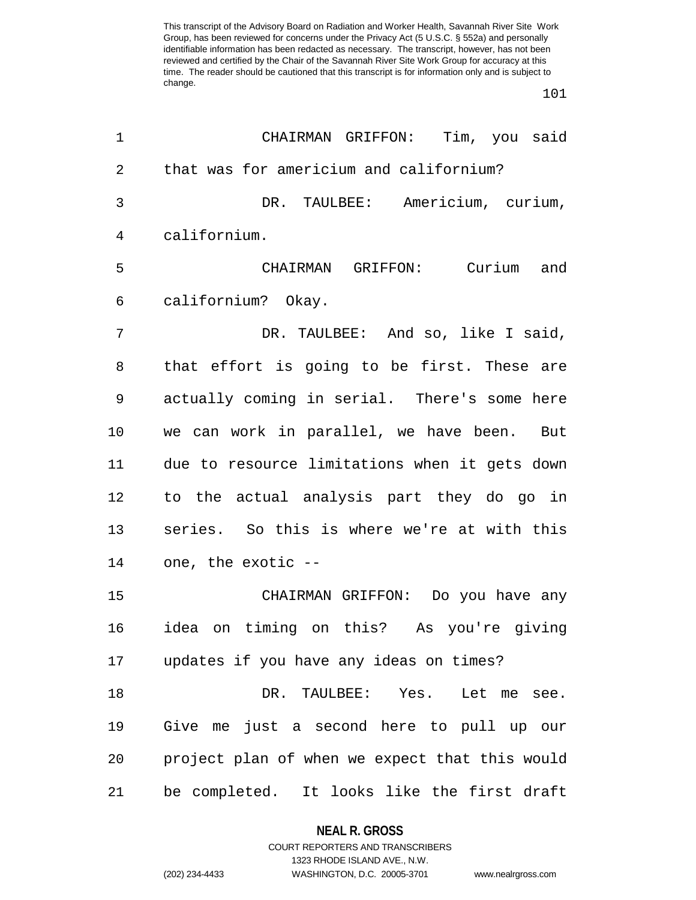CHAIRMAN GRIFFON: Tim, you said that was for americium and californium?

DR. TAULBEE: Americium, curium, californium.

CHAIRMAN GRIFFON: Curium and californium? Okay.

DR. TAULBEE: And so, like I said, that effort is going to be first. These are actually coming in serial. There's some here we can work in parallel, we have been. But due to resource limitations when it gets down to the actual analysis part they do go in series. So this is where we're at with this one, the exotic --

CHAIRMAN GRIFFON: Do you have any idea on timing on this? As you're giving updates if you have any ideas on times?

DR. TAULBEE: Yes. Let me see. Give me just a second here to pull up our project plan of when we expect that this would be completed. It looks like the first draft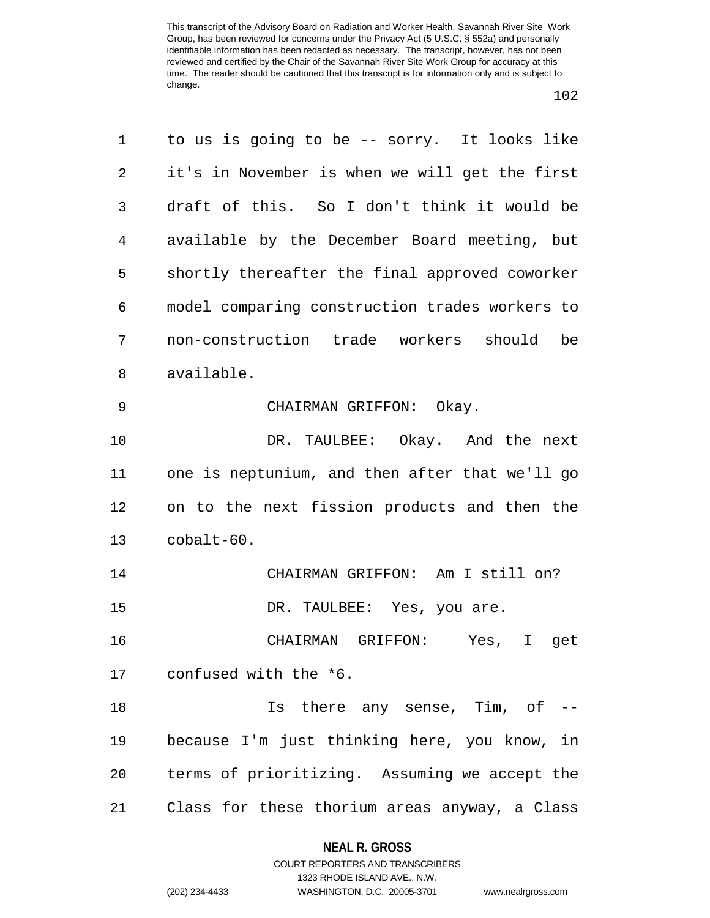to us is going to be -- sorry. It looks like it's in November is when we will get the first draft of this. So I don't think it would be available by the December Board meeting, but shortly thereafter the final approved coworker model comparing construction trades workers to non-construction trade workers should be available.

CHAIRMAN GRIFFON: Okay.

DR. TAULBEE: Okay. And the next one is neptunium, and then after that we'll go on to the next fission products and then the cobalt-60.

CHAIRMAN GRIFFON: Am I still on?

DR. TAULBEE: Yes, you are.

CHAIRMAN GRIFFON: Yes, I get confused with the *6.

Is there any sense, Tim, of -- because I'm just thinking here, you know, in terms of prioritizing. Assuming we accept the Class for these thorium areas anyway, a Class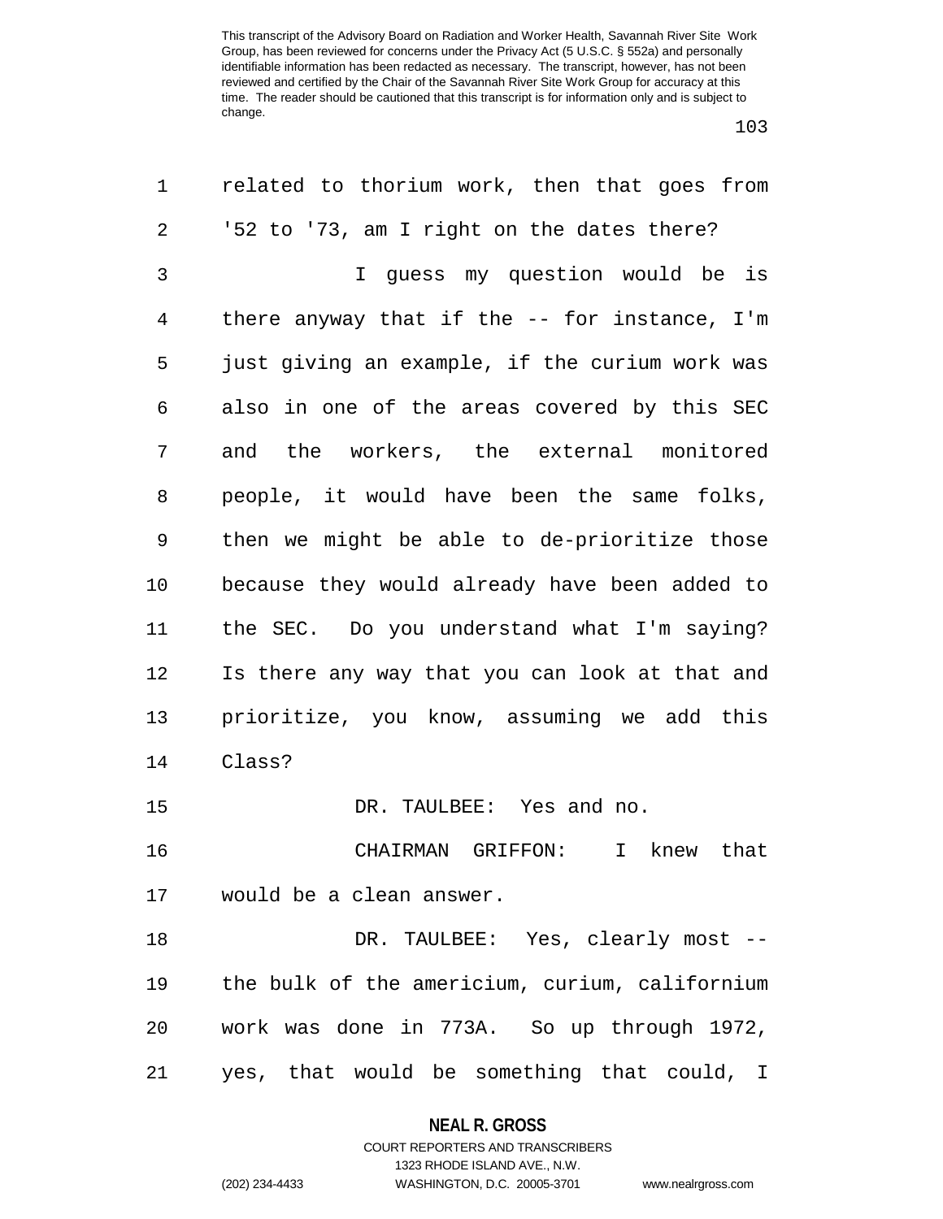related to thorium work, then that goes from '52 to '73, am I right on the dates there?

I guess my question would be is there anyway that if the -- for instance, I'm just giving an example, if the curium work was also in one of the areas covered by this SEC and the workers, the external monitored people, it would have been the same folks, then we might be able to de-prioritize those because they would already have been added to the SEC. Do you understand what I'm saying? Is there any way that you can look at that and prioritize, you know, assuming we add this Class?

DR. TAULBEE: Yes and no.

CHAIRMAN GRIFFON: I knew that would be a clean answer.

DR. TAULBEE: Yes, clearly most -- the bulk of the americium, curium, californium work was done in 773A. So up through 1972, yes, that would be something that could, I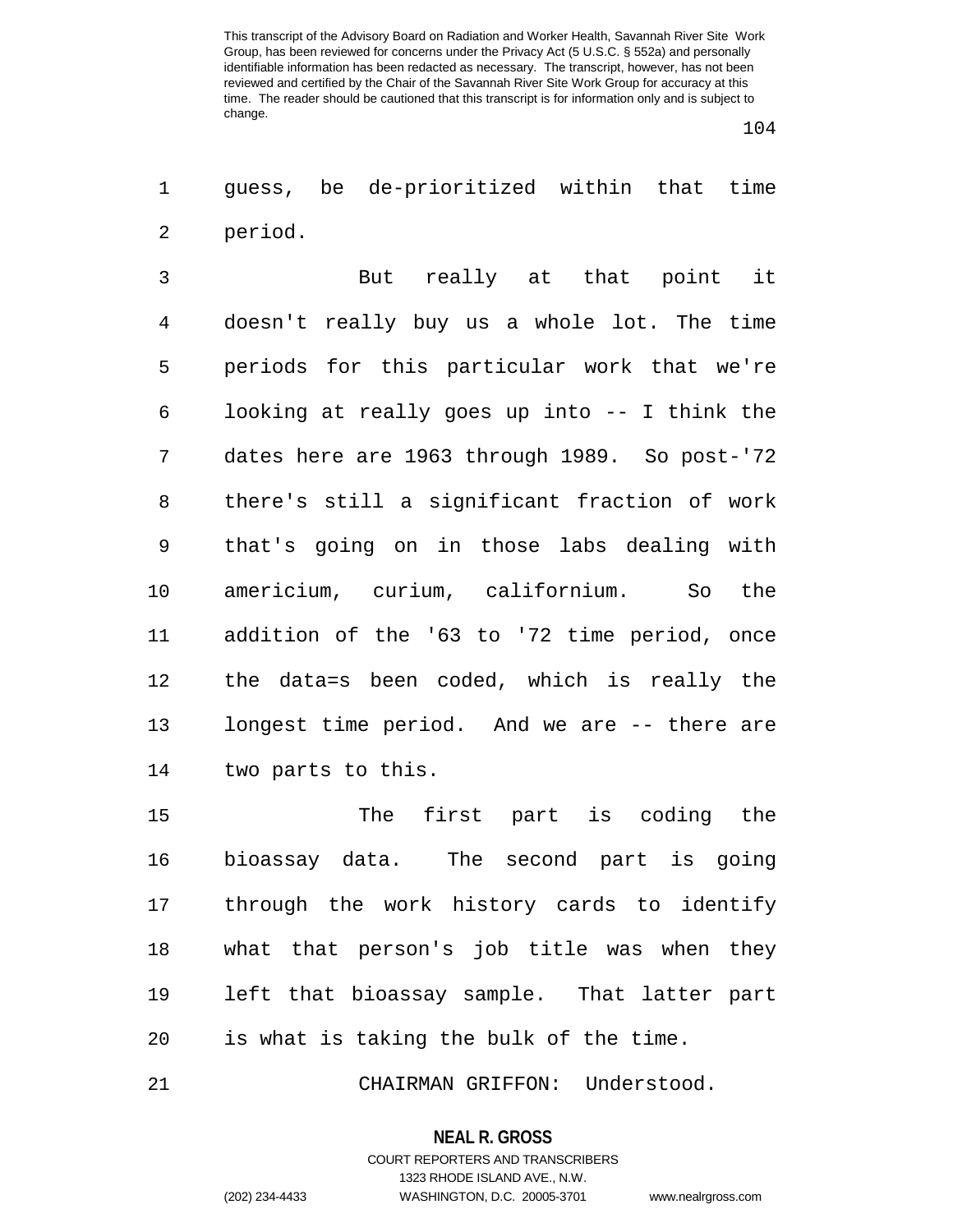guess, be de-prioritized within that time period.

But really at that point it doesn't really buy us a whole lot. The time periods for this particular work that we're looking at really goes up into -- I think the dates here are 1963 through 1989. So post-'72 there's still a significant fraction of work that's going on in those labs dealing with americium, curium, californium. So the addition of the '63 to '72 time period, once the data=s been coded, which is really the longest time period. And we are -- there are two parts to this.

The first part is coding the bioassay data. The second part is going through the work history cards to identify what that person's job title was when they left that bioassay sample. That latter part is what is taking the bulk of the time.

CHAIRMAN GRIFFON: Understood.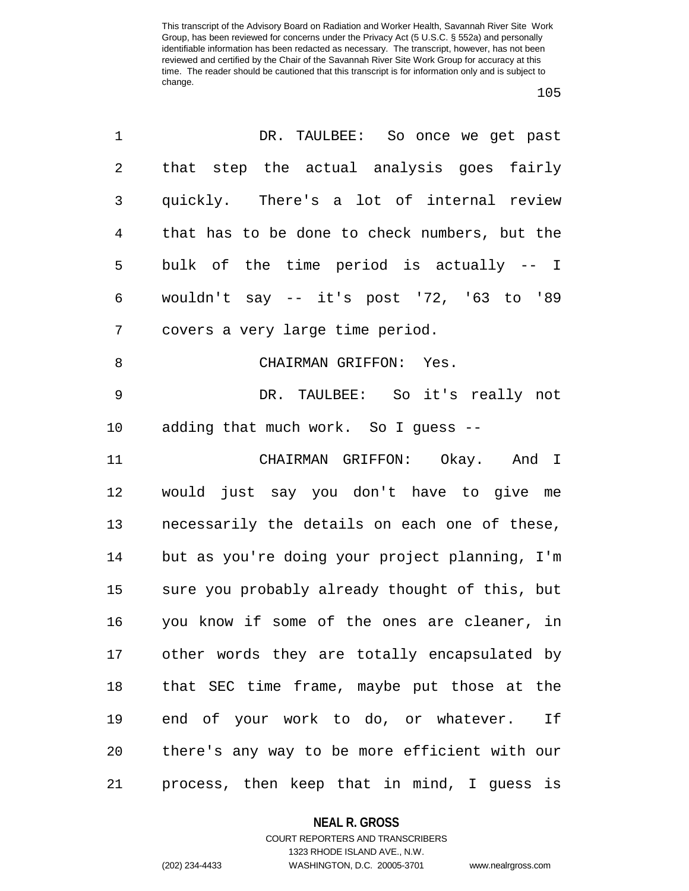DR. TAULBEE: So once we get past that step the actual analysis goes fairly quickly. There's a lot of internal review that has to be done to check numbers, but the bulk of the time period is actually -- I wouldn't say -- it's post '72, '63 to '89 covers a very large time period.

CHAIRMAN GRIFFON: Yes.

DR. TAULBEE: So it's really not adding that much work. So I guess --

CHAIRMAN GRIFFON: Okay. And I would just say you don't have to give me necessarily the details on each one of these, but as you're doing your project planning, I'm sure you probably already thought of this, but you know if some of the ones are cleaner, in other words they are totally encapsulated by that SEC time frame, maybe put those at the end of your work to do, or whatever. If there's any way to be more efficient with our process, then keep that in mind, I guess is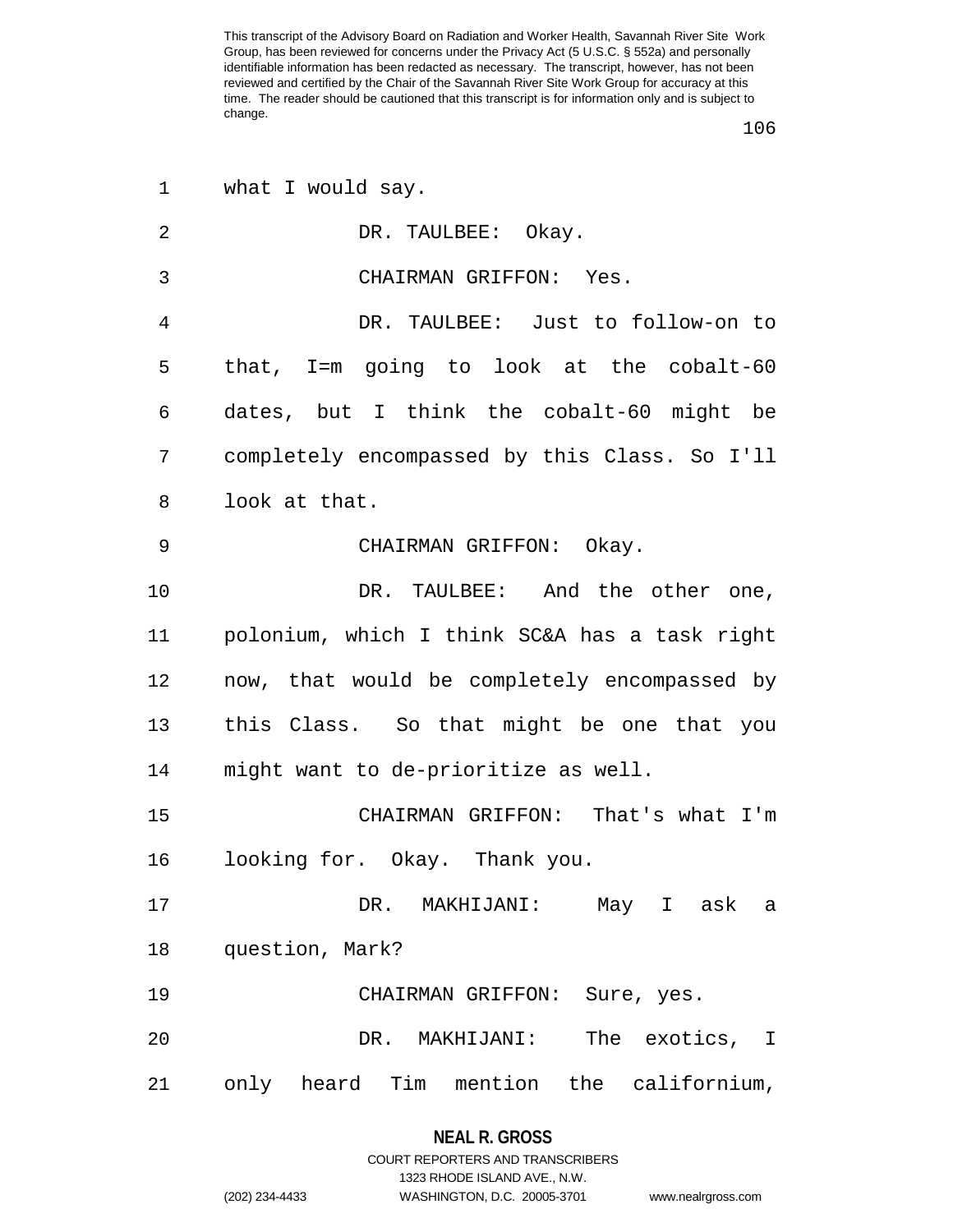what I would say.

DR. TAULBEE: Okay.

CHAIRMAN GRIFFON: Yes.

DR. TAULBEE: Just to follow-on to that, I=m going to look at the cobalt-60 dates, but I think the cobalt-60 might be completely encompassed by this Class. So I'll look at that.

CHAIRMAN GRIFFON: Okay.

DR. TAULBEE: And the other one, polonium, which I think SC&A has a task right now, that would be completely encompassed by this Class. So that might be one that you might want to de-prioritize as well.

CHAIRMAN GRIFFON: That's what I'm looking for. Okay. Thank you.

DR. MAKHIJANI: May I ask a question, Mark?

CHAIRMAN GRIFFON: Sure, yes.

DR. MAKHIJANI: The exotics, I only heard Tim mention the californium,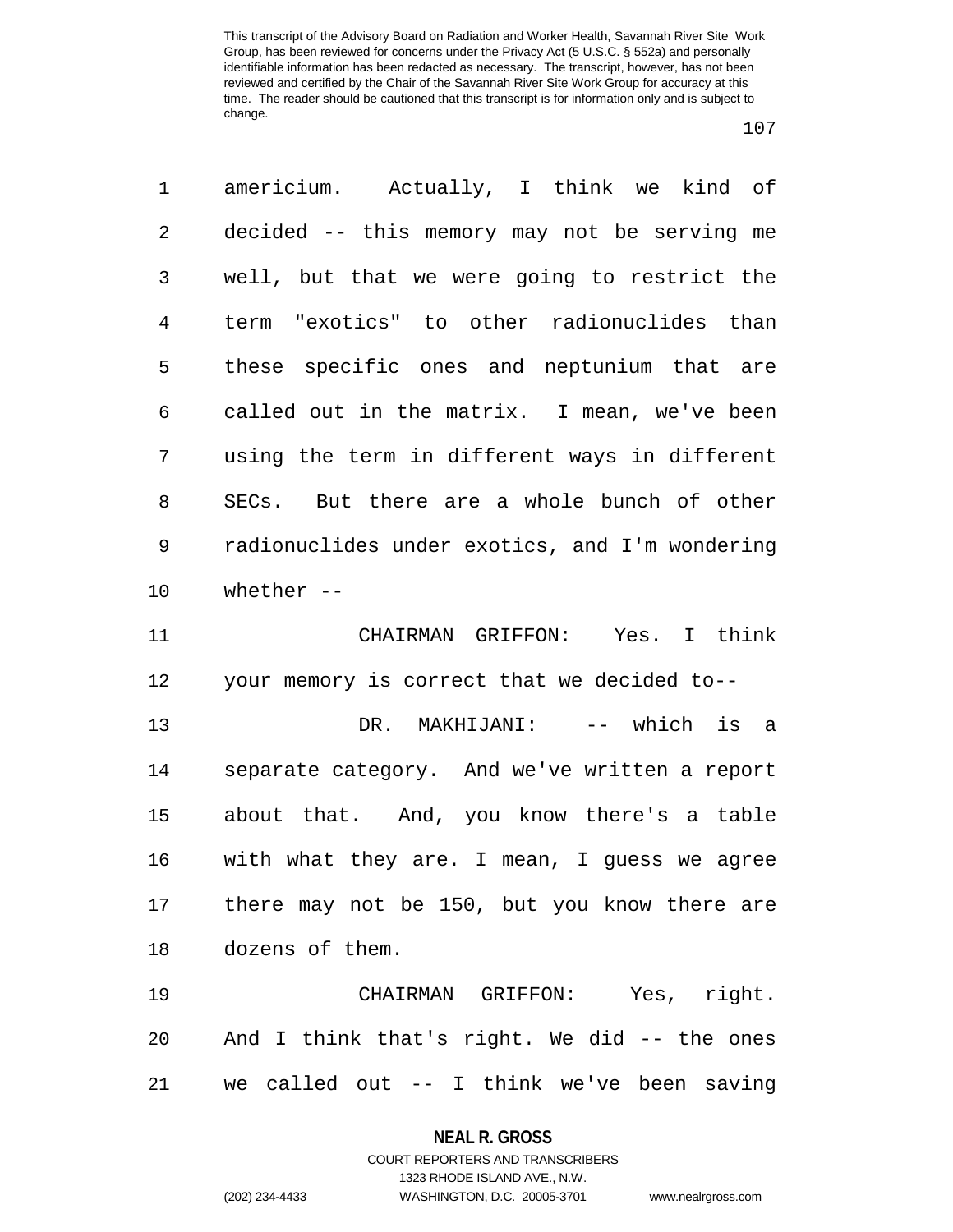americium. Actually, I think we kind of decided -- this memory may not be serving me well, but that we were going to restrict the term "exotics" to other radionuclides than these specific ones and neptunium that are called out in the matrix. I mean, we've been using the term in different ways in different SECs. But there are a whole bunch of other radionuclides under exotics, and I'm wondering whether --

CHAIRMAN GRIFFON: Yes. I think your memory is correct that we decided to--

DR. MAKHIJANI: -- which is a separate category. And we've written a report about that. And, you know there's a table with what they are. I mean, I guess we agree there may not be 150, but you know there are dozens of them.

CHAIRMAN GRIFFON: Yes, right. And I think that's right. We did -- the ones we called out -- I think we've been saving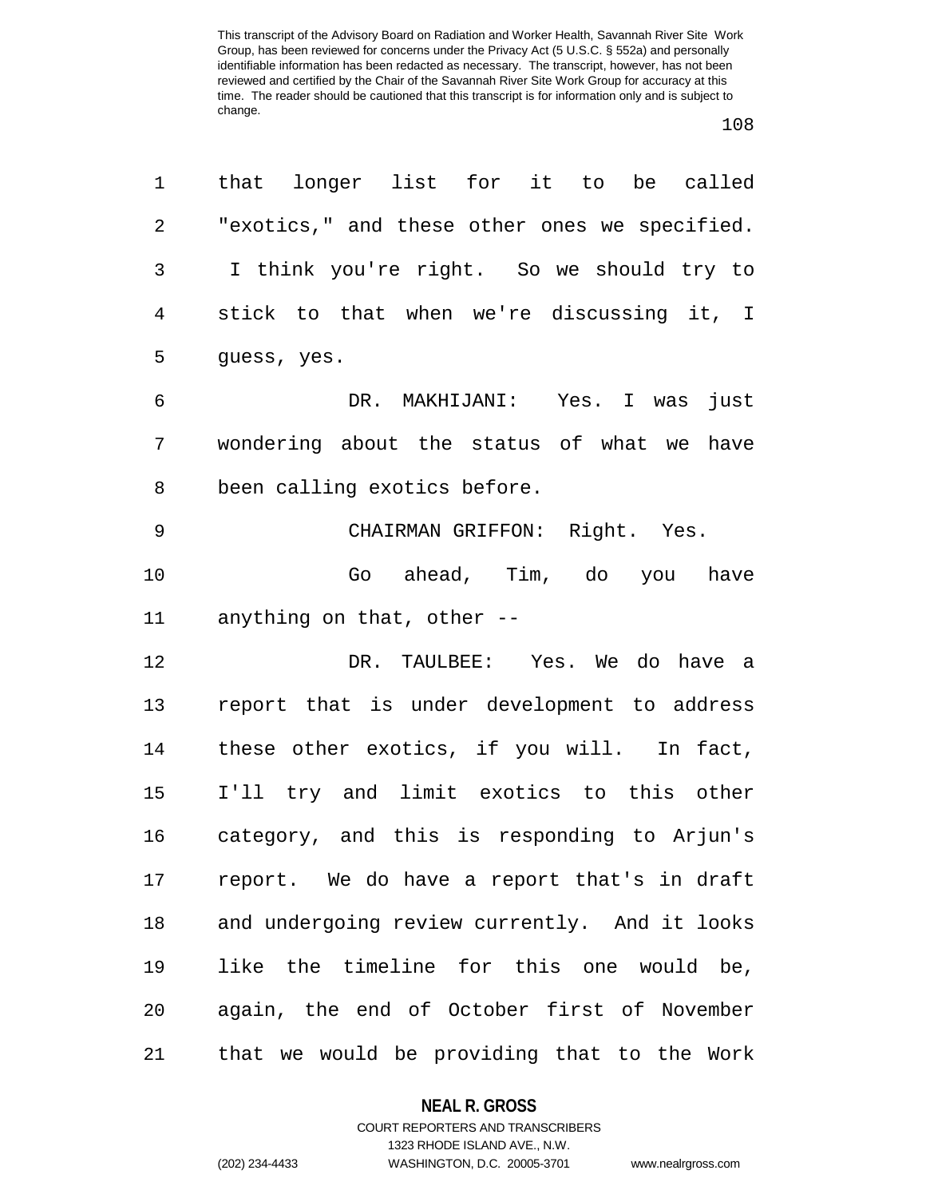that longer list for it to be called "exotics," and these other ones we specified. I think you're right. So we should try to stick to that when we're discussing it, I guess, yes.

DR. MAKHIJANI: Yes. I was just wondering about the status of what we have been calling exotics before.

CHAIRMAN GRIFFON: Right. Yes.

Go ahead, Tim, do you have anything on that, other --

DR. TAULBEE: Yes. We do have a report that is under development to address these other exotics, if you will. In fact, I'll try and limit exotics to this other category, and this is responding to Arjun's report. We do have a report that's in draft and undergoing review currently. And it looks like the timeline for this one would be, again, the end of October first of November that we would be providing that to the Work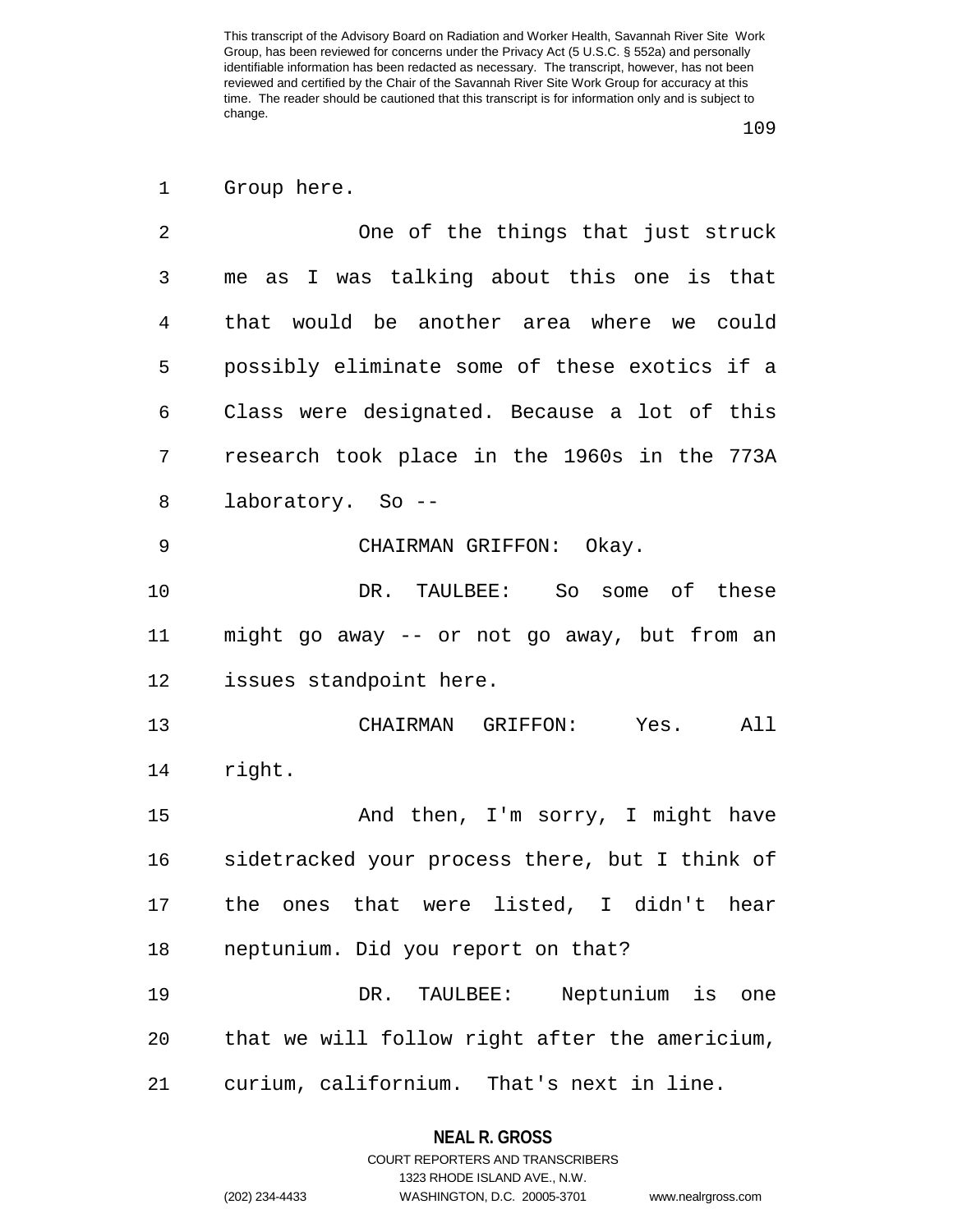Group here.

One of the things that just struck me as I was talking about this one is that that would be another area where we could possibly eliminate some of these exotics if a Class were designated. Because a lot of this research took place in the 1960s in the 773A laboratory. So --

CHAIRMAN GRIFFON: Okay.

DR. TAULBEE: So some of these might go away -- or not go away, but from an issues standpoint here.

CHAIRMAN GRIFFON: Yes. All right.

And then, I'm sorry, I might have sidetracked your process there, but I think of the ones that were listed, I didn't hear neptunium. Did you report on that?

DR. TAULBEE: Neptunium is one that we will follow right after the americium, curium, californium. That's next in line.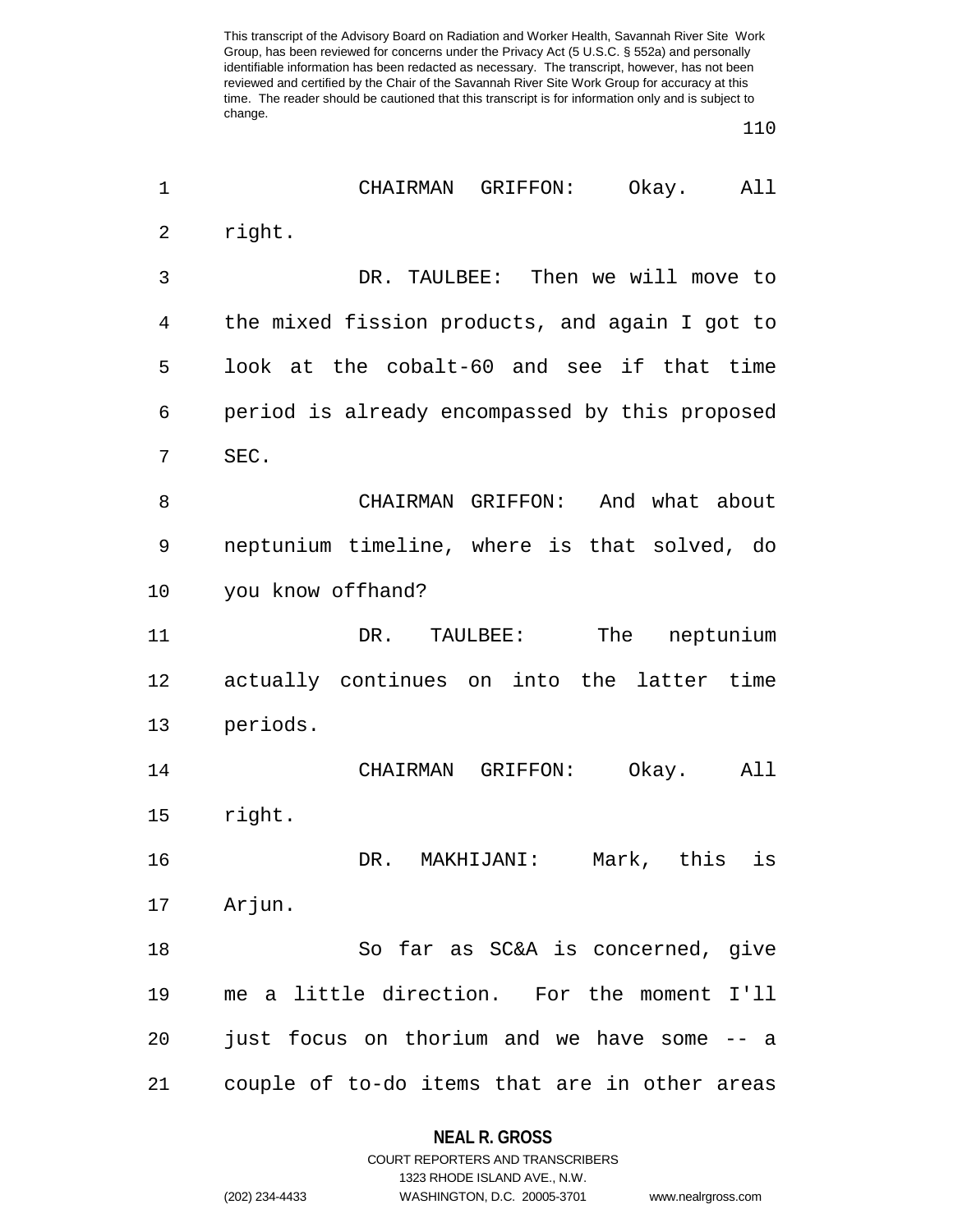CHAIRMAN GRIFFON: Okay. All right.

DR. TAULBEE: Then we will move to the mixed fission products, and again I got to look at the cobalt-60 and see if that time period is already encompassed by this proposed SEC.

CHAIRMAN GRIFFON: And what about neptunium timeline, where is that solved, do you know offhand?

DR. TAULBEE: The neptunium actually continues on into the latter time periods.

CHAIRMAN GRIFFON: Okay. All right.

DR. MAKHIJANI: Mark, this is Arjun.

So far as SC&A is concerned, give me a little direction. For the moment I'll just focus on thorium and we have some -- a couple of to-do items that are in other areas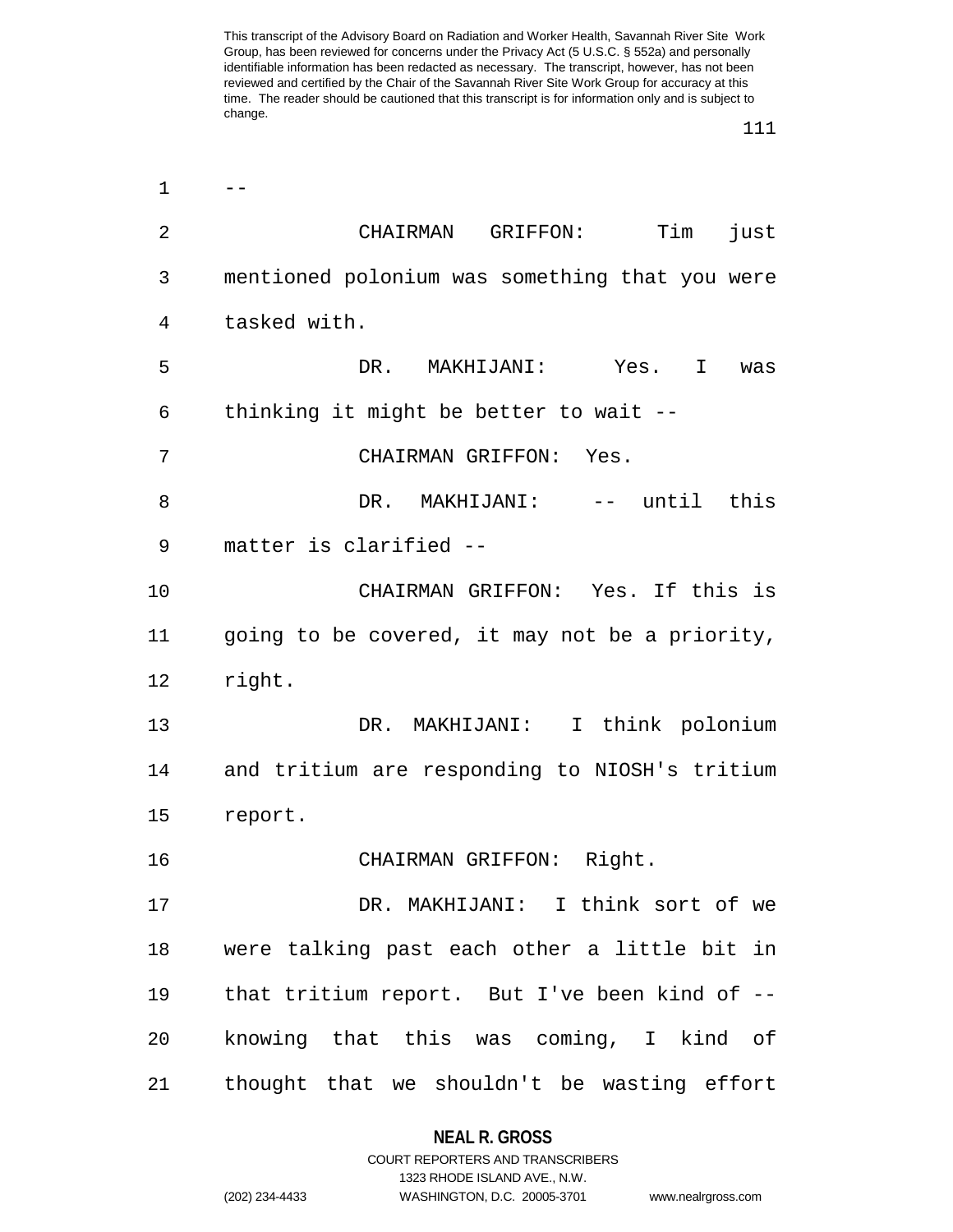--

CHAIRMAN GRIFFON: Tim just mentioned polonium was something that you were tasked with.

DR. MAKHIJANI: Yes. I was thinking it might be better to wait --

CHAIRMAN GRIFFON: Yes.

DR. MAKHIJANI: -- until this matter is clarified --

CHAIRMAN GRIFFON: Yes. If this is going to be covered, it may not be a priority, right.

DR. MAKHIJANI: I think polonium and tritium are responding to NIOSH's tritium report.

CHAIRMAN GRIFFON: Right.

DR. MAKHIJANI: I think sort of we were talking past each other a little bit in that tritium report. But I've been kind of -- knowing that this was coming, I kind of thought that we shouldn't be wasting effort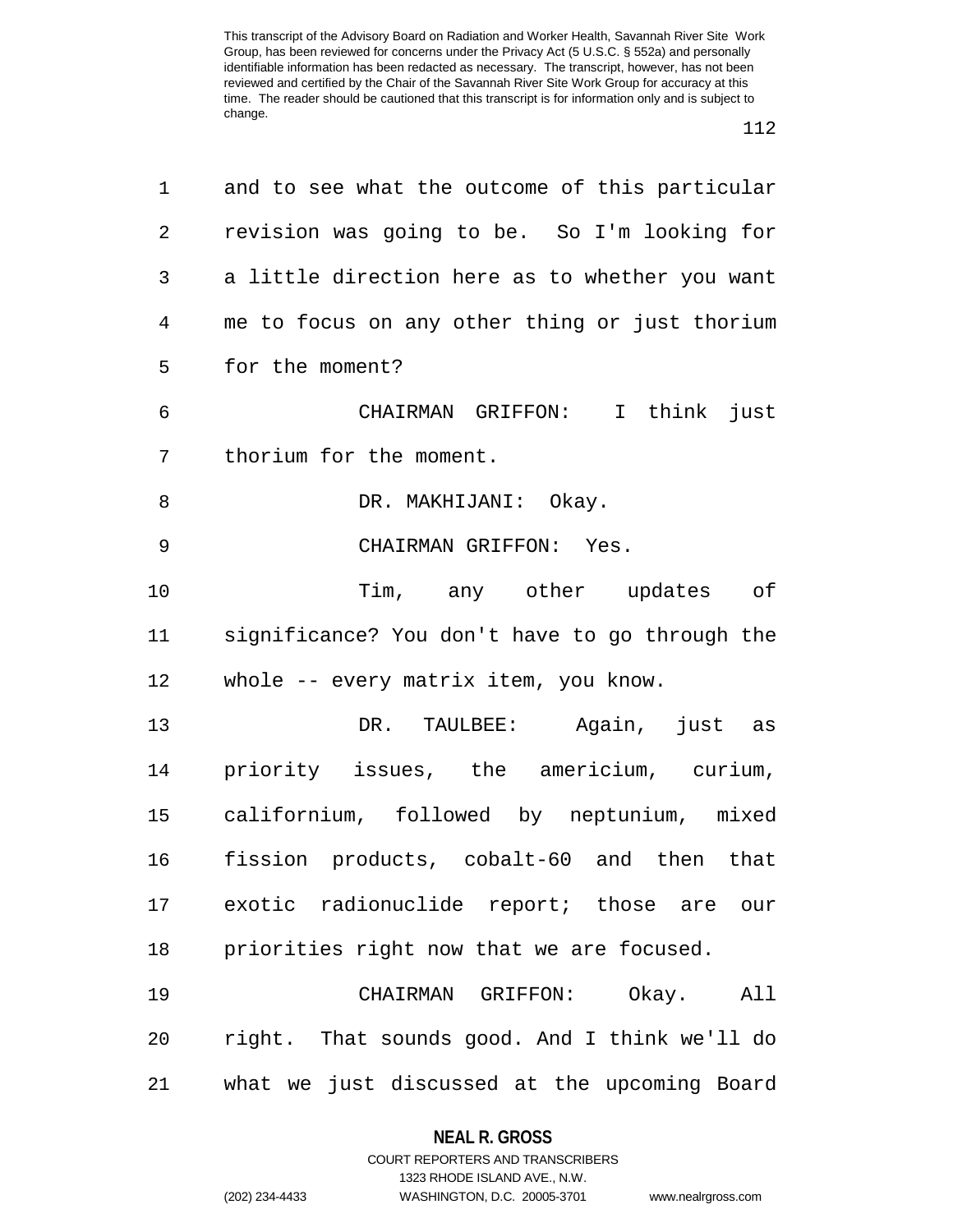and to see what the outcome of this particular revision was going to be. So I'm looking for a little direction here as to whether you want me to focus on any other thing or just thorium for the moment?

CHAIRMAN GRIFFON: I think just thorium for the moment.

DR. MAKHIJANI: Okay.

CHAIRMAN GRIFFON: Yes.

Tim, any other updates of significance? You don't have to go through the whole -- every matrix item, you know.

DR. TAULBEE: Again, just as priority issues, the americium, curium, californium, followed by neptunium, mixed fission products, cobalt-60 and then that exotic radionuclide report; those are our priorities right now that we are focused.

CHAIRMAN GRIFFON: Okay. All right. That sounds good. And I think we'll do what we just discussed at the upcoming Board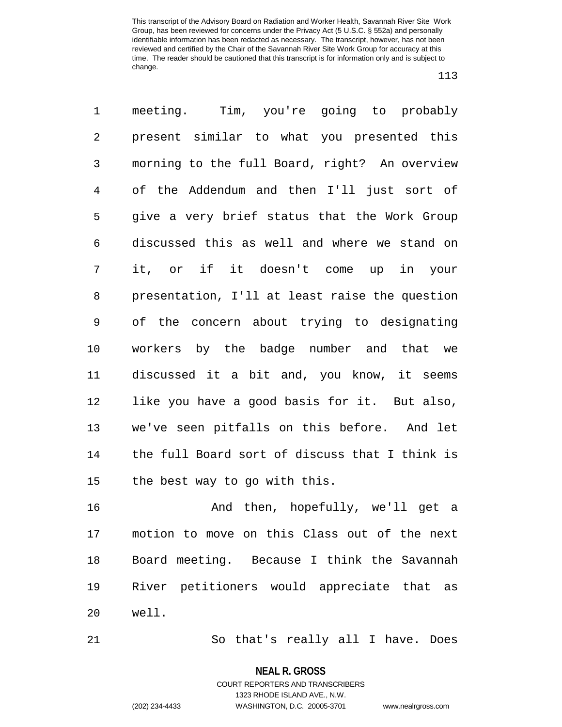meeting. Tim, you're going to probably present similar to what you presented this morning to the full Board, right? An overview of the Addendum and then I'll just sort of give a very brief status that the Work Group discussed this as well and where we stand on it, or if it doesn't come up in your presentation, I'll at least raise the question of the concern about trying to designating workers by the badge number and that we discussed it a bit and, you know, it seems like you have a good basis for it. But also, we've seen pitfalls on this before. And let the full Board sort of discuss that I think is the best way to go with this.

And then, hopefully, we'll get a motion to move on this Class out of the next Board meeting. Because I think the Savannah River petitioners would appreciate that as well.

So that's really all I have. Does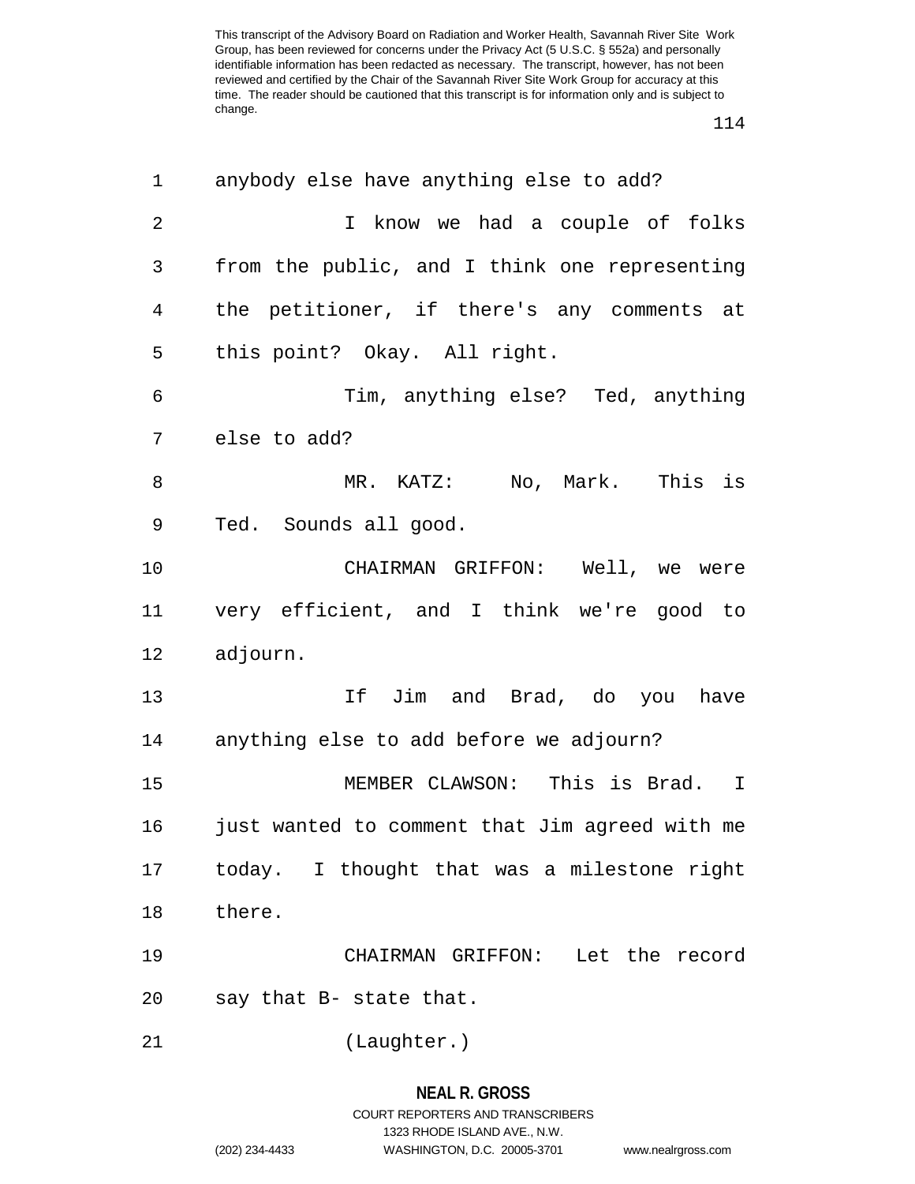anybody else have anything else to add?

I know we had a couple of folks from the public, and I think one representing the petitioner, if there's any comments at this point? Okay. All right.

Tim, anything else? Ted, anything else to add?

MR. KATZ: No, Mark. This is Ted. Sounds all good.

CHAIRMAN GRIFFON: Well, we were very efficient, and I think we're good to adjourn.

If Jim and Brad, do you have anything else to add before we adjourn?

MEMBER CLAWSON: This is Brad. I just wanted to comment that Jim agreed with me today. I thought that was a milestone right there.

CHAIRMAN GRIFFON: Let the record say that B- state that.

(Laughter.)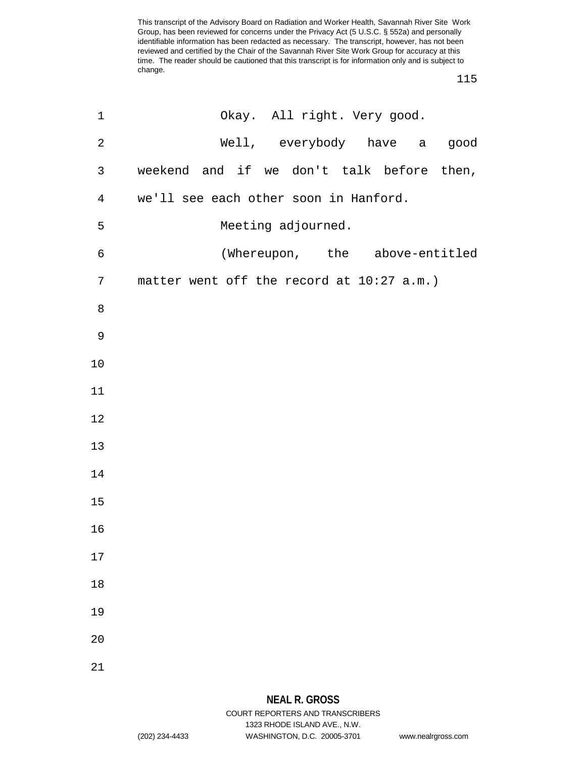Okay. All right. Very good.

Well, everybody have a good weekend and if we don't talk before then, we'll see each other soon in Hanford.

Meeting adjourned.

(Whereupon, the above-entitled matter went off the record at 10:27 a.m.)